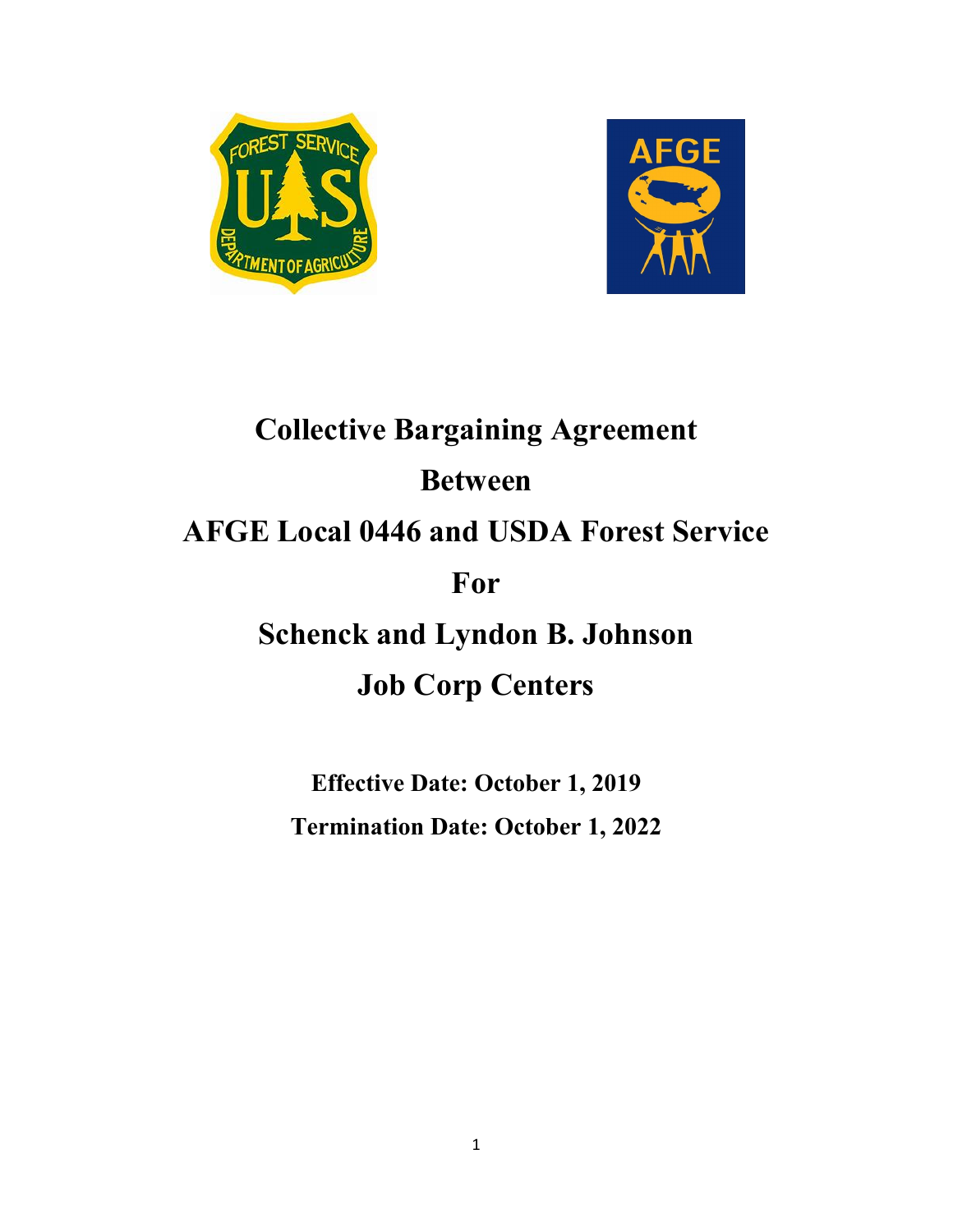# Collective Bargaining Agreement

# Between

# AFGE Local 0446 and USDA Forest Service

# For

# Schenck and Lyndon B. Johnson

# Job Corp Centers

**Effective Date: October 1, 2019**

**Termination Date: October 1, 2022**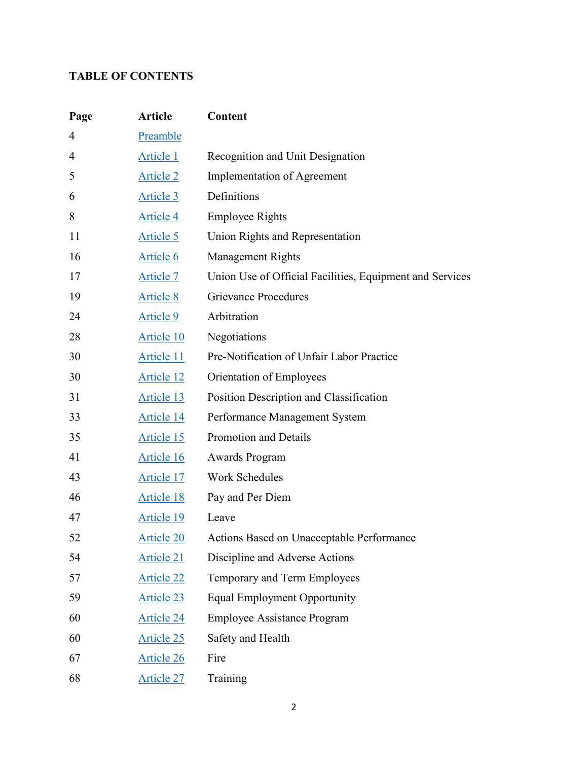**TABLE OF CONTENTS**

| Page | Article | Content |
|---|---|---|
| 4 | Preamble | |
| 4 | Article 1 | Recognition and Unit Designation |
| 5 | Article 2 | Implementation of Agreement |
| 6 | Article 3 | Definitions |
| 8 | Article 4 | Employee Rights |
| 11 | Article 5 | Union Rights and Representation |
| 16 | Article 6 | Management Rights |
| 17 | Article 7 | Union Use of Official Facilities, Equipment and Services |
| 19 | Article 8 | Grievance Procedures |
| 24 | Article 9 | Arbitration |
| 28 | Article 10 | Negotiations |
| 30 | Article 11 | Pre-Notification of Unfair Labor Practice |
| 30 | Article 12 | Orientation of Employees |
| 31 | Article 13 | Position Description and Classification |
| 33 | Article 14 | Performance Management System |
| 35 | Article 15 | Promotion and Details |
| 41 | Article 16 | Awards Program |
| 43 | Article 17 | Work Schedules |
| 46 | Article 18 | Pay and Per Diem |
| 47 | Article 19 | Leave |
| 52 | Article 20 | Actions Based on Unacceptable Performance |
| 54 | Article 21 | Discipline and Adverse Actions |
| 57 | Article 22 | Temporary and Term Employees |
| 59 | Article 23 | Equal Employment Opportunity |
| 60 | Article 24 | Employee Assistance Program |
| 60 | Article 25 | Safety and Health |
| 67 | Article 26 | Fire |
| 68 | Article 27 | Training |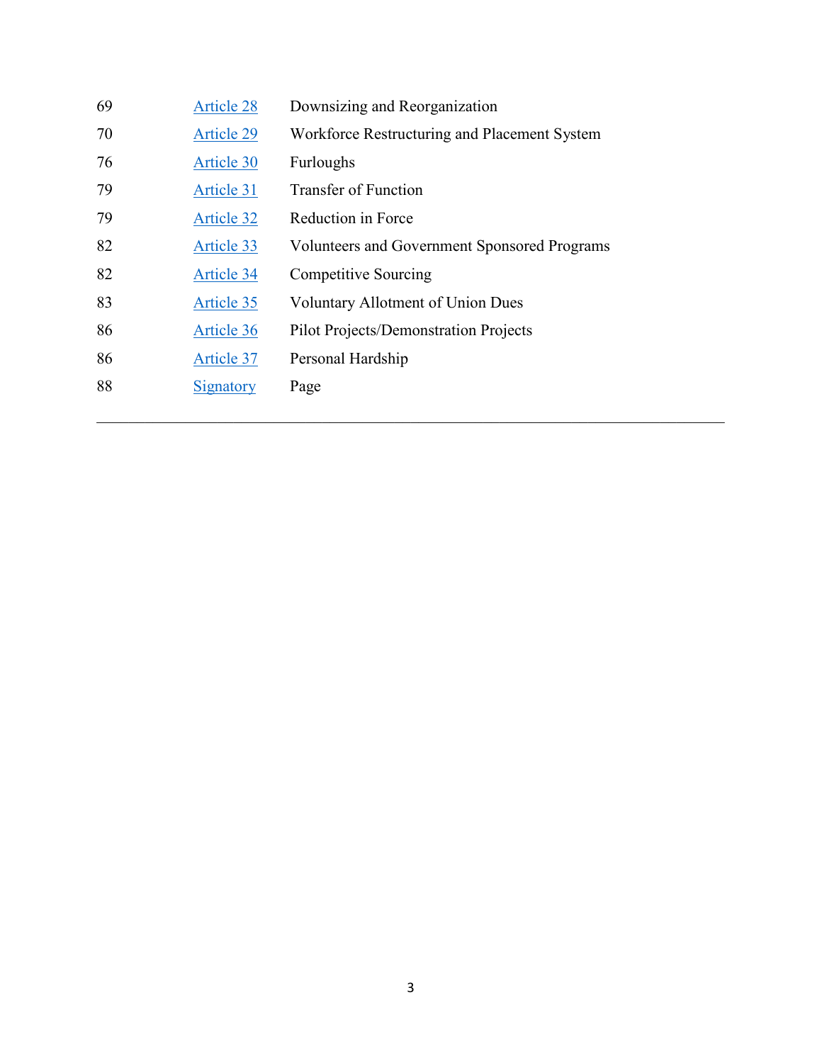| | | |
|---|---|---|
| 69 | Article 28 | Downsizing and Reorganization |
| 70 | Article 29 | Workforce Restructuring and Placement System |
| 76 | Article 30 | Furloughs |
| 79 | Article 31 | Transfer of Function |
| 79 | Article 32 | Reduction in Force |
| 82 | Article 33 | Volunteers and Government Sponsored Programs |
| 82 | Article 34 | Competitive Sourcing |
| 83 | Article 35 | Voluntary Allotment of Union Dues |
| 86 | Article 36 | Pilot Projects/Demonstration Projects |
| 86 | Article 37 | Personal Hardship |
| 88 | Signatory | Page |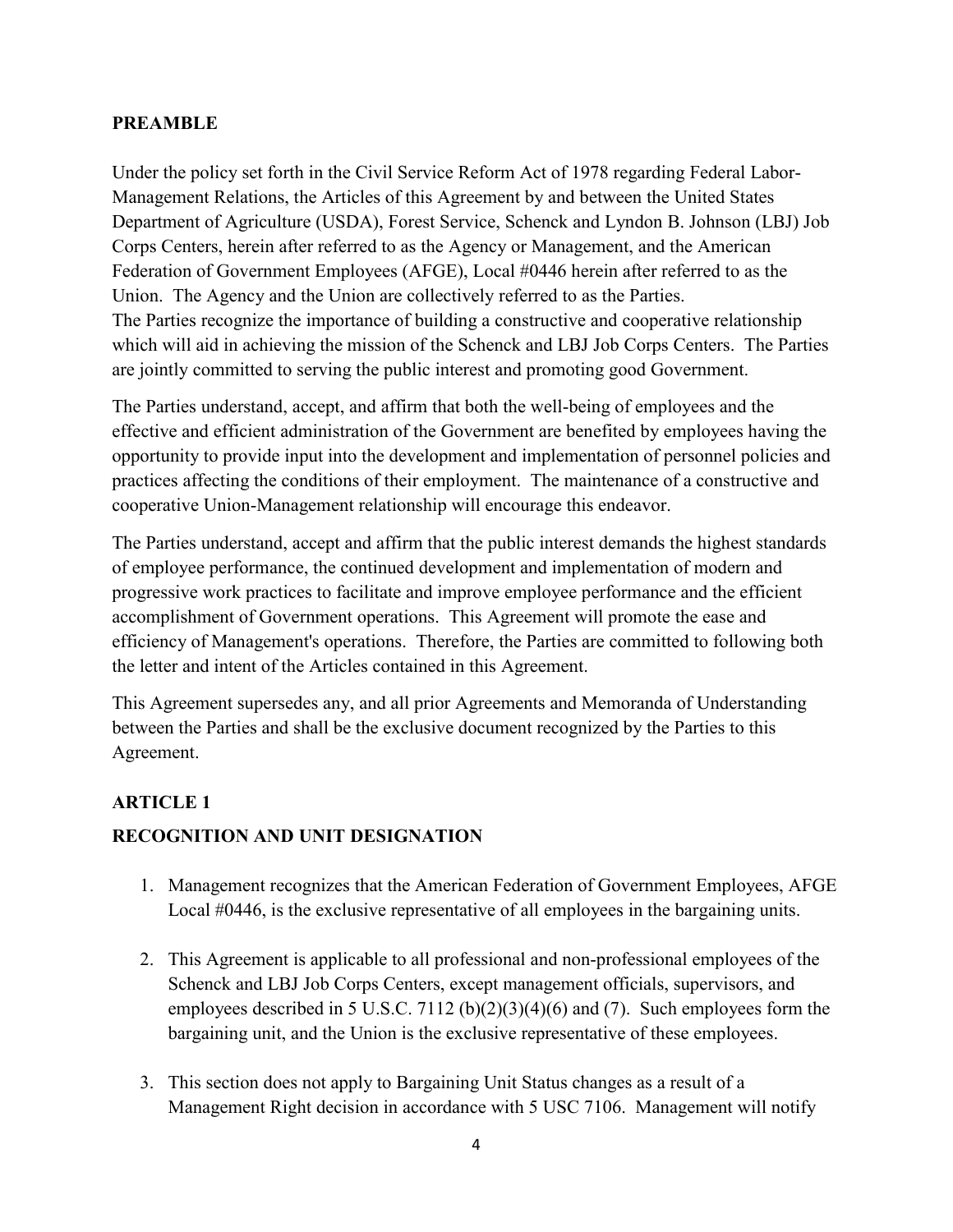## PREAMBLE

Under the policy set forth in the Civil Service Reform Act of 1978 regarding Federal Labor-Management Relations, the Articles of this Agreement by and between the United States Department of Agriculture (USDA), Forest Service, Schenck and Lyndon B. Johnson (LBJ) Job Corps Centers, herein after referred to as the Agency or Management, and the American Federation of Government Employees (AFGE), Local #0446 herein after referred to as the Union. The Agency and the Union are collectively referred to as the Parties.
The Parties recognize the importance of building a constructive and cooperative relationship which will aid in achieving the mission of the Schenck and LBJ Job Corps Centers. The Parties are jointly committed to serving the public interest and promoting good Government.

The Parties understand, accept, and affirm that both the well-being of employees and the effective and efficient administration of the Government are benefited by employees having the opportunity to provide input into the development and implementation of personnel policies and practices affecting the conditions of their employment. The maintenance of a constructive and cooperative Union-Management relationship will encourage this endeavor.

The Parties understand, accept and affirm that the public interest demands the highest standards of employee performance, the continued development and implementation of modern and progressive work practices to facilitate and improve employee performance and the efficient accomplishment of Government operations. This Agreement will promote the ease and efficiency of Management's operations. Therefore, the Parties are committed to following both the letter and intent of the Articles contained in this Agreement.

This Agreement supersedes any, and all prior Agreements and Memoranda of Understanding between the Parties and shall be the exclusive document recognized by the Parties to this Agreement.

## ARTICLE 1

## RECOGNITION AND UNIT DESIGNATION

1. Management recognizes that the American Federation of Government Employees, AFGE Local #0446, is the exclusive representative of all employees in the bargaining units.

2. This Agreement is applicable to all professional and non-professional employees of the Schenck and LBJ Job Corps Centers, except management officials, supervisors, and employees described in 5 U.S.C. 7112 (b)(2)(3)(4)(6) and (7). Such employees form the bargaining unit, and the Union is the exclusive representative of these employees.

3. This section does not apply to Bargaining Unit Status changes as a result of a Management Right decision in accordance with 5 USC 7106. Management will notify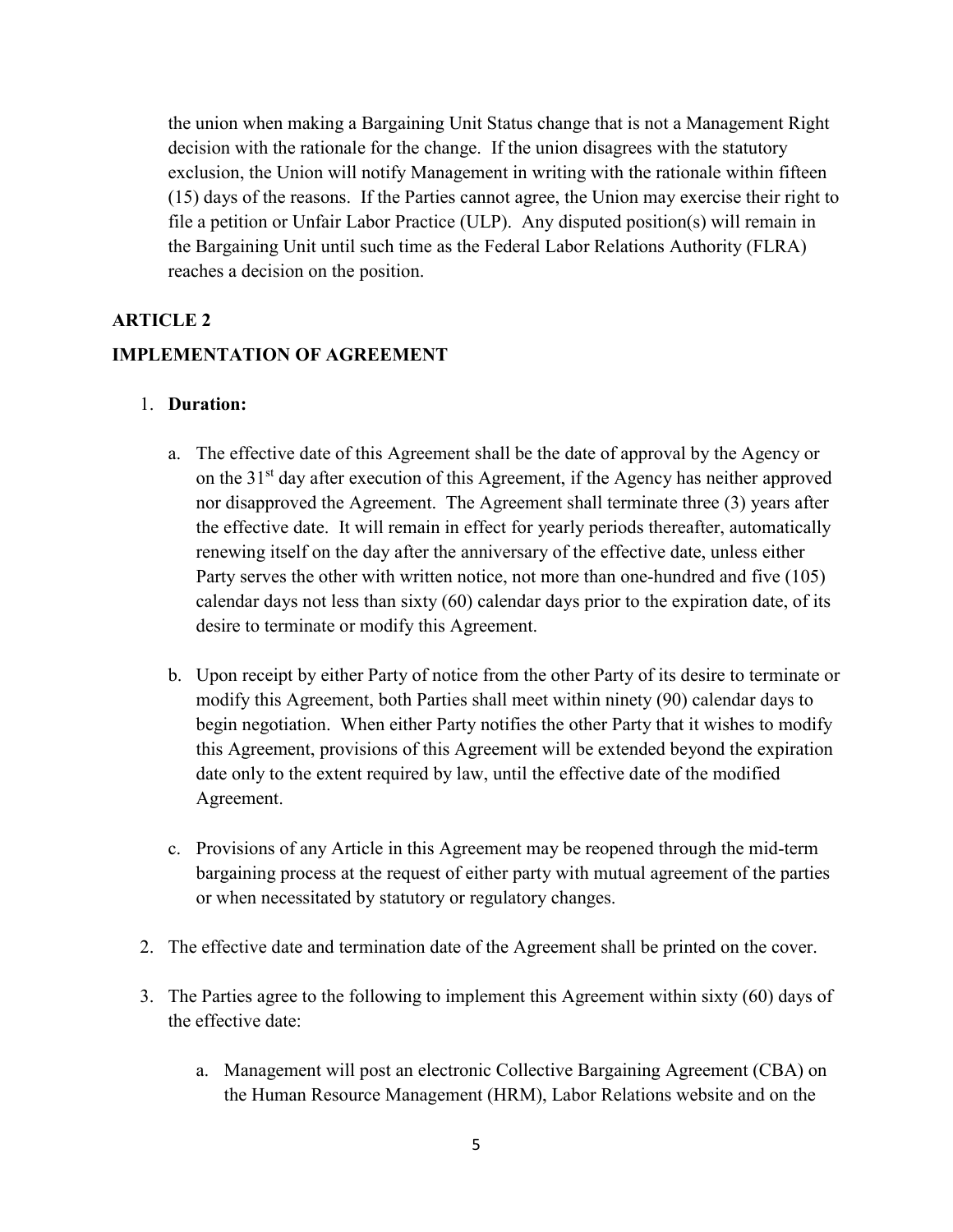the union when making a Bargaining Unit Status change that is not a Management Right decision with the rationale for the change. If the union disagrees with the statutory exclusion, the Union will notify Management in writing with the rationale within fifteen (15) days of the reasons. If the Parties cannot agree, the Union may exercise their right to file a petition or Unfair Labor Practice (ULP). Any disputed position(s) will remain in the Bargaining Unit until such time as the Federal Labor Relations Authority (FLRA) reaches a decision on the position.

## ARTICLE 2

## IMPLEMENTATION OF AGREEMENT

1. **Duration:**

    a. The effective date of this Agreement shall be the date of approval by the Agency or on the 31st day after execution of this Agreement, if the Agency has neither approved nor disapproved the Agreement. The Agreement shall terminate three (3) years after the effective date. It will remain in effect for yearly periods thereafter, automatically renewing itself on the day after the anniversary of the effective date, unless either Party serves the other with written notice, not more than one-hundred and five (105) calendar days not less than sixty (60) calendar days prior to the expiration date, of its desire to terminate or modify this Agreement.

    b. Upon receipt by either Party of notice from the other Party of its desire to terminate or modify this Agreement, both Parties shall meet within ninety (90) calendar days to begin negotiation. When either Party notifies the other Party that it wishes to modify this Agreement, provisions of this Agreement will be extended beyond the expiration date only to the extent required by law, until the effective date of the modified Agreement.

    c. Provisions of any Article in this Agreement may be reopened through the mid-term bargaining process at the request of either party with mutual agreement of the parties or when necessitated by statutory or regulatory changes.

2. The effective date and termination date of the Agreement shall be printed on the cover.

3. The Parties agree to the following to implement this Agreement within sixty (60) days of the effective date:

    a. Management will post an electronic Collective Bargaining Agreement (CBA) on the Human Resource Management (HRM), Labor Relations website and on the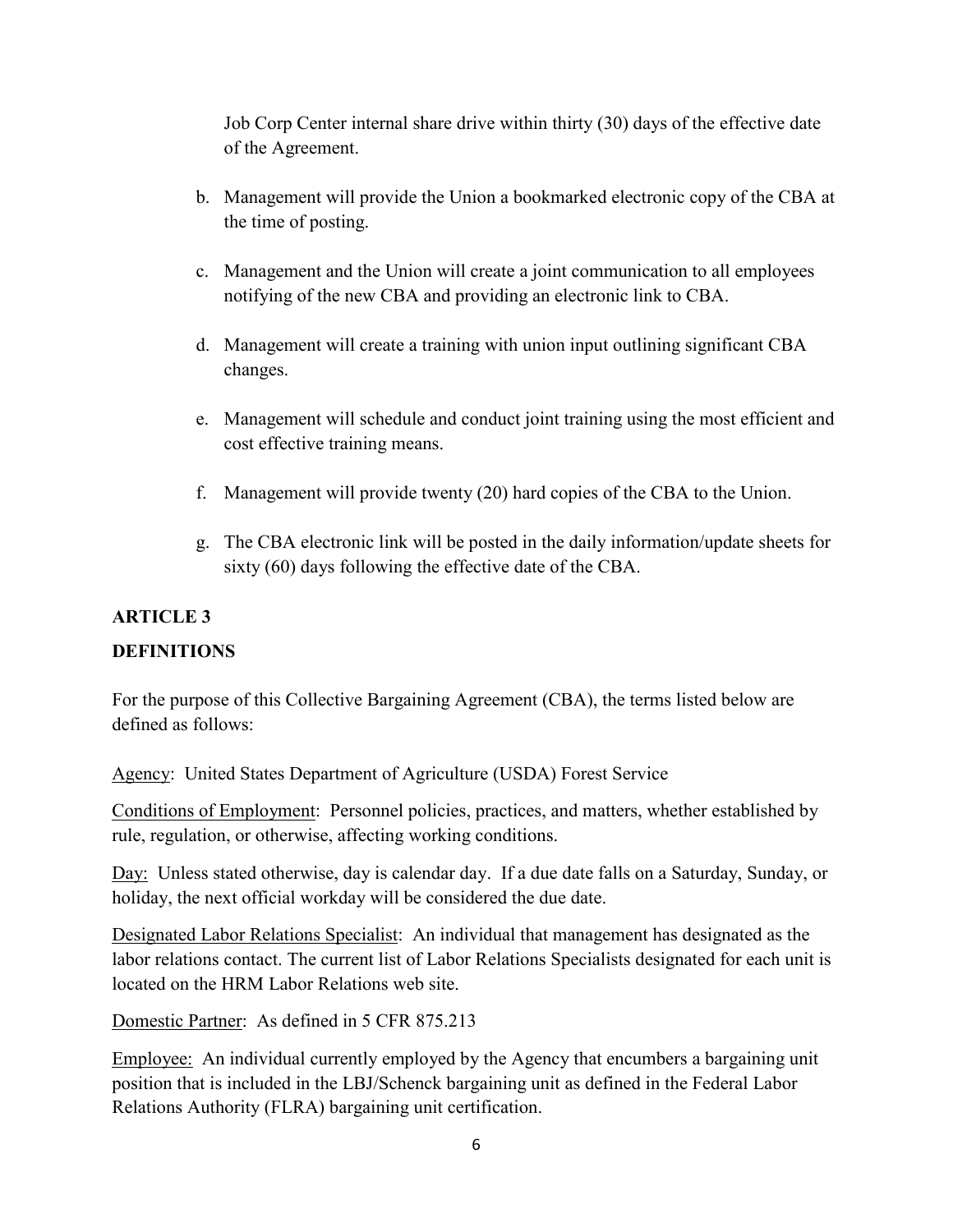Job Corp Center internal share drive within thirty (30) days of the effective date of the Agreement.

b. Management will provide the Union a bookmarked electronic copy of the CBA at the time of posting.

c. Management and the Union will create a joint communication to all employees notifying of the new CBA and providing an electronic link to CBA.

d. Management will create a training with union input outlining significant CBA changes.

e. Management will schedule and conduct joint training using the most efficient and cost effective training means.

f. Management will provide twenty (20) hard copies of the CBA to the Union.

g. The CBA electronic link will be posted in the daily information/update sheets for sixty (60) days following the effective date of the CBA.

## ARTICLE 3

## DEFINITIONS

For the purpose of this Collective Bargaining Agreement (CBA), the terms listed below are defined as follows:

Agency: United States Department of Agriculture (USDA) Forest Service

Conditions of Employment: Personnel policies, practices, and matters, whether established by rule, regulation, or otherwise, affecting working conditions.

Day: Unless stated otherwise, day is calendar day. If a due date falls on a Saturday, Sunday, or holiday, the next official workday will be considered the due date.

Designated Labor Relations Specialist: An individual that management has designated as the labor relations contact. The current list of Labor Relations Specialists designated for each unit is located on the HRM Labor Relations web site.

Domestic Partner: As defined in 5 CFR 875.213

Employee: An individual currently employed by the Agency that encumbers a bargaining unit position that is included in the LBJ/Schenck bargaining unit as defined in the Federal Labor Relations Authority (FLRA) bargaining unit certification.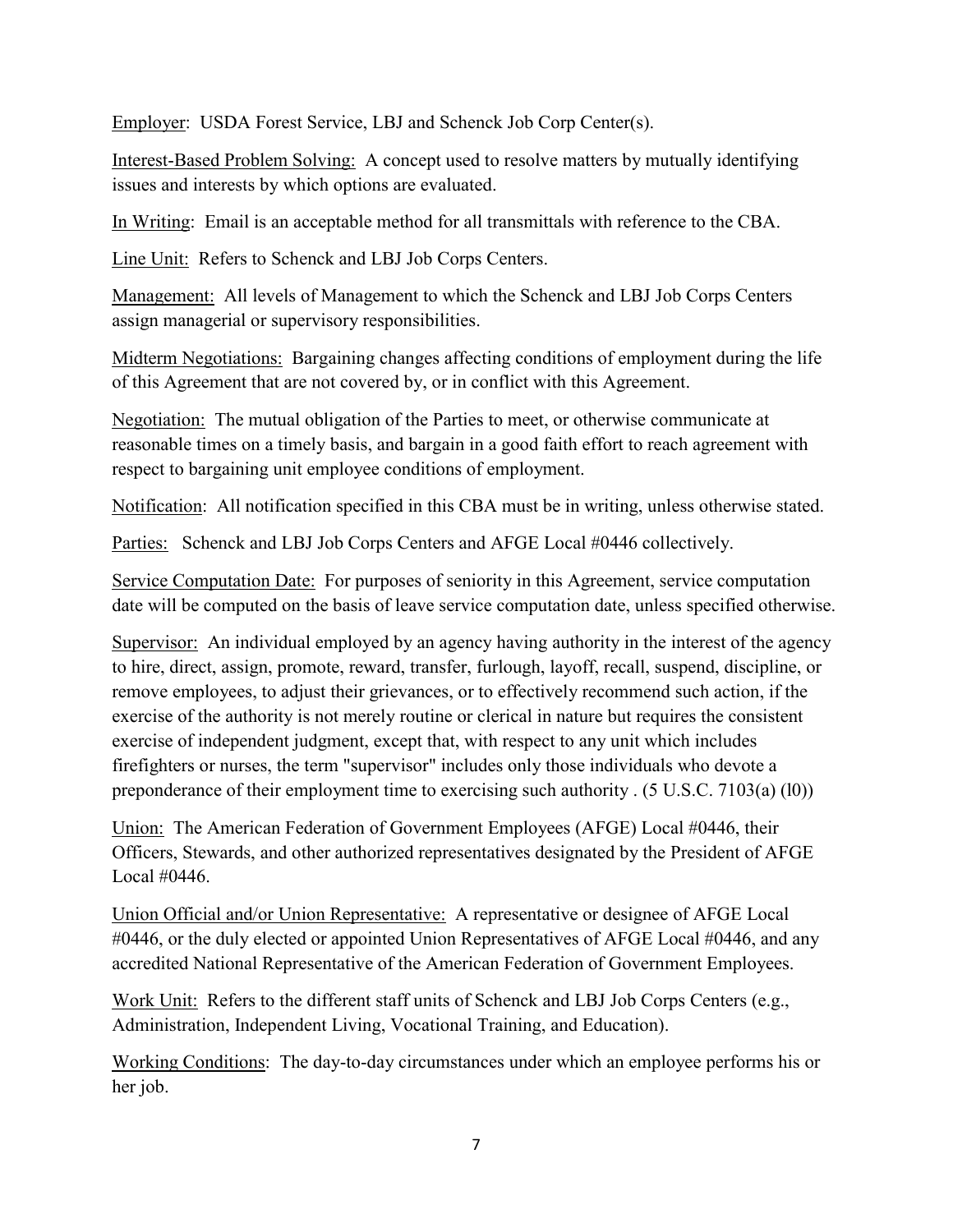Employer: USDA Forest Service, LBJ and Schenck Job Corp Center(s).

Interest-Based Problem Solving: A concept used to resolve matters by mutually identifying issues and interests by which options are evaluated.

In Writing: Email is an acceptable method for all transmittals with reference to the CBA.

Line Unit: Refers to Schenck and LBJ Job Corps Centers.

Management: All levels of Management to which the Schenck and LBJ Job Corps Centers assign managerial or supervisory responsibilities.

Midterm Negotiations: Bargaining changes affecting conditions of employment during the life of this Agreement that are not covered by, or in conflict with this Agreement.

Negotiation: The mutual obligation of the Parties to meet, or otherwise communicate at reasonable times on a timely basis, and bargain in a good faith effort to reach agreement with respect to bargaining unit employee conditions of employment.

Notification: All notification specified in this CBA must be in writing, unless otherwise stated.

Parties: Schenck and LBJ Job Corps Centers and AFGE Local #0446 collectively.

Service Computation Date: For purposes of seniority in this Agreement, service computation date will be computed on the basis of leave service computation date, unless specified otherwise.

Supervisor: An individual employed by an agency having authority in the interest of the agency to hire, direct, assign, promote, reward, transfer, furlough, layoff, recall, suspend, discipline, or remove employees, to adjust their grievances, or to effectively recommend such action, if the exercise of the authority is not merely routine or clerical in nature but requires the consistent exercise of independent judgment, except that, with respect to any unit which includes firefighters or nurses, the term "supervisor" includes only those individuals who devote a preponderance of their employment time to exercising such authority . (5 U.S.C. 7103(a) (l0))

Union: The American Federation of Government Employees (AFGE) Local #0446, their Officers, Stewards, and other authorized representatives designated by the President of AFGE Local #0446.

Union Official and/or Union Representative: A representative or designee of AFGE Local #0446, or the duly elected or appointed Union Representatives of AFGE Local #0446, and any accredited National Representative of the American Federation of Government Employees.

Work Unit: Refers to the different staff units of Schenck and LBJ Job Corps Centers (e.g., Administration, Independent Living, Vocational Training, and Education).

Working Conditions: The day-to-day circumstances under which an employee performs his or her job.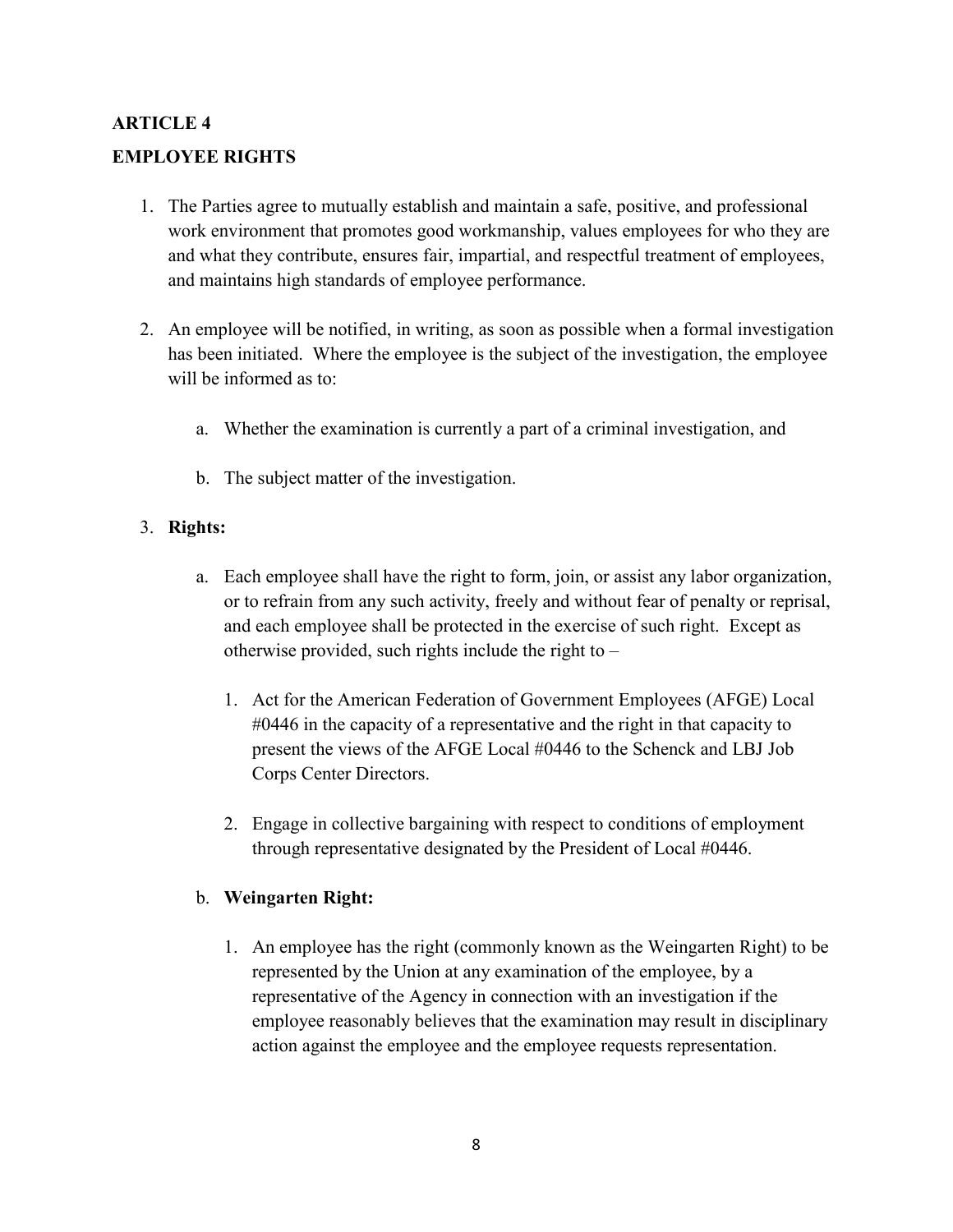**ARTICLE 4**

**EMPLOYEE RIGHTS**

1. The Parties agree to mutually establish and maintain a safe, positive, and professional work environment that promotes good workmanship, values employees for who they are and what they contribute, ensures fair, impartial, and respectful treatment of employees, and maintains high standards of employee performance.

2. An employee will be notified, in writing, as soon as possible when a formal investigation has been initiated. Where the employee is the subject of the investigation, the employee will be informed as to:

    a. Whether the examination is currently a part of a criminal investigation, and

    b. The subject matter of the investigation.

3. **Rights:**

    a. Each employee shall have the right to form, join, or assist any labor organization, or to refrain from any such activity, freely and without fear of penalty or reprisal, and each employee shall be protected in the exercise of such right. Except as otherwise provided, such rights include the right to –

        1. Act for the American Federation of Government Employees (AFGE) Local #0446 in the capacity of a representative and the right in that capacity to present the views of the AFGE Local #0446 to the Schenck and LBJ Job Corps Center Directors.

        2. Engage in collective bargaining with respect to conditions of employment through representative designated by the President of Local #0446.

    b. **Weingarten Right:**

        1. An employee has the right (commonly known as the Weingarten Right) to be represented by the Union at any examination of the employee, by a representative of the Agency in connection with an investigation if the employee reasonably believes that the examination may result in disciplinary action against the employee and the employee requests representation.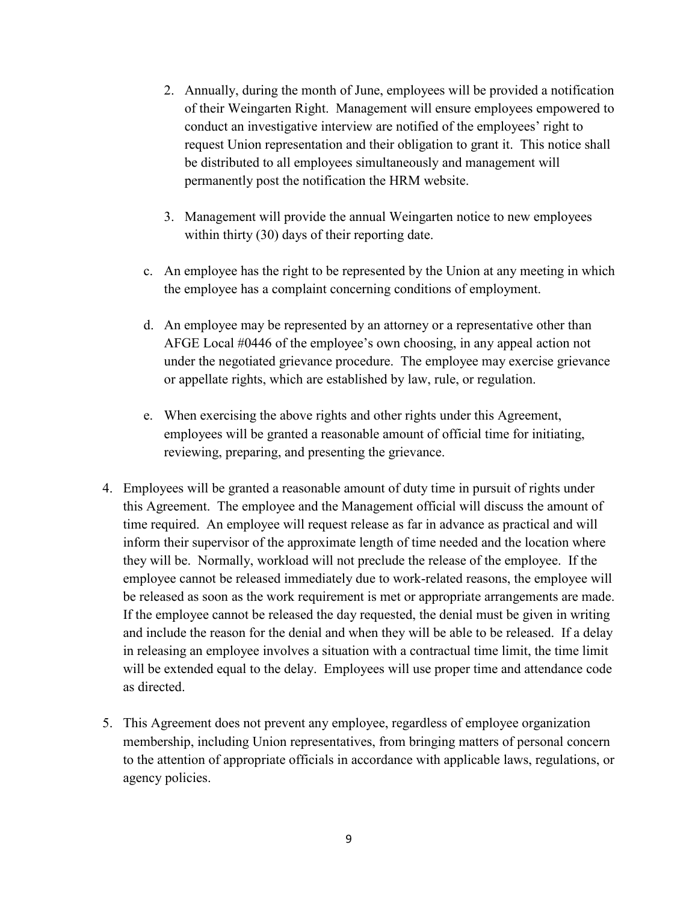2. Annually, during the month of June, employees will be provided a notification of their Weingarten Right. Management will ensure employees empowered to conduct an investigative interview are notified of the employees' right to request Union representation and their obligation to grant it. This notice shall be distributed to all employees simultaneously and management will permanently post the notification the HRM website.

   3. Management will provide the annual Weingarten notice to new employees within thirty (30) days of their reporting date.

   c. An employee has the right to be represented by the Union at any meeting in which the employee has a complaint concerning conditions of employment.

   d. An employee may be represented by an attorney or a representative other than AFGE Local #0446 of the employee's own choosing, in any appeal action not under the negotiated grievance procedure. The employee may exercise grievance or appellate rights, which are established by law, rule, or regulation.

   e. When exercising the above rights and other rights under this Agreement, employees will be granted a reasonable amount of official time for initiating, reviewing, preparing, and presenting the grievance.

4. Employees will be granted a reasonable amount of duty time in pursuit of rights under this Agreement. The employee and the Management official will discuss the amount of time required. An employee will request release as far in advance as practical and will inform their supervisor of the approximate length of time needed and the location where they will be. Normally, workload will not preclude the release of the employee. If the employee cannot be released immediately due to work-related reasons, the employee will be released as soon as the work requirement is met or appropriate arrangements are made. If the employee cannot be released the day requested, the denial must be given in writing and include the reason for the denial and when they will be able to be released. If a delay in releasing an employee involves a situation with a contractual time limit, the time limit will be extended equal to the delay. Employees will use proper time and attendance code as directed.

5. This Agreement does not prevent any employee, regardless of employee organization membership, including Union representatives, from bringing matters of personal concern to the attention of appropriate officials in accordance with applicable laws, regulations, or agency policies.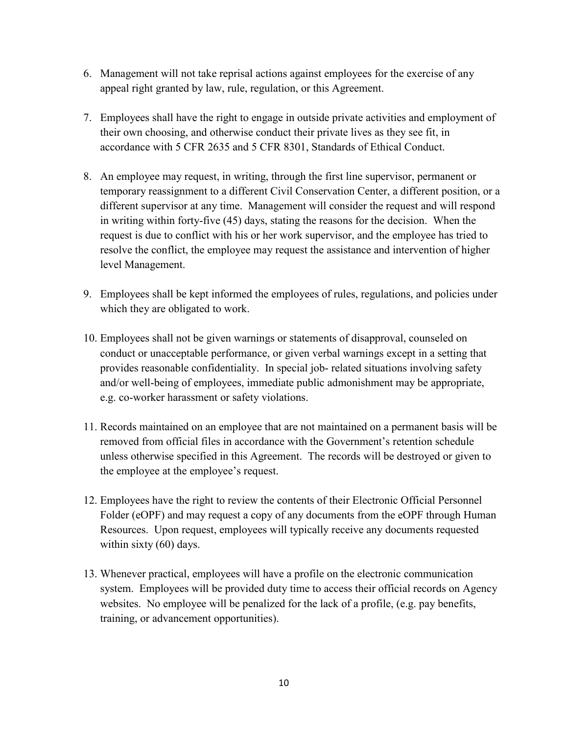6. Management will not take reprisal actions against employees for the exercise of any appeal right granted by law, rule, regulation, or this Agreement.

7. Employees shall have the right to engage in outside private activities and employment of their own choosing, and otherwise conduct their private lives as they see fit, in accordance with 5 CFR 2635 and 5 CFR 8301, Standards of Ethical Conduct.

8. An employee may request, in writing, through the first line supervisor, permanent or temporary reassignment to a different Civil Conservation Center, a different position, or a different supervisor at any time. Management will consider the request and will respond in writing within forty-five (45) days, stating the reasons for the decision. When the request is due to conflict with his or her work supervisor, and the employee has tried to resolve the conflict, the employee may request the assistance and intervention of higher level Management.

9. Employees shall be kept informed the employees of rules, regulations, and policies under which they are obligated to work.

10. Employees shall not be given warnings or statements of disapproval, counseled on conduct or unacceptable performance, or given verbal warnings except in a setting that provides reasonable confidentiality. In special job- related situations involving safety and/or well-being of employees, immediate public admonishment may be appropriate, e.g. co-worker harassment or safety violations.

11. Records maintained on an employee that are not maintained on a permanent basis will be removed from official files in accordance with the Government's retention schedule unless otherwise specified in this Agreement. The records will be destroyed or given to the employee at the employee's request.

12. Employees have the right to review the contents of their Electronic Official Personnel Folder (eOPF) and may request a copy of any documents from the eOPF through Human Resources. Upon request, employees will typically receive any documents requested within sixty (60) days.

13. Whenever practical, employees will have a profile on the electronic communication system. Employees will be provided duty time to access their official records on Agency websites. No employee will be penalized for the lack of a profile, (e.g. pay benefits, training, or advancement opportunities).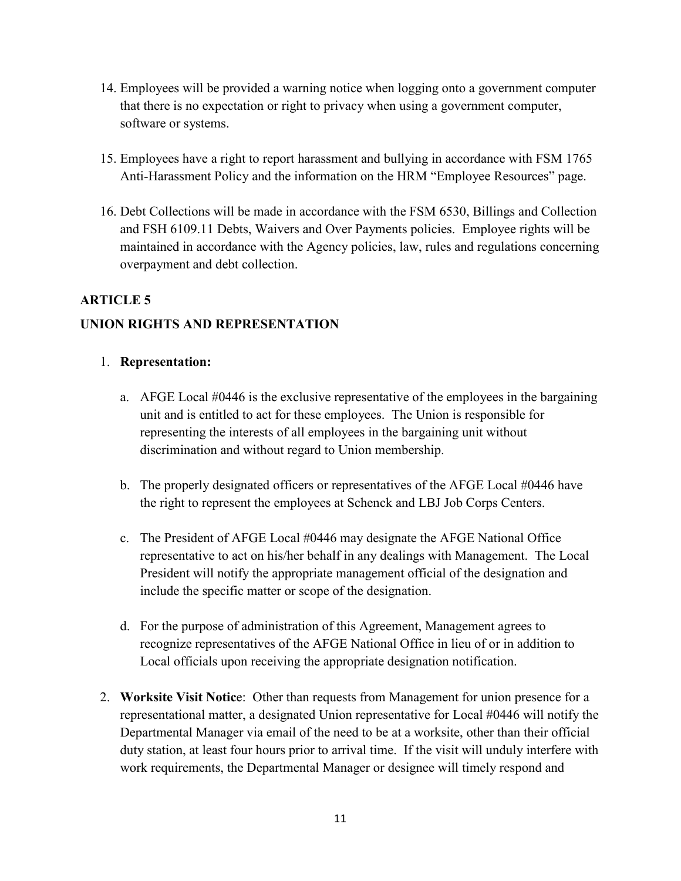14. Employees will be provided a warning notice when logging onto a government computer that there is no expectation or right to privacy when using a government computer, software or systems.

15. Employees have a right to report harassment and bullying in accordance with FSM 1765 Anti-Harassment Policy and the information on the HRM "Employee Resources" page.

16. Debt Collections will be made in accordance with the FSM 6530, Billings and Collection and FSH 6109.11 Debts, Waivers and Over Payments policies. Employee rights will be maintained in accordance with the Agency policies, law, rules and regulations concerning overpayment and debt collection.

## ARTICLE 5

## UNION RIGHTS AND REPRESENTATION

1. **Representation:**

   a. AFGE Local #0446 is the exclusive representative of the employees in the bargaining unit and is entitled to act for these employees. The Union is responsible for representing the interests of all employees in the bargaining unit without discrimination and without regard to Union membership.

   b. The properly designated officers or representatives of the AFGE Local #0446 have the right to represent the employees at Schenck and LBJ Job Corps Centers.

   c. The President of AFGE Local #0446 may designate the AFGE National Office representative to act on his/her behalf in any dealings with Management. The Local President will notify the appropriate management official of the designation and include the specific matter or scope of the designation.

   d. For the purpose of administration of this Agreement, Management agrees to recognize representatives of the AFGE National Office in lieu of or in addition to Local officials upon receiving the appropriate designation notification.

2. **Worksite Visit Notice**: Other than requests from Management for union presence for a representational matter, a designated Union representative for Local #0446 will notify the Departmental Manager via email of the need to be at a worksite, other than their official duty station, at least four hours prior to arrival time. If the visit will unduly interfere with work requirements, the Departmental Manager or designee will timely respond and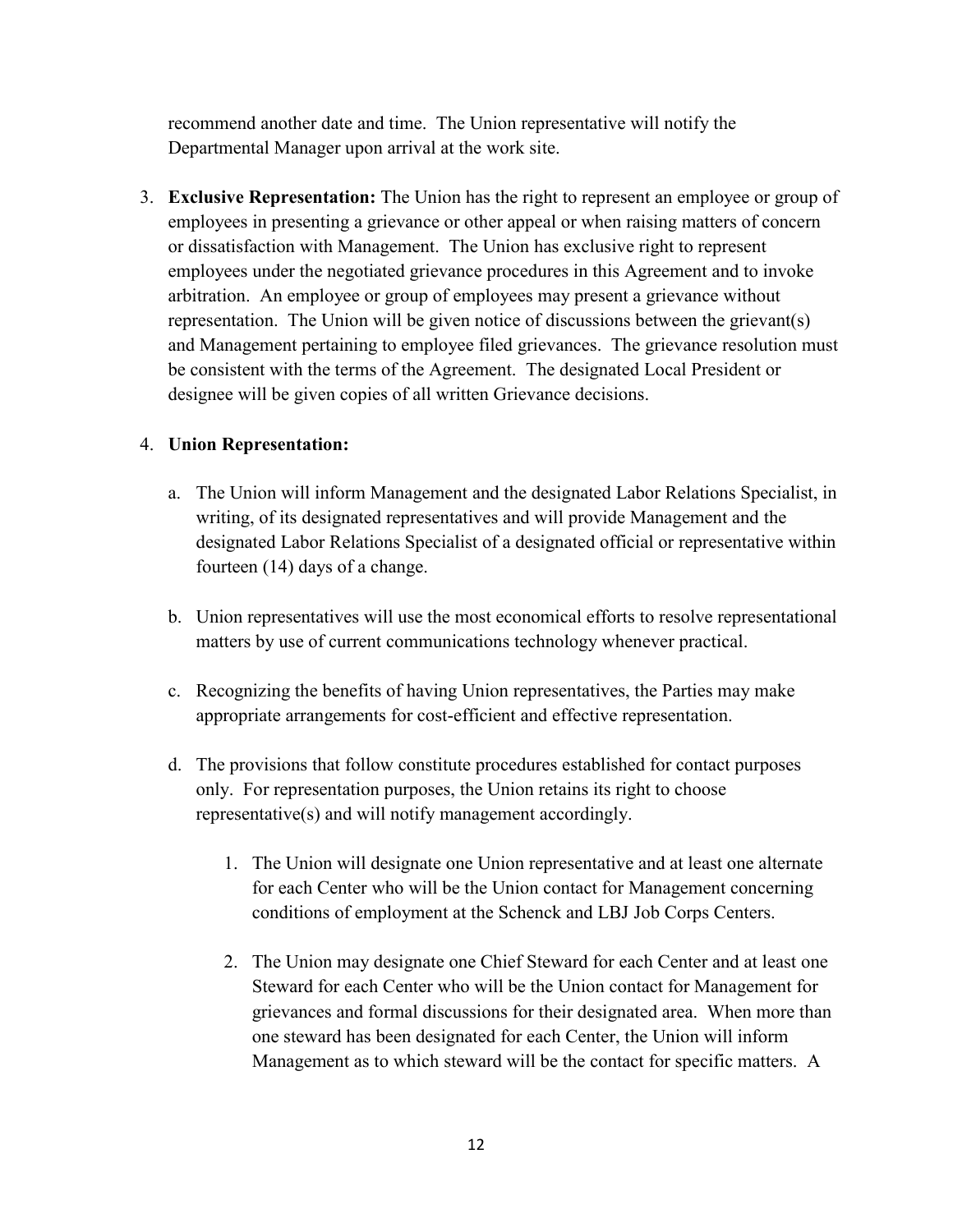recommend another date and time. The Union representative will notify the Departmental Manager upon arrival at the work site.

3. **Exclusive Representation:** The Union has the right to represent an employee or group of employees in presenting a grievance or other appeal or when raising matters of concern or dissatisfaction with Management. The Union has exclusive right to represent employees under the negotiated grievance procedures in this Agreement and to invoke arbitration. An employee or group of employees may present a grievance without representation. The Union will be given notice of discussions between the grievant(s) and Management pertaining to employee filed grievances. The grievance resolution must be consistent with the terms of the Agreement. The designated Local President or designee will be given copies of all written Grievance decisions.

4. **Union Representation:**

   a. The Union will inform Management and the designated Labor Relations Specialist, in writing, of its designated representatives and will provide Management and the designated Labor Relations Specialist of a designated official or representative within fourteen (14) days of a change.

   b. Union representatives will use the most economical efforts to resolve representational matters by use of current communications technology whenever practical.

   c. Recognizing the benefits of having Union representatives, the Parties may make appropriate arrangements for cost-efficient and effective representation.

   d. The provisions that follow constitute procedures established for contact purposes only. For representation purposes, the Union retains its right to choose representative(s) and will notify management accordingly.

      1. The Union will designate one Union representative and at least one alternate for each Center who will be the Union contact for Management concerning conditions of employment at the Schenck and LBJ Job Corps Centers.

      2. The Union may designate one Chief Steward for each Center and at least one Steward for each Center who will be the Union contact for Management for grievances and formal discussions for their designated area. When more than one steward has been designated for each Center, the Union will inform Management as to which steward will be the contact for specific matters. A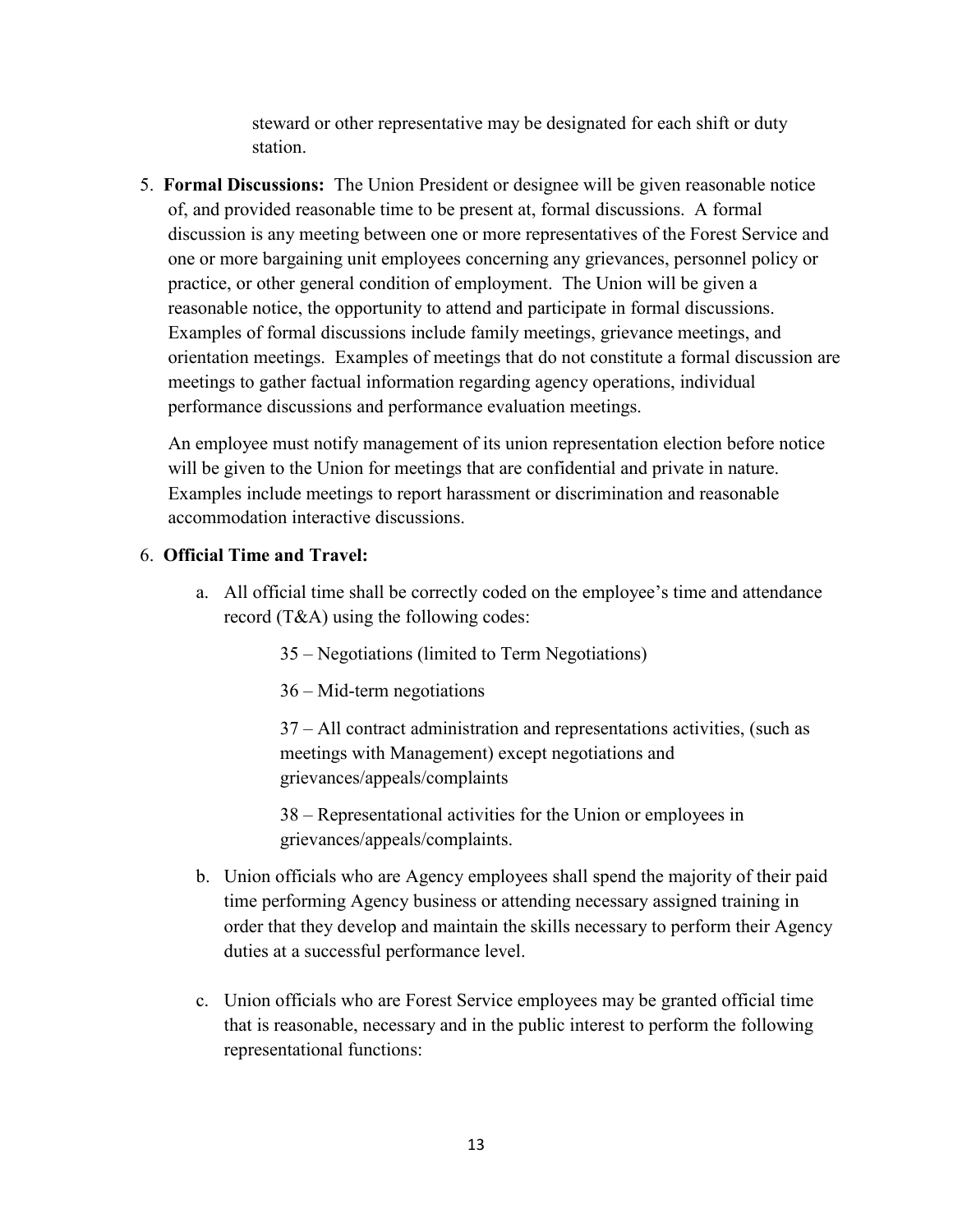steward or other representative may be designated for each shift or duty station.

5. **Formal Discussions:** The Union President or designee will be given reasonable notice of, and provided reasonable time to be present at, formal discussions. A formal discussion is any meeting between one or more representatives of the Forest Service and one or more bargaining unit employees concerning any grievances, personnel policy or practice, or other general condition of employment. The Union will be given a reasonable notice, the opportunity to attend and participate in formal discussions. Examples of formal discussions include family meetings, grievance meetings, and orientation meetings. Examples of meetings that do not constitute a formal discussion are meetings to gather factual information regarding agency operations, individual performance discussions and performance evaluation meetings.

   An employee must notify management of its union representation election before notice will be given to the Union for meetings that are confidential and private in nature. Examples include meetings to report harassment or discrimination and reasonable accommodation interactive discussions.

6. **Official Time and Travel:**

   a. All official time shall be correctly coded on the employee's time and attendance record (T&A) using the following codes:

      35 – Negotiations (limited to Term Negotiations)

      36 – Mid-term negotiations

      37 – All contract administration and representations activities, (such as meetings with Management) except negotiations and grievances/appeals/complaints

      38 – Representational activities for the Union or employees in grievances/appeals/complaints.

   b. Union officials who are Agency employees shall spend the majority of their paid time performing Agency business or attending necessary assigned training in order that they develop and maintain the skills necessary to perform their Agency duties at a successful performance level.

   c. Union officials who are Forest Service employees may be granted official time that is reasonable, necessary and in the public interest to perform the following representational functions: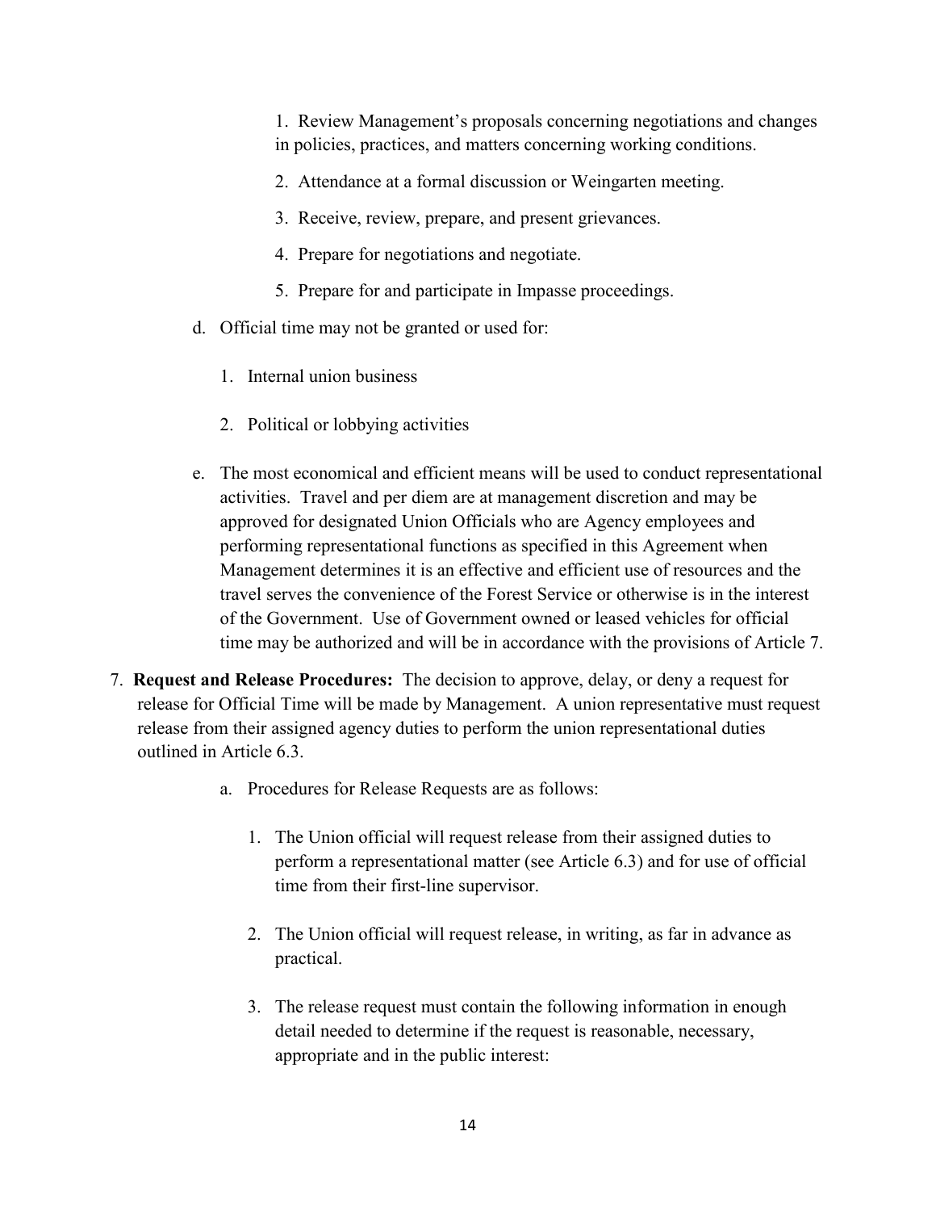1. Review Management's proposals concerning negotiations and changes in policies, practices, and matters concerning working conditions.

2. Attendance at a formal discussion or Weingarten meeting.

3. Receive, review, prepare, and present grievances.

4. Prepare for negotiations and negotiate.

5. Prepare for and participate in Impasse proceedings.

d. Official time may not be granted or used for:

1. Internal union business

2. Political or lobbying activities

e. The most economical and efficient means will be used to conduct representational activities. Travel and per diem are at management discretion and may be approved for designated Union Officials who are Agency employees and performing representational functions as specified in this Agreement when Management determines it is an effective and efficient use of resources and the travel serves the convenience of the Forest Service or otherwise is in the interest of the Government. Use of Government owned or leased vehicles for official time may be authorized and will be in accordance with the provisions of Article 7.

7. **Request and Release Procedures:** The decision to approve, delay, or deny a request for release for Official Time will be made by Management. A union representative must request release from their assigned agency duties to perform the union representational duties outlined in Article 6.3.

a. Procedures for Release Requests are as follows:

1. The Union official will request release from their assigned duties to perform a representational matter (see Article 6.3) and for use of official time from their first-line supervisor.

2. The Union official will request release, in writing, as far in advance as practical.

3. The release request must contain the following information in enough detail needed to determine if the request is reasonable, necessary, appropriate and in the public interest: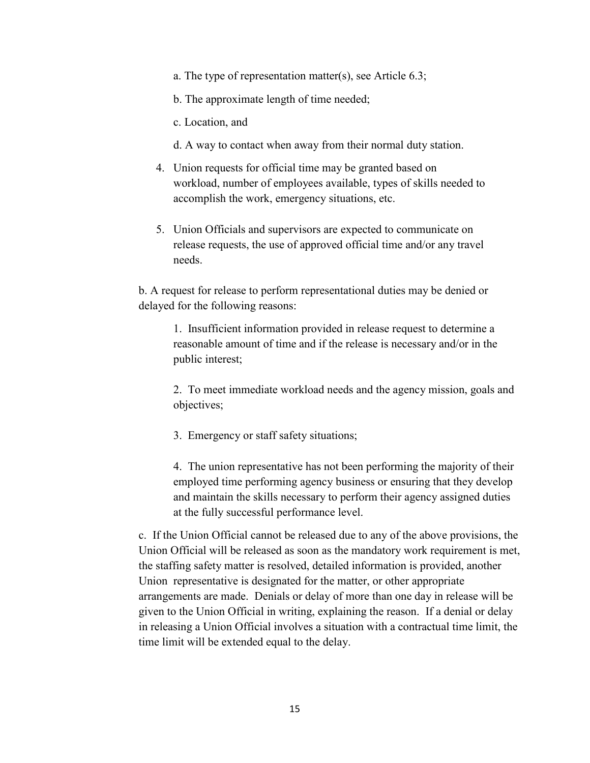a. The type of representation matter(s), see Article 6.3;

b. The approximate length of time needed;

c. Location, and

d. A way to contact when away from their normal duty station.

4. Union requests for official time may be granted based on workload, number of employees available, types of skills needed to accomplish the work, emergency situations, etc.

5. Union Officials and supervisors are expected to communicate on release requests, the use of approved official time and/or any travel needs.

b. A request for release to perform representational duties may be denied or delayed for the following reasons:

1. Insufficient information provided in release request to determine a reasonable amount of time and if the release is necessary and/or in the public interest;

2. To meet immediate workload needs and the agency mission, goals and objectives;

3. Emergency or staff safety situations;

4. The union representative has not been performing the majority of their employed time performing agency business or ensuring that they develop and maintain the skills necessary to perform their agency assigned duties at the fully successful performance level.

c. If the Union Official cannot be released due to any of the above provisions, the Union Official will be released as soon as the mandatory work requirement is met, the staffing safety matter is resolved, detailed information is provided, another Union representative is designated for the matter, or other appropriate arrangements are made. Denials or delay of more than one day in release will be given to the Union Official in writing, explaining the reason. If a denial or delay in releasing a Union Official involves a situation with a contractual time limit, the time limit will be extended equal to the delay.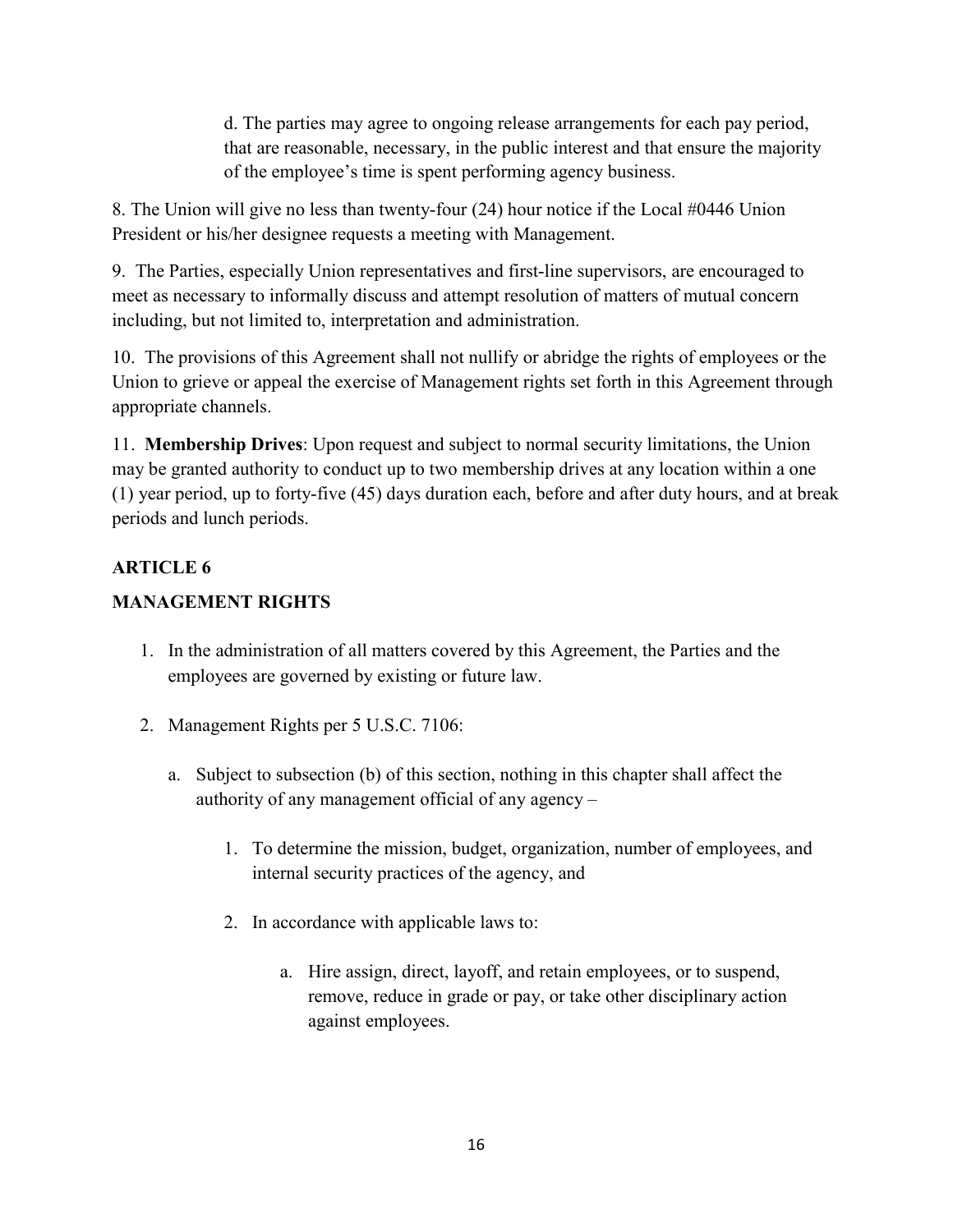d. The parties may agree to ongoing release arrangements for each pay period, that are reasonable, necessary, in the public interest and that ensure the majority of the employee's time is spent performing agency business.

8. The Union will give no less than twenty-four (24) hour notice if the Local #0446 Union President or his/her designee requests a meeting with Management.

9. The Parties, especially Union representatives and first-line supervisors, are encouraged to meet as necessary to informally discuss and attempt resolution of matters of mutual concern including, but not limited to, interpretation and administration.

10. The provisions of this Agreement shall not nullify or abridge the rights of employees or the Union to grieve or appeal the exercise of Management rights set forth in this Agreement through appropriate channels.

11. **Membership Drives**: Upon request and subject to normal security limitations, the Union may be granted authority to conduct up to two membership drives at any location within a one (1) year period, up to forty-five (45) days duration each, before and after duty hours, and at break periods and lunch periods.

## ARTICLE 6

## MANAGEMENT RIGHTS

1. In the administration of all matters covered by this Agreement, the Parties and the employees are governed by existing or future law.

2. Management Rights per 5 U.S.C. 7106:

   a. Subject to subsection (b) of this section, nothing in this chapter shall affect the authority of any management official of any agency –

      1. To determine the mission, budget, organization, number of employees, and internal security practices of the agency, and

      2. In accordance with applicable laws to:

         a. Hire assign, direct, layoff, and retain employees, or to suspend, remove, reduce in grade or pay, or take other disciplinary action against employees.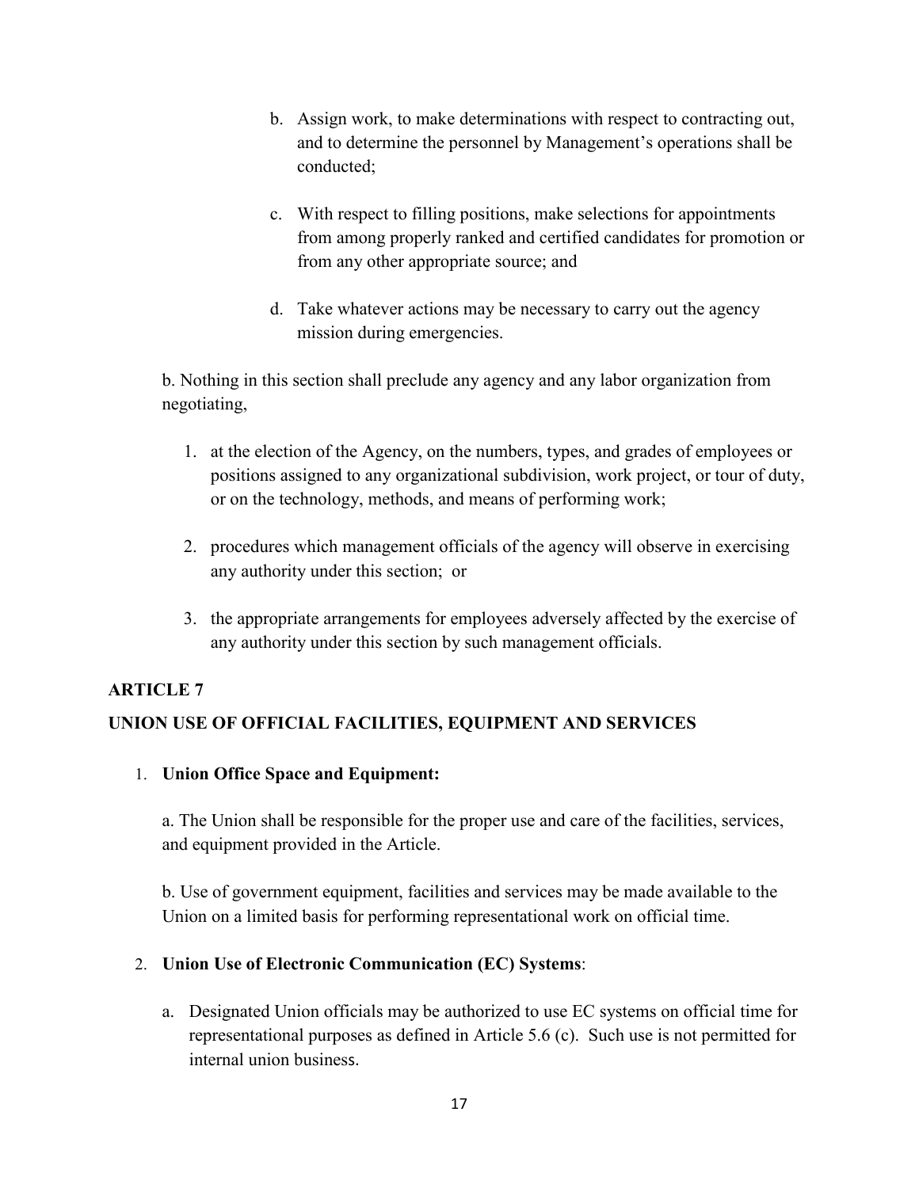b. Assign work, to make determinations with respect to contracting out, and to determine the personnel by Management's operations shall be conducted;

   c. With respect to filling positions, make selections for appointments from among properly ranked and certified candidates for promotion or from any other appropriate source; and

   d. Take whatever actions may be necessary to carry out the agency mission during emergencies.

b. Nothing in this section shall preclude any agency and any labor organization from negotiating,

1. at the election of the Agency, on the numbers, types, and grades of employees or positions assigned to any organizational subdivision, work project, or tour of duty, or on the technology, methods, and means of performing work;

2. procedures which management officials of the agency will observe in exercising any authority under this section; or

3. the appropriate arrangements for employees adversely affected by the exercise of any authority under this section by such management officials.

## ARTICLE 7

## UNION USE OF OFFICIAL FACILITIES, EQUIPMENT AND SERVICES

1. **Union Office Space and Equipment:**

   a. The Union shall be responsible for the proper use and care of the facilities, services, and equipment provided in the Article.

   b. Use of government equipment, facilities and services may be made available to the Union on a limited basis for performing representational work on official time.

2. **Union Use of Electronic Communication (EC) Systems**:

   a. Designated Union officials may be authorized to use EC systems on official time for representational purposes as defined in Article 5.6 (c). Such use is not permitted for internal union business.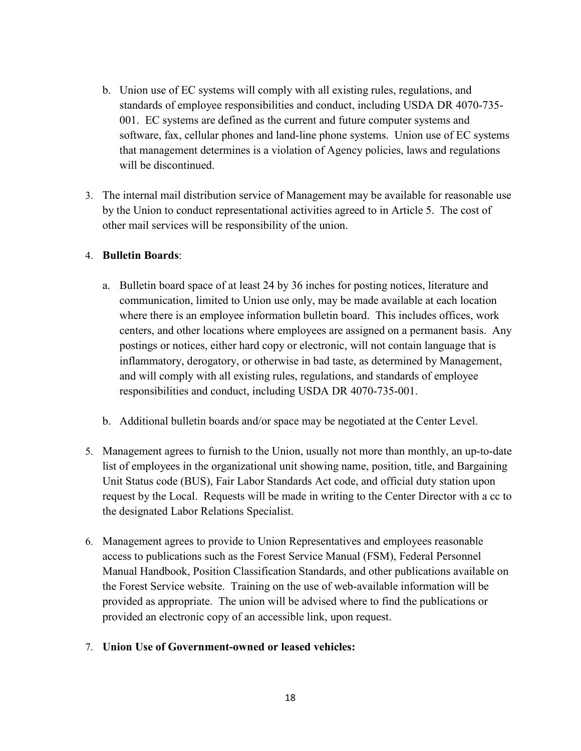b. Union use of EC systems will comply with all existing rules, regulations, and standards of employee responsibilities and conduct, including USDA DR 4070-735-001. EC systems are defined as the current and future computer systems and software, fax, cellular phones and land-line phone systems. Union use of EC systems that management determines is a violation of Agency policies, laws and regulations will be discontinued.

3. The internal mail distribution service of Management may be available for reasonable use by the Union to conduct representational activities agreed to in Article 5. The cost of other mail services will be responsibility of the union.

4. **Bulletin Boards**:

   a. Bulletin board space of at least 24 by 36 inches for posting notices, literature and communication, limited to Union use only, may be made available at each location where there is an employee information bulletin board. This includes offices, work centers, and other locations where employees are assigned on a permanent basis. Any postings or notices, either hard copy or electronic, will not contain language that is inflammatory, derogatory, or otherwise in bad taste, as determined by Management, and will comply with all existing rules, regulations, and standards of employee responsibilities and conduct, including USDA DR 4070-735-001.

   b. Additional bulletin boards and/or space may be negotiated at the Center Level.

5. Management agrees to furnish to the Union, usually not more than monthly, an up-to-date list of employees in the organizational unit showing name, position, title, and Bargaining Unit Status code (BUS), Fair Labor Standards Act code, and official duty station upon request by the Local. Requests will be made in writing to the Center Director with a cc to the designated Labor Relations Specialist.

6. Management agrees to provide to Union Representatives and employees reasonable access to publications such as the Forest Service Manual (FSM), Federal Personnel Manual Handbook, Position Classification Standards, and other publications available on the Forest Service website. Training on the use of web-available information will be provided as appropriate. The union will be advised where to find the publications or provided an electronic copy of an accessible link, upon request.

7. **Union Use of Government-owned or leased vehicles:**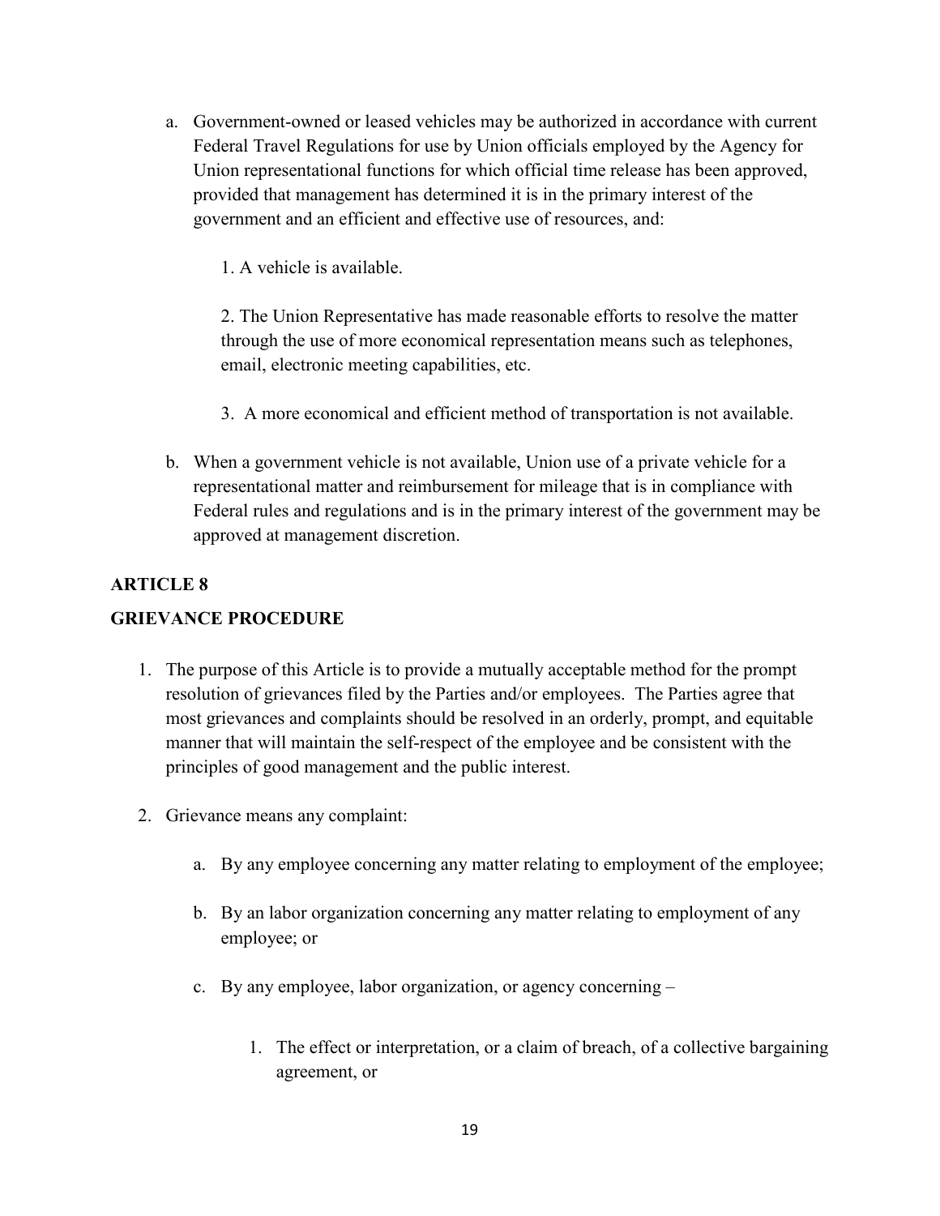a. Government-owned or leased vehicles may be authorized in accordance with current Federal Travel Regulations for use by Union officials employed by the Agency for Union representational functions for which official time release has been approved, provided that management has determined it is in the primary interest of the government and an efficient and effective use of resources, and:

    1. A vehicle is available.

    2. The Union Representative has made reasonable efforts to resolve the matter through the use of more economical representation means such as telephones, email, electronic meeting capabilities, etc.

    3. A more economical and efficient method of transportation is not available.

b. When a government vehicle is not available, Union use of a private vehicle for a representational matter and reimbursement for mileage that is in compliance with Federal rules and regulations and is in the primary interest of the government may be approved at management discretion.

## ARTICLE 8

## GRIEVANCE PROCEDURE

1. The purpose of this Article is to provide a mutually acceptable method for the prompt resolution of grievances filed by the Parties and/or employees. The Parties agree that most grievances and complaints should be resolved in an orderly, prompt, and equitable manner that will maintain the self-respect of the employee and be consistent with the principles of good management and the public interest.

2. Grievance means any complaint:

    a. By any employee concerning any matter relating to employment of the employee;

    b. By an labor organization concerning any matter relating to employment of any employee; or

    c. By any employee, labor organization, or agency concerning –

        1. The effect or interpretation, or a claim of breach, of a collective bargaining agreement, or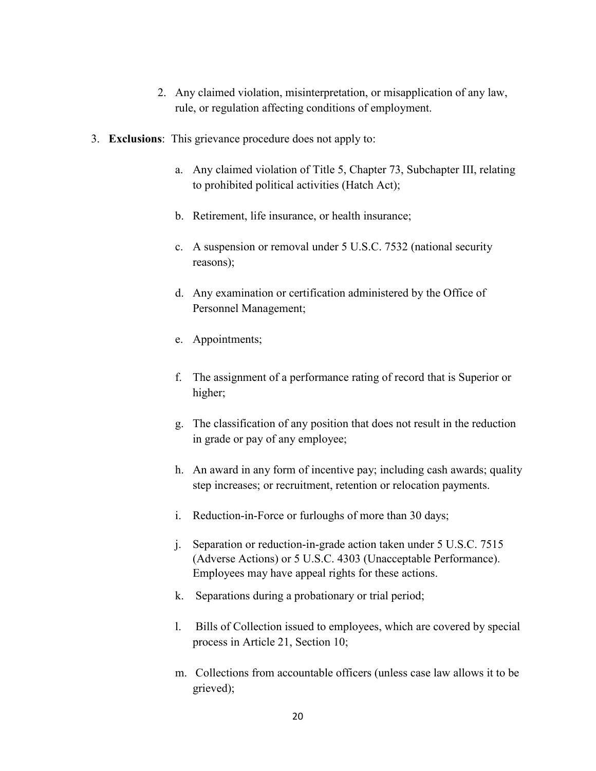2. Any claimed violation, misinterpretation, or misapplication of any law, rule, or regulation affecting conditions of employment.

3. **Exclusions**: This grievance procedure does not apply to:

   a. Any claimed violation of Title 5, Chapter 73, Subchapter III, relating to prohibited political activities (Hatch Act);

   b. Retirement, life insurance, or health insurance;

   c. A suspension or removal under 5 U.S.C. 7532 (national security reasons);

   d. Any examination or certification administered by the Office of Personnel Management;

   e. Appointments;

   f. The assignment of a performance rating of record that is Superior or higher;

   g. The classification of any position that does not result in the reduction in grade or pay of any employee;

   h. An award in any form of incentive pay; including cash awards; quality step increases; or recruitment, retention or relocation payments.

   i. Reduction-in-Force or furloughs of more than 30 days;

   j. Separation or reduction-in-grade action taken under 5 U.S.C. 7515 (Adverse Actions) or 5 U.S.C. 4303 (Unacceptable Performance). Employees may have appeal rights for these actions.

   k. Separations during a probationary or trial period;

   l. Bills of Collection issued to employees, which are covered by special process in Article 21, Section 10;

   m. Collections from accountable officers (unless case law allows it to be grieved);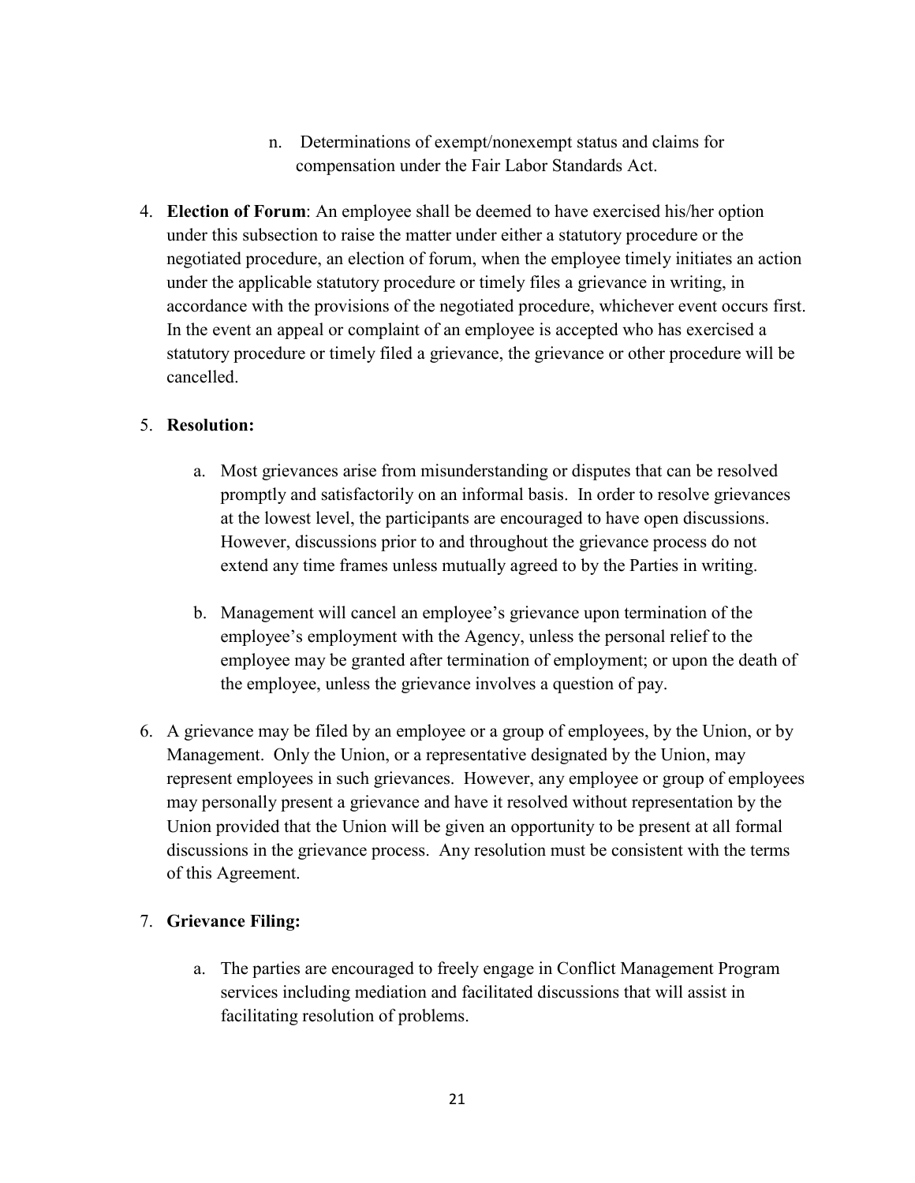n. Determinations of exempt/nonexempt status and claims for compensation under the Fair Labor Standards Act.

4. **Election of Forum**: An employee shall be deemed to have exercised his/her option under this subsection to raise the matter under either a statutory procedure or the negotiated procedure, an election of forum, when the employee timely initiates an action under the applicable statutory procedure or timely files a grievance in writing, in accordance with the provisions of the negotiated procedure, whichever event occurs first. In the event an appeal or complaint of an employee is accepted who has exercised a statutory procedure or timely filed a grievance, the grievance or other procedure will be cancelled.

5. **Resolution:**

   a. Most grievances arise from misunderstanding or disputes that can be resolved promptly and satisfactorily on an informal basis. In order to resolve grievances at the lowest level, the participants are encouraged to have open discussions. However, discussions prior to and throughout the grievance process do not extend any time frames unless mutually agreed to by the Parties in writing.

   b. Management will cancel an employee's grievance upon termination of the employee's employment with the Agency, unless the personal relief to the employee may be granted after termination of employment; or upon the death of the employee, unless the grievance involves a question of pay.

6. A grievance may be filed by an employee or a group of employees, by the Union, or by Management. Only the Union, or a representative designated by the Union, may represent employees in such grievances. However, any employee or group of employees may personally present a grievance and have it resolved without representation by the Union provided that the Union will be given an opportunity to be present at all formal discussions in the grievance process. Any resolution must be consistent with the terms of this Agreement.

7. **Grievance Filing:**

   a. The parties are encouraged to freely engage in Conflict Management Program services including mediation and facilitated discussions that will assist in facilitating resolution of problems.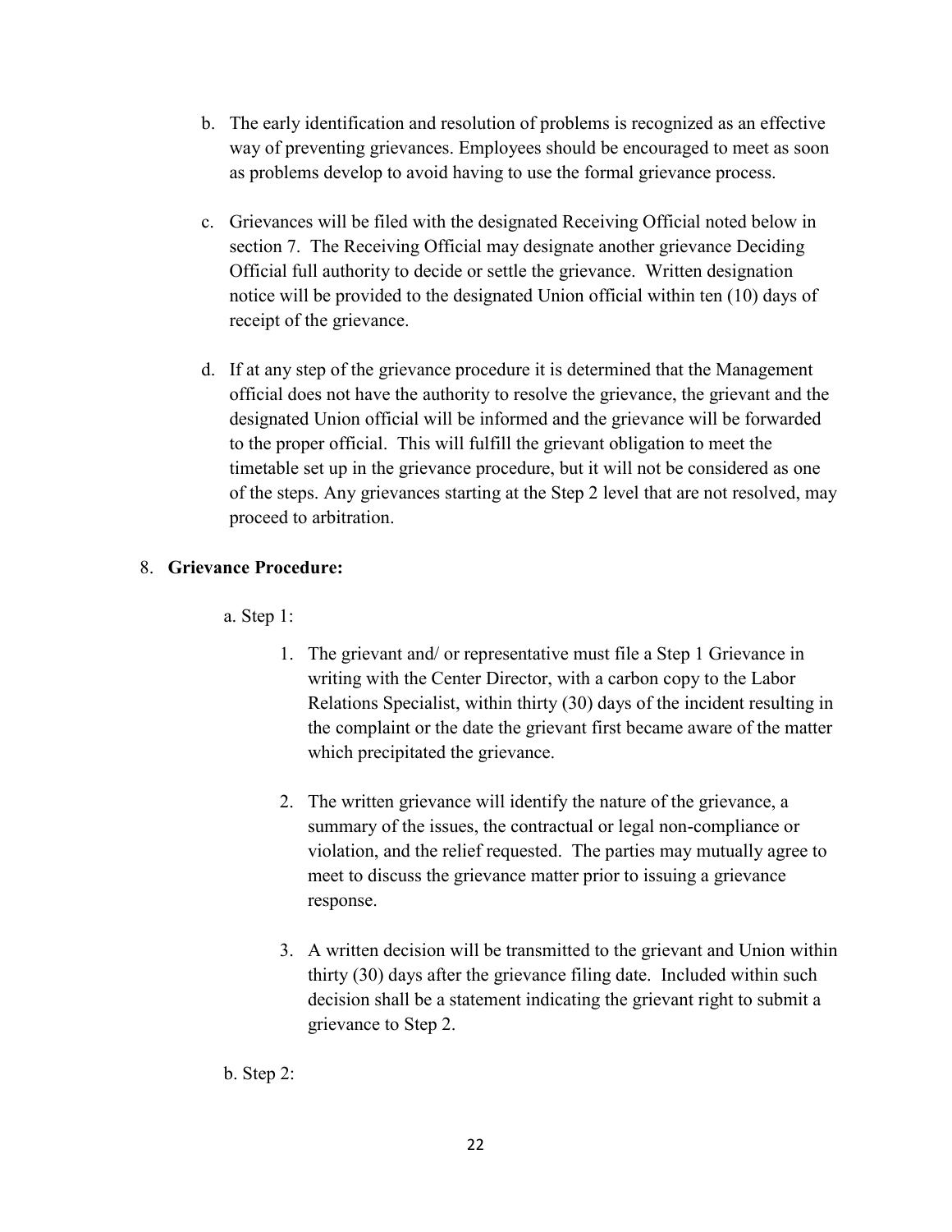b. The early identification and resolution of problems is recognized as an effective way of preventing grievances. Employees should be encouraged to meet as soon as problems develop to avoid having to use the formal grievance process.

c. Grievances will be filed with the designated Receiving Official noted below in section 7. The Receiving Official may designate another grievance Deciding Official full authority to decide or settle the grievance. Written designation notice will be provided to the designated Union official within ten (10) days of receipt of the grievance.

d. If at any step of the grievance procedure it is determined that the Management official does not have the authority to resolve the grievance, the grievant and the designated Union official will be informed and the grievance will be forwarded to the proper official. This will fulfill the grievant obligation to meet the timetable set up in the grievance procedure, but it will not be considered as one of the steps. Any grievances starting at the Step 2 level that are not resolved, may proceed to arbitration.

8. **Grievance Procedure:**

   a. Step 1:

      1. The grievant and/ or representative must file a Step 1 Grievance in writing with the Center Director, with a carbon copy to the Labor Relations Specialist, within thirty (30) days of the incident resulting in the complaint or the date the grievant first became aware of the matter which precipitated the grievance.

      2. The written grievance will identify the nature of the grievance, a summary of the issues, the contractual or legal non-compliance or violation, and the relief requested. The parties may mutually agree to meet to discuss the grievance matter prior to issuing a grievance response.

      3. A written decision will be transmitted to the grievant and Union within thirty (30) days after the grievance filing date. Included within such decision shall be a statement indicating the grievant right to submit a grievance to Step 2.

   b. Step 2: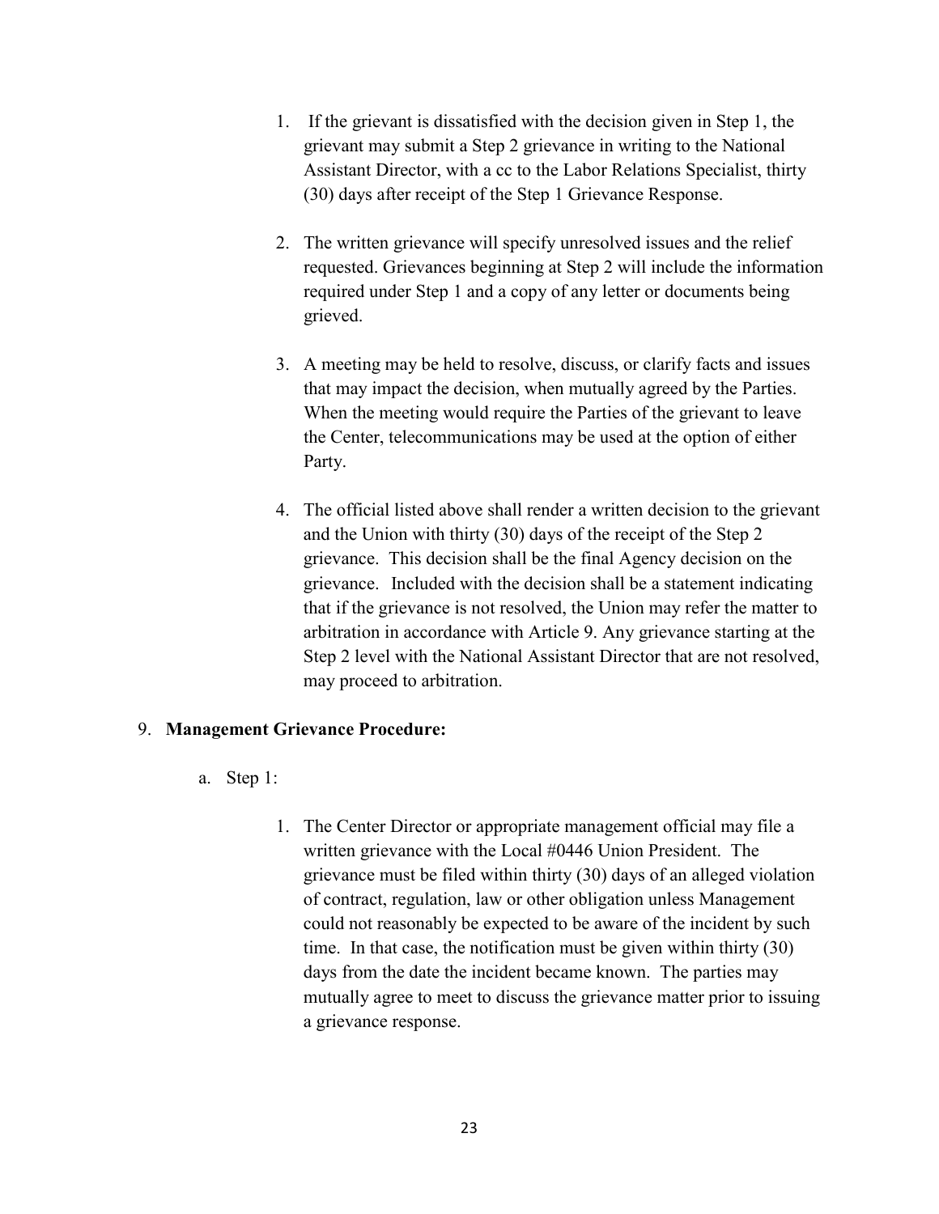1. If the grievant is dissatisfied with the decision given in Step 1, the grievant may submit a Step 2 grievance in writing to the National Assistant Director, with a cc to the Labor Relations Specialist, thirty (30) days after receipt of the Step 1 Grievance Response.

2. The written grievance will specify unresolved issues and the relief requested. Grievances beginning at Step 2 will include the information required under Step 1 and a copy of any letter or documents being grieved.

3. A meeting may be held to resolve, discuss, or clarify facts and issues that may impact the decision, when mutually agreed by the Parties. When the meeting would require the Parties of the grievant to leave the Center, telecommunications may be used at the option of either Party.

4. The official listed above shall render a written decision to the grievant and the Union with thirty (30) days of the receipt of the Step 2 grievance. This decision shall be the final Agency decision on the grievance. Included with the decision shall be a statement indicating that if the grievance is not resolved, the Union may refer the matter to arbitration in accordance with Article 9. Any grievance starting at the Step 2 level with the National Assistant Director that are not resolved, may proceed to arbitration.

9. **Management Grievance Procedure:**

   a. Step 1:

      1. The Center Director or appropriate management official may file a written grievance with the Local #0446 Union President. The grievance must be filed within thirty (30) days of an alleged violation of contract, regulation, law or other obligation unless Management could not reasonably be expected to be aware of the incident by such time. In that case, the notification must be given within thirty (30) days from the date the incident became known. The parties may mutually agree to meet to discuss the grievance matter prior to issuing a grievance response.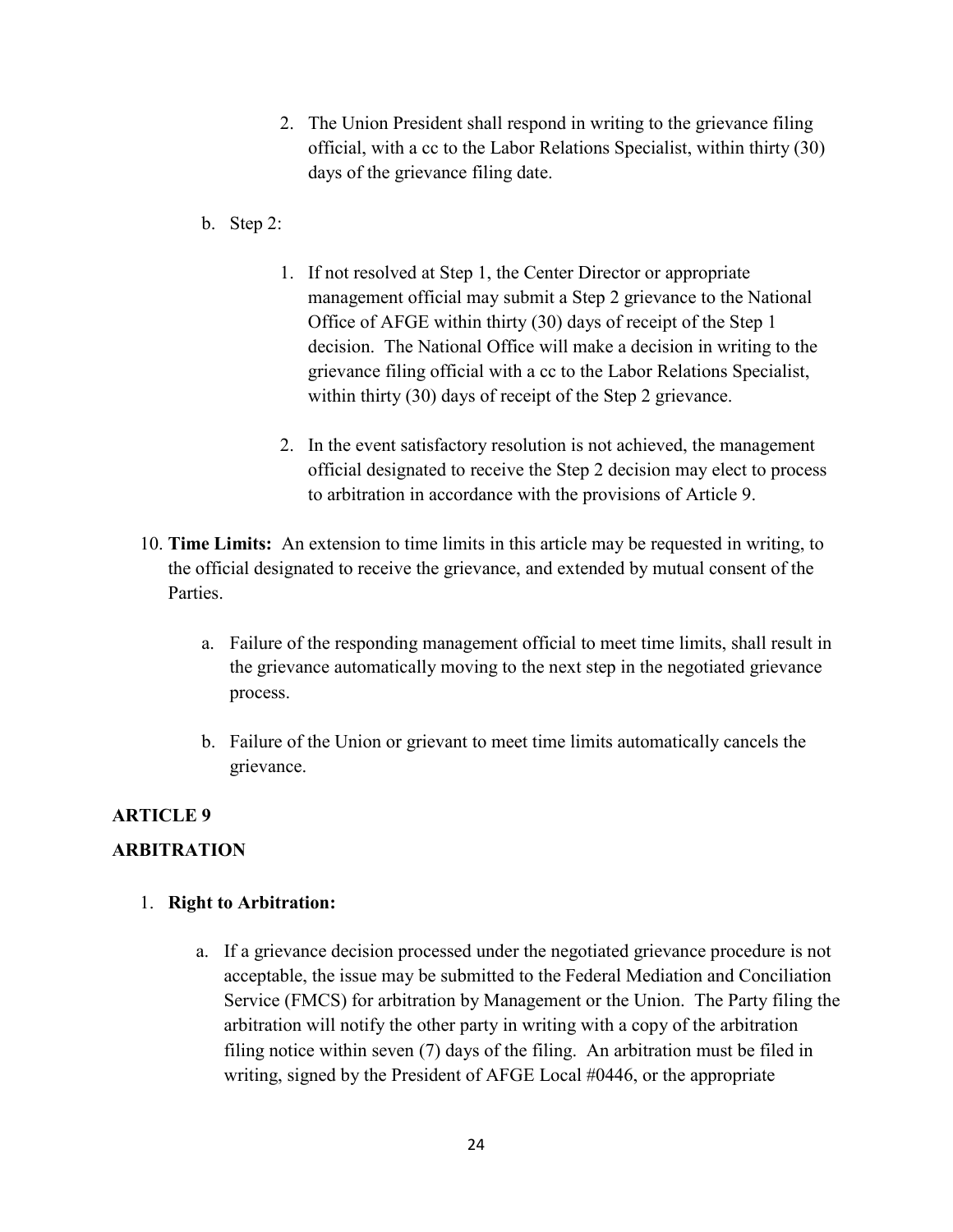2. The Union President shall respond in writing to the grievance filing official, with a cc to the Labor Relations Specialist, within thirty (30) days of the grievance filing date.

b. Step 2:

1. If not resolved at Step 1, the Center Director or appropriate management official may submit a Step 2 grievance to the National Office of AFGE within thirty (30) days of receipt of the Step 1 decision. The National Office will make a decision in writing to the grievance filing official with a cc to the Labor Relations Specialist, within thirty (30) days of receipt of the Step 2 grievance.

2. In the event satisfactory resolution is not achieved, the management official designated to receive the Step 2 decision may elect to process to arbitration in accordance with the provisions of Article 9.

10. **Time Limits:** An extension to time limits in this article may be requested in writing, to the official designated to receive the grievance, and extended by mutual consent of the Parties.

a. Failure of the responding management official to meet time limits, shall result in the grievance automatically moving to the next step in the negotiated grievance process.

b. Failure of the Union or grievant to meet time limits automatically cancels the grievance.

## ARTICLE 9

## ARBITRATION

1. **Right to Arbitration:**

a. If a grievance decision processed under the negotiated grievance procedure is not acceptable, the issue may be submitted to the Federal Mediation and Conciliation Service (FMCS) for arbitration by Management or the Union. The Party filing the arbitration will notify the other party in writing with a copy of the arbitration filing notice within seven (7) days of the filing. An arbitration must be filed in writing, signed by the President of AFGE Local #0446, or the appropriate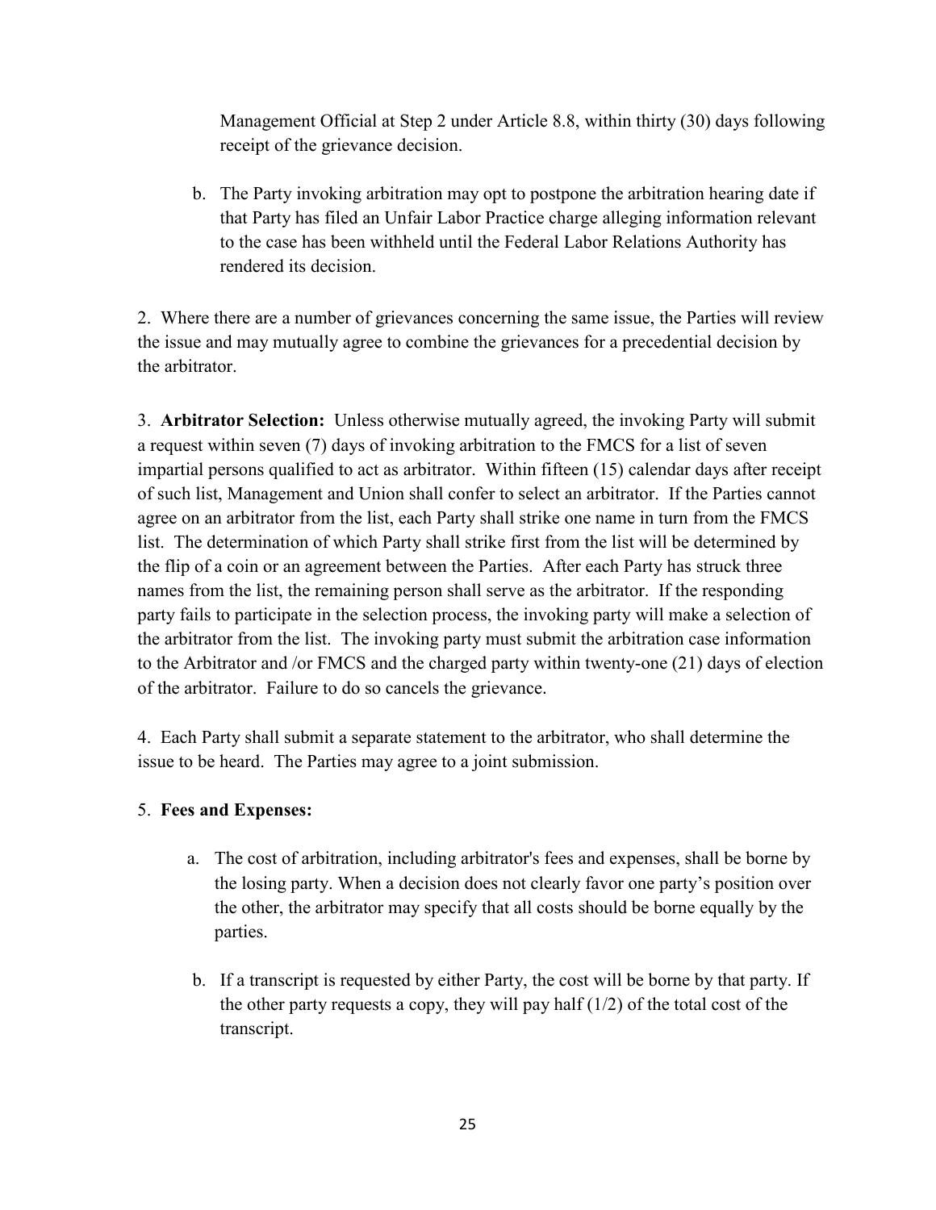Management Official at Step 2 under Article 8.8, within thirty (30) days following receipt of the grievance decision.

b. The Party invoking arbitration may opt to postpone the arbitration hearing date if that Party has filed an Unfair Labor Practice charge alleging information relevant to the case has been withheld until the Federal Labor Relations Authority has rendered its decision.

2. Where there are a number of grievances concerning the same issue, the Parties will review the issue and may mutually agree to combine the grievances for a precedential decision by the arbitrator.

3. **Arbitrator Selection:** Unless otherwise mutually agreed, the invoking Party will submit a request within seven (7) days of invoking arbitration to the FMCS for a list of seven impartial persons qualified to act as arbitrator. Within fifteen (15) calendar days after receipt of such list, Management and Union shall confer to select an arbitrator. If the Parties cannot agree on an arbitrator from the list, each Party shall strike one name in turn from the FMCS list. The determination of which Party shall strike first from the list will be determined by the flip of a coin or an agreement between the Parties. After each Party has struck three names from the list, the remaining person shall serve as the arbitrator. If the responding party fails to participate in the selection process, the invoking party will make a selection of the arbitrator from the list. The invoking party must submit the arbitration case information to the Arbitrator and /or FMCS and the charged party within twenty-one (21) days of election of the arbitrator. Failure to do so cancels the grievance.

4. Each Party shall submit a separate statement to the arbitrator, who shall determine the issue to be heard. The Parties may agree to a joint submission.

5. **Fees and Expenses:**

a. The cost of arbitration, including arbitrator's fees and expenses, shall be borne by the losing party. When a decision does not clearly favor one party's position over the other, the arbitrator may specify that all costs should be borne equally by the parties.

b. If a transcript is requested by either Party, the cost will be borne by that party. If the other party requests a copy, they will pay half (1/2) of the total cost of the transcript.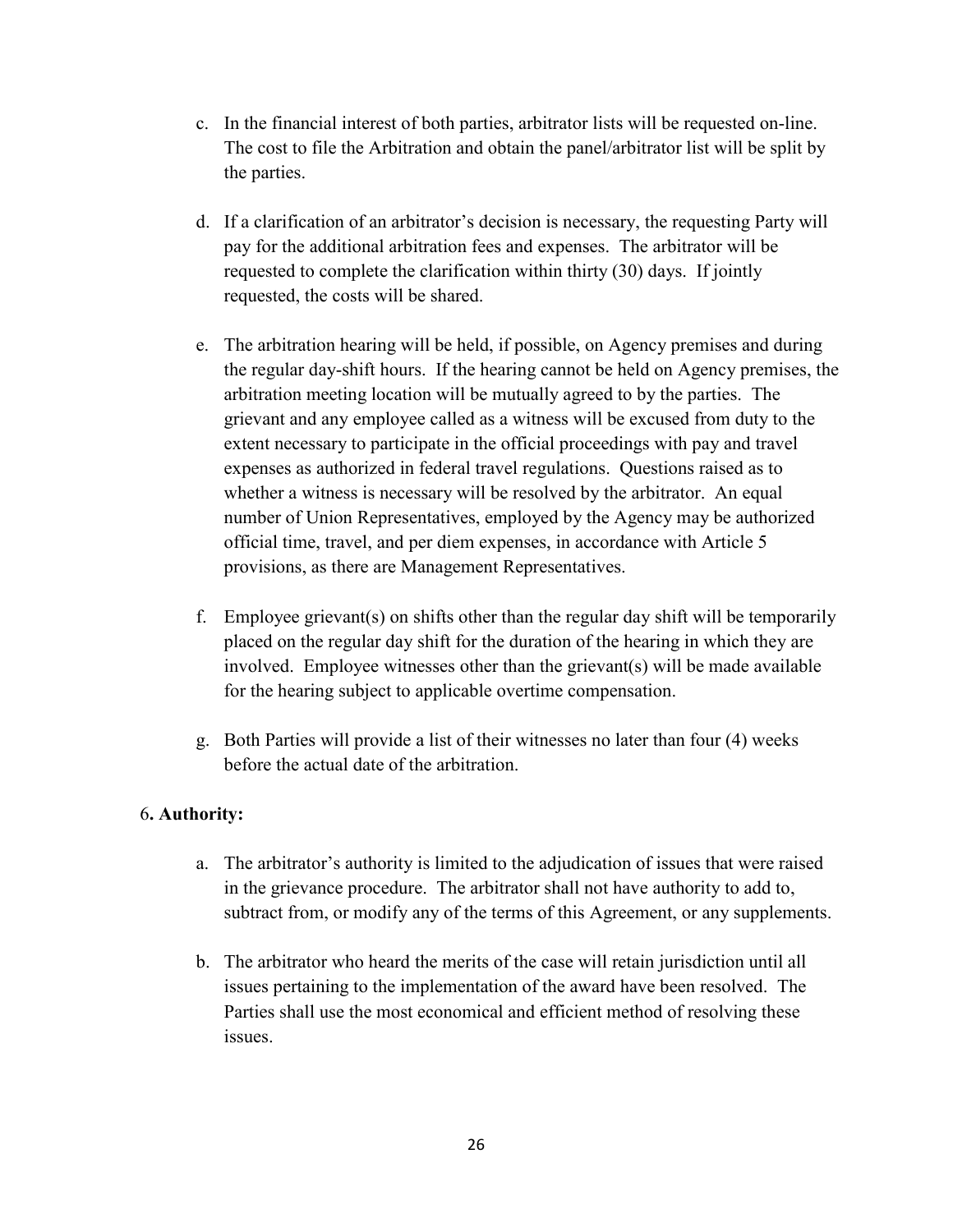c. In the financial interest of both parties, arbitrator lists will be requested on-line. The cost to file the Arbitration and obtain the panel/arbitrator list will be split by the parties.

d. If a clarification of an arbitrator's decision is necessary, the requesting Party will pay for the additional arbitration fees and expenses. The arbitrator will be requested to complete the clarification within thirty (30) days. If jointly requested, the costs will be shared.

e. The arbitration hearing will be held, if possible, on Agency premises and during the regular day-shift hours. If the hearing cannot be held on Agency premises, the arbitration meeting location will be mutually agreed to by the parties. The grievant and any employee called as a witness will be excused from duty to the extent necessary to participate in the official proceedings with pay and travel expenses as authorized in federal travel regulations. Questions raised as to whether a witness is necessary will be resolved by the arbitrator. An equal number of Union Representatives, employed by the Agency may be authorized official time, travel, and per diem expenses, in accordance with Article 5 provisions, as there are Management Representatives.

f. Employee grievant(s) on shifts other than the regular day shift will be temporarily placed on the regular day shift for the duration of the hearing in which they are involved. Employee witnesses other than the grievant(s) will be made available for the hearing subject to applicable overtime compensation.

g. Both Parties will provide a list of their witnesses no later than four (4) weeks before the actual date of the arbitration.

6**. Authority:**

a. The arbitrator's authority is limited to the adjudication of issues that were raised in the grievance procedure. The arbitrator shall not have authority to add to, subtract from, or modify any of the terms of this Agreement, or any supplements.

b. The arbitrator who heard the merits of the case will retain jurisdiction until all issues pertaining to the implementation of the award have been resolved. The Parties shall use the most economical and efficient method of resolving these issues.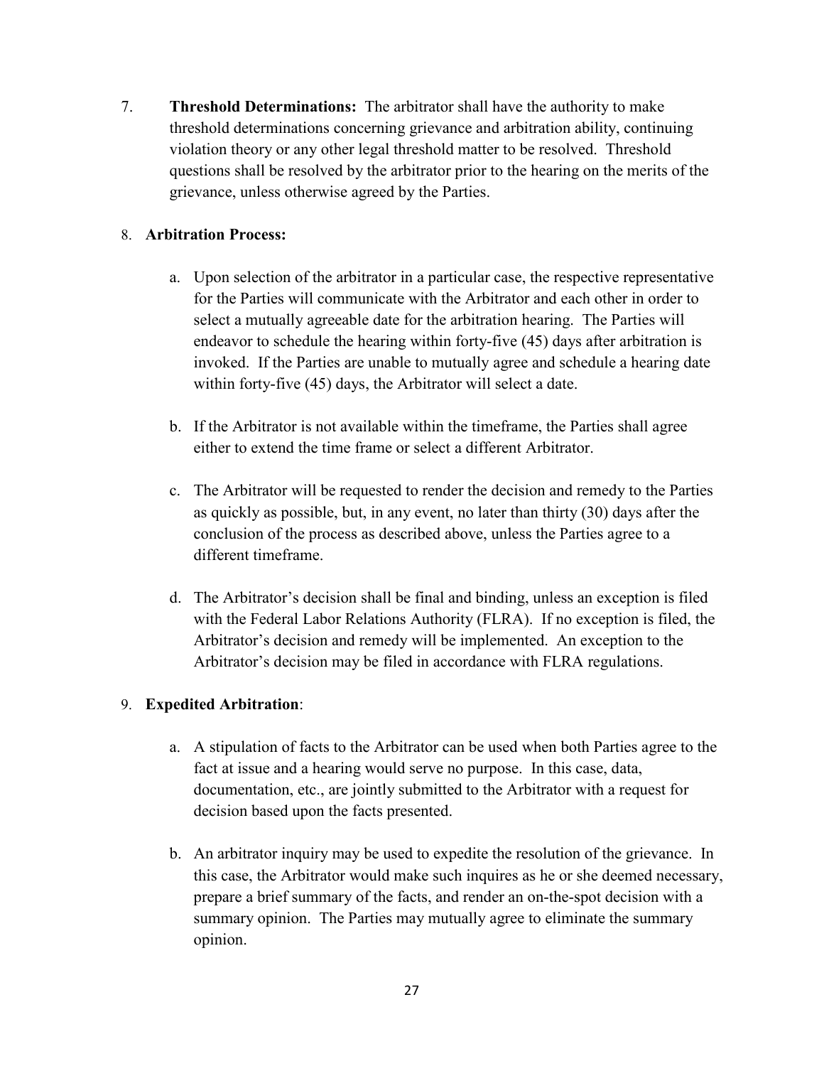7. **Threshold Determinations:** The arbitrator shall have the authority to make threshold determinations concerning grievance and arbitration ability, continuing violation theory or any other legal threshold matter to be resolved. Threshold questions shall be resolved by the arbitrator prior to the hearing on the merits of the grievance, unless otherwise agreed by the Parties.

8. **Arbitration Process:**

   a. Upon selection of the arbitrator in a particular case, the respective representative for the Parties will communicate with the Arbitrator and each other in order to select a mutually agreeable date for the arbitration hearing. The Parties will endeavor to schedule the hearing within forty-five (45) days after arbitration is invoked. If the Parties are unable to mutually agree and schedule a hearing date within forty-five (45) days, the Arbitrator will select a date.

   b. If the Arbitrator is not available within the timeframe, the Parties shall agree either to extend the time frame or select a different Arbitrator.

   c. The Arbitrator will be requested to render the decision and remedy to the Parties as quickly as possible, but, in any event, no later than thirty (30) days after the conclusion of the process as described above, unless the Parties agree to a different timeframe.

   d. The Arbitrator's decision shall be final and binding, unless an exception is filed with the Federal Labor Relations Authority (FLRA). If no exception is filed, the Arbitrator's decision and remedy will be implemented. An exception to the Arbitrator's decision may be filed in accordance with FLRA regulations.

9. **Expedited Arbitration**:

   a. A stipulation of facts to the Arbitrator can be used when both Parties agree to the fact at issue and a hearing would serve no purpose. In this case, data, documentation, etc., are jointly submitted to the Arbitrator with a request for decision based upon the facts presented.

   b. An arbitrator inquiry may be used to expedite the resolution of the grievance. In this case, the Arbitrator would make such inquires as he or she deemed necessary, prepare a brief summary of the facts, and render an on-the-spot decision with a summary opinion. The Parties may mutually agree to eliminate the summary opinion.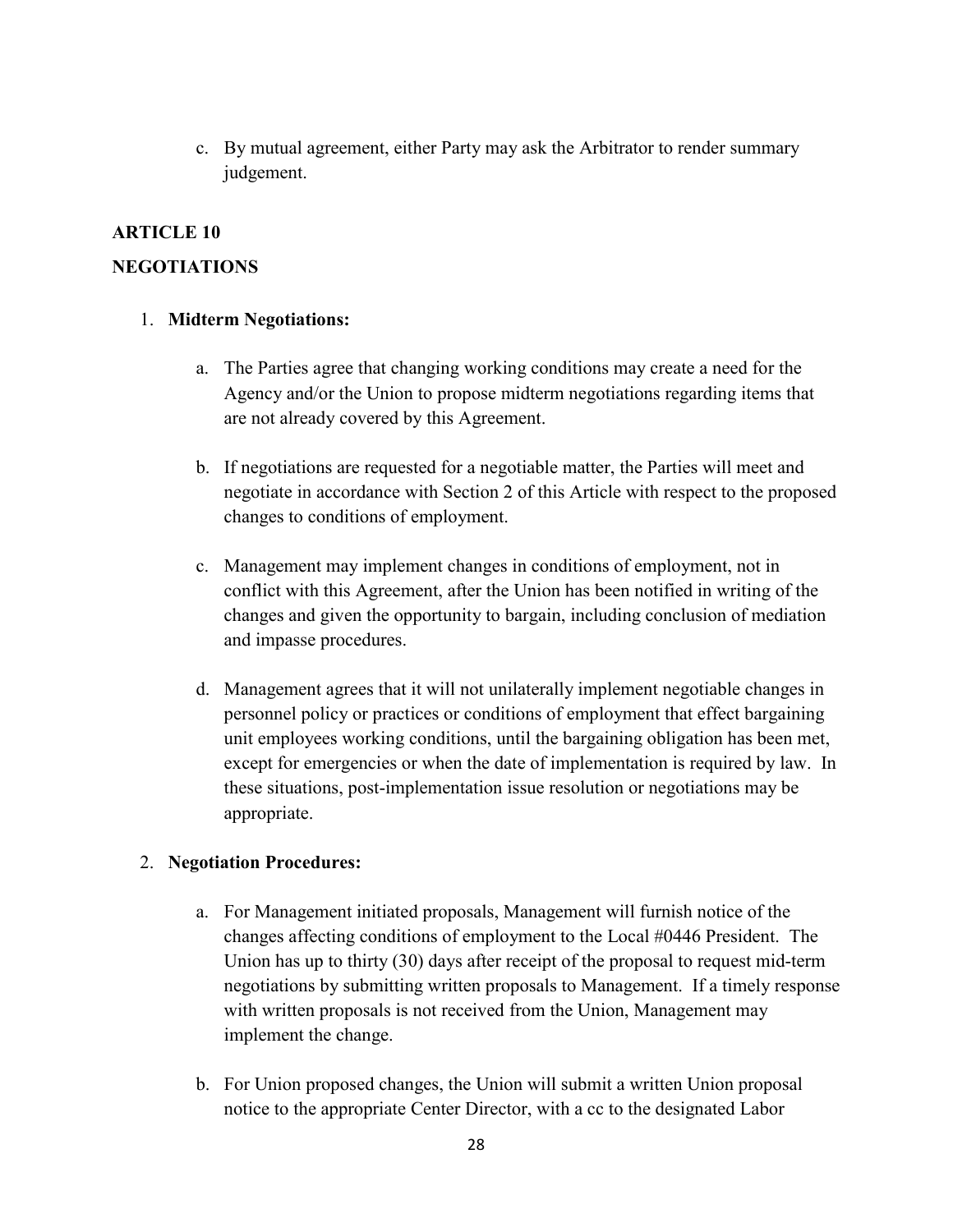c. By mutual agreement, either Party may ask the Arbitrator to render summary judgement.

## ARTICLE 10

## NEGOTIATIONS

1. **Midterm Negotiations:**

    a. The Parties agree that changing working conditions may create a need for the Agency and/or the Union to propose midterm negotiations regarding items that are not already covered by this Agreement.

    b. If negotiations are requested for a negotiable matter, the Parties will meet and negotiate in accordance with Section 2 of this Article with respect to the proposed changes to conditions of employment.

    c. Management may implement changes in conditions of employment, not in conflict with this Agreement, after the Union has been notified in writing of the changes and given the opportunity to bargain, including conclusion of mediation and impasse procedures.

    d. Management agrees that it will not unilaterally implement negotiable changes in personnel policy or practices or conditions of employment that effect bargaining unit employees working conditions, until the bargaining obligation has been met, except for emergencies or when the date of implementation is required by law. In these situations, post-implementation issue resolution or negotiations may be appropriate.

2. **Negotiation Procedures:**

    a. For Management initiated proposals, Management will furnish notice of the changes affecting conditions of employment to the Local #0446 President. The Union has up to thirty (30) days after receipt of the proposal to request mid-term negotiations by submitting written proposals to Management. If a timely response with written proposals is not received from the Union, Management may implement the change.

    b. For Union proposed changes, the Union will submit a written Union proposal notice to the appropriate Center Director, with a cc to the designated Labor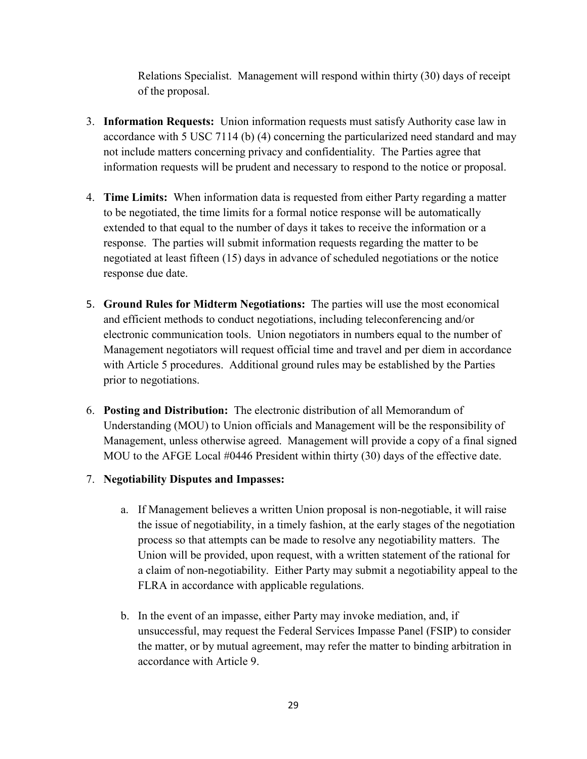Relations Specialist. Management will respond within thirty (30) days of receipt of the proposal.

3. **Information Requests:** Union information requests must satisfy Authority case law in accordance with 5 USC 7114 (b) (4) concerning the particularized need standard and may not include matters concerning privacy and confidentiality. The Parties agree that information requests will be prudent and necessary to respond to the notice or proposal.

4. **Time Limits:** When information data is requested from either Party regarding a matter to be negotiated, the time limits for a formal notice response will be automatically extended to that equal to the number of days it takes to receive the information or a response. The parties will submit information requests regarding the matter to be negotiated at least fifteen (15) days in advance of scheduled negotiations or the notice response due date.

5. **Ground Rules for Midterm Negotiations:** The parties will use the most economical and efficient methods to conduct negotiations, including teleconferencing and/or electronic communication tools. Union negotiators in numbers equal to the number of Management negotiators will request official time and travel and per diem in accordance with Article 5 procedures. Additional ground rules may be established by the Parties prior to negotiations.

6. **Posting and Distribution:** The electronic distribution of all Memorandum of Understanding (MOU) to Union officials and Management will be the responsibility of Management, unless otherwise agreed. Management will provide a copy of a final signed MOU to the AFGE Local #0446 President within thirty (30) days of the effective date.

7. **Negotiability Disputes and Impasses:**

    a. If Management believes a written Union proposal is non-negotiable, it will raise the issue of negotiability, in a timely fashion, at the early stages of the negotiation process so that attempts can be made to resolve any negotiability matters. The Union will be provided, upon request, with a written statement of the rational for a claim of non-negotiability. Either Party may submit a negotiability appeal to the FLRA in accordance with applicable regulations.

    b. In the event of an impasse, either Party may invoke mediation, and, if unsuccessful, may request the Federal Services Impasse Panel (FSIP) to consider the matter, or by mutual agreement, may refer the matter to binding arbitration in accordance with Article 9.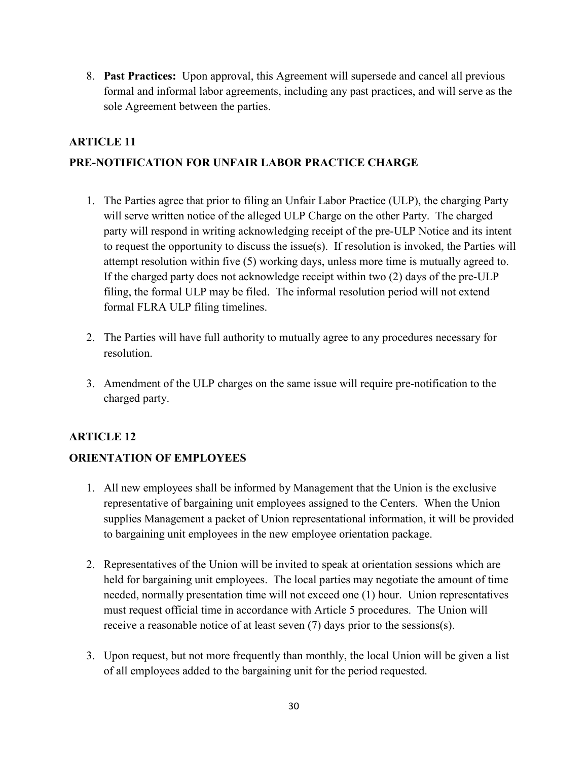8. **Past Practices:** Upon approval, this Agreement will supersede and cancel all previous formal and informal labor agreements, including any past practices, and will serve as the sole Agreement between the parties.

## ARTICLE 11

## PRE-NOTIFICATION FOR UNFAIR LABOR PRACTICE CHARGE

1. The Parties agree that prior to filing an Unfair Labor Practice (ULP), the charging Party will serve written notice of the alleged ULP Charge on the other Party. The charged party will respond in writing acknowledging receipt of the pre-ULP Notice and its intent to request the opportunity to discuss the issue(s). If resolution is invoked, the Parties will attempt resolution within five (5) working days, unless more time is mutually agreed to. If the charged party does not acknowledge receipt within two (2) days of the pre-ULP filing, the formal ULP may be filed. The informal resolution period will not extend formal FLRA ULP filing timelines.

2. The Parties will have full authority to mutually agree to any procedures necessary for resolution.

3. Amendment of the ULP charges on the same issue will require pre-notification to the charged party.

## ARTICLE 12

## ORIENTATION OF EMPLOYEES

1. All new employees shall be informed by Management that the Union is the exclusive representative of bargaining unit employees assigned to the Centers. When the Union supplies Management a packet of Union representational information, it will be provided to bargaining unit employees in the new employee orientation package.

2. Representatives of the Union will be invited to speak at orientation sessions which are held for bargaining unit employees. The local parties may negotiate the amount of time needed, normally presentation time will not exceed one (1) hour. Union representatives must request official time in accordance with Article 5 procedures. The Union will receive a reasonable notice of at least seven (7) days prior to the sessions(s).

3. Upon request, but not more frequently than monthly, the local Union will be given a list of all employees added to the bargaining unit for the period requested.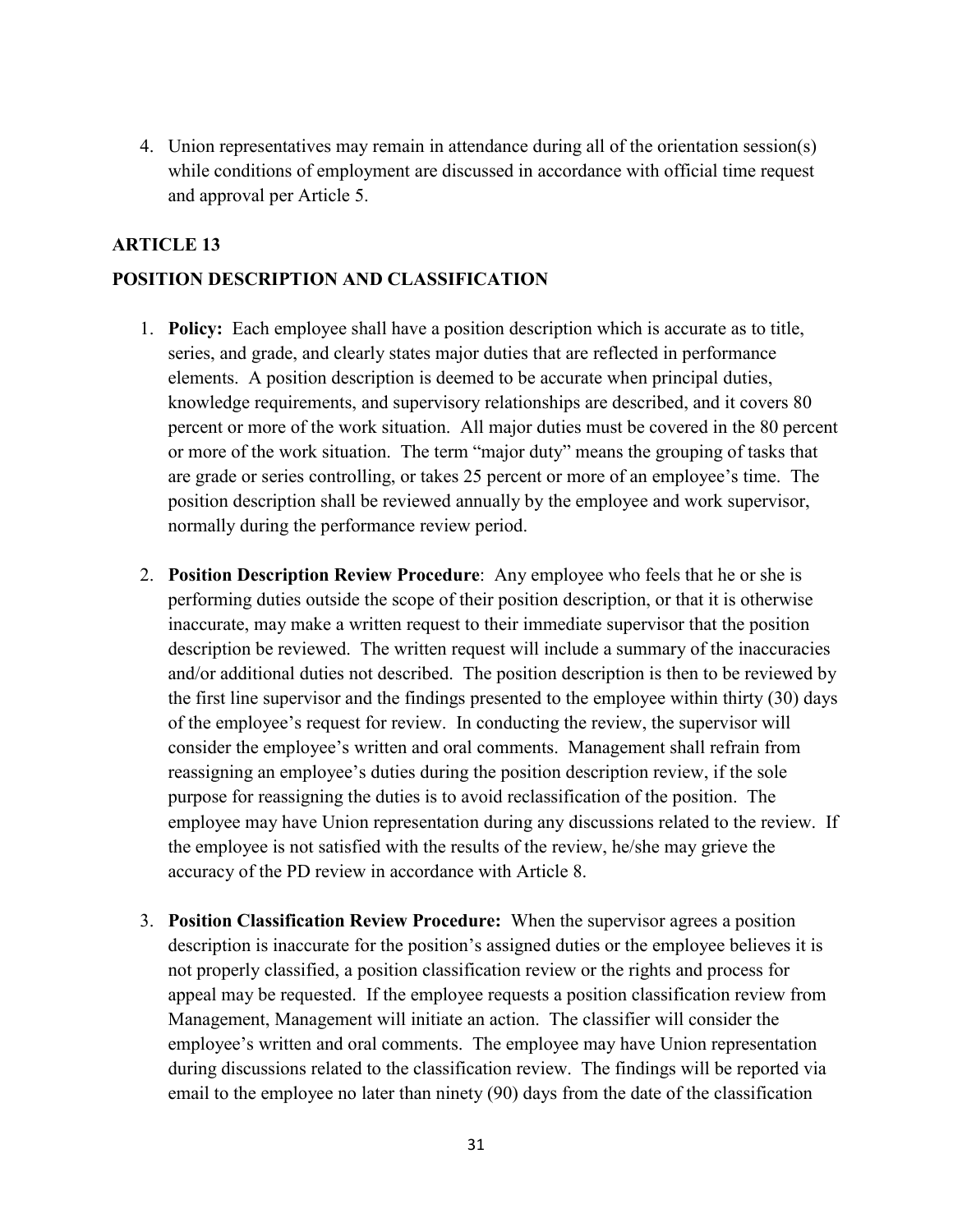4. Union representatives may remain in attendance during all of the orientation session(s) while conditions of employment are discussed in accordance with official time request and approval per Article 5.

## ARTICLE 13

## POSITION DESCRIPTION AND CLASSIFICATION

1. **Policy:** Each employee shall have a position description which is accurate as to title, series, and grade, and clearly states major duties that are reflected in performance elements. A position description is deemed to be accurate when principal duties, knowledge requirements, and supervisory relationships are described, and it covers 80 percent or more of the work situation. All major duties must be covered in the 80 percent or more of the work situation. The term "major duty" means the grouping of tasks that are grade or series controlling, or takes 25 percent or more of an employee's time. The position description shall be reviewed annually by the employee and work supervisor, normally during the performance review period.

2. **Position Description Review Procedure**: Any employee who feels that he or she is performing duties outside the scope of their position description, or that it is otherwise inaccurate, may make a written request to their immediate supervisor that the position description be reviewed. The written request will include a summary of the inaccuracies and/or additional duties not described. The position description is then to be reviewed by the first line supervisor and the findings presented to the employee within thirty (30) days of the employee's request for review. In conducting the review, the supervisor will consider the employee's written and oral comments. Management shall refrain from reassigning an employee's duties during the position description review, if the sole purpose for reassigning the duties is to avoid reclassification of the position. The employee may have Union representation during any discussions related to the review. If the employee is not satisfied with the results of the review, he/she may grieve the accuracy of the PD review in accordance with Article 8.

3. **Position Classification Review Procedure:** When the supervisor agrees a position description is inaccurate for the position's assigned duties or the employee believes it is not properly classified, a position classification review or the rights and process for appeal may be requested. If the employee requests a position classification review from Management, Management will initiate an action. The classifier will consider the employee's written and oral comments. The employee may have Union representation during discussions related to the classification review. The findings will be reported via email to the employee no later than ninety (90) days from the date of the classification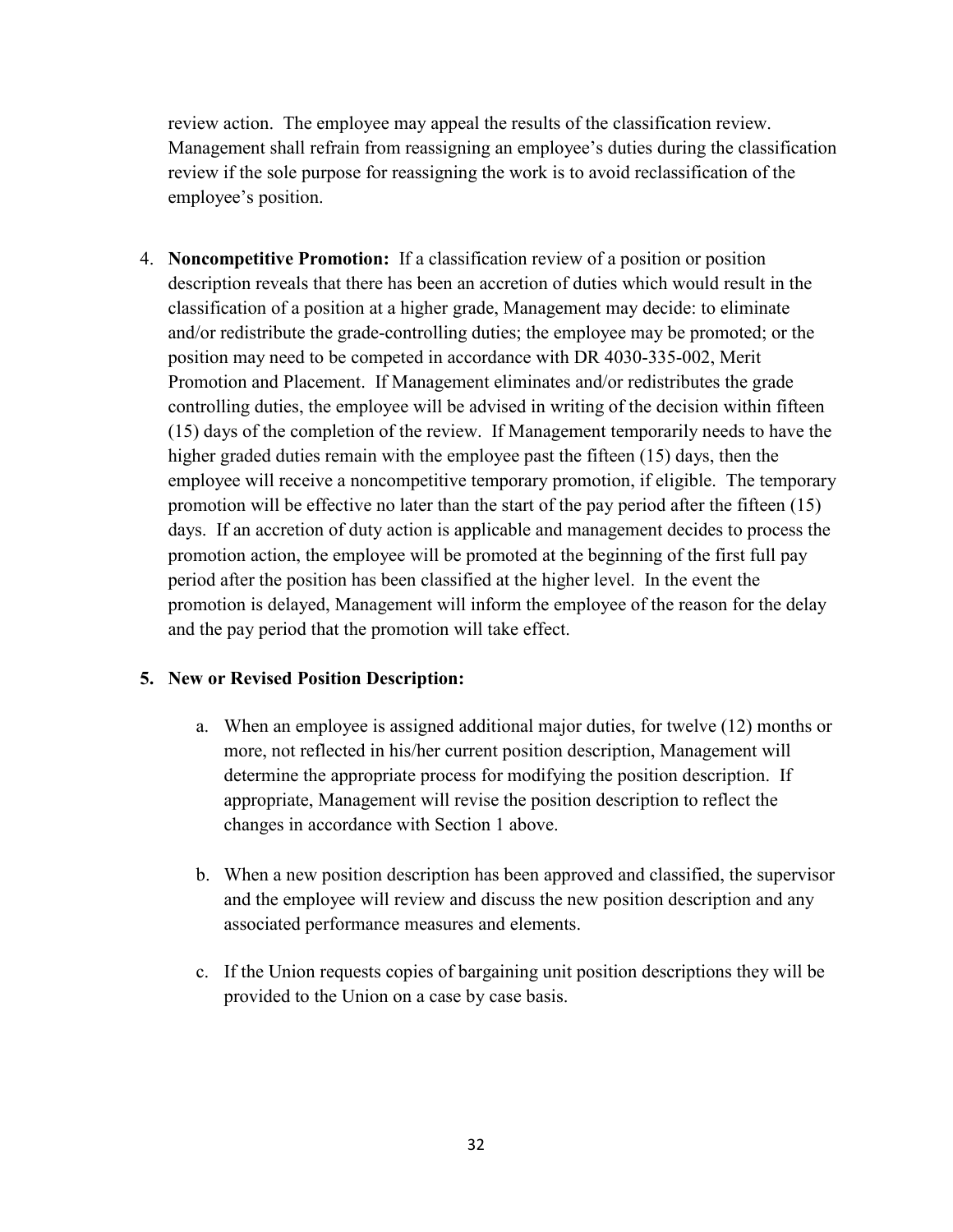review action. The employee may appeal the results of the classification review. Management shall refrain from reassigning an employee's duties during the classification review if the sole purpose for reassigning the work is to avoid reclassification of the employee's position.

4. **Noncompetitive Promotion:** If a classification review of a position or position description reveals that there has been an accretion of duties which would result in the classification of a position at a higher grade, Management may decide: to eliminate and/or redistribute the grade-controlling duties; the employee may be promoted; or the position may need to be competed in accordance with DR 4030-335-002, Merit Promotion and Placement. If Management eliminates and/or redistributes the grade controlling duties, the employee will be advised in writing of the decision within fifteen (15) days of the completion of the review. If Management temporarily needs to have the higher graded duties remain with the employee past the fifteen (15) days, then the employee will receive a noncompetitive temporary promotion, if eligible. The temporary promotion will be effective no later than the start of the pay period after the fifteen (15) days. If an accretion of duty action is applicable and management decides to process the promotion action, the employee will be promoted at the beginning of the first full pay period after the position has been classified at the higher level. In the event the promotion is delayed, Management will inform the employee of the reason for the delay and the pay period that the promotion will take effect.

5. **New or Revised Position Description:**

    a. When an employee is assigned additional major duties, for twelve (12) months or more, not reflected in his/her current position description, Management will determine the appropriate process for modifying the position description. If appropriate, Management will revise the position description to reflect the changes in accordance with Section 1 above.

    b. When a new position description has been approved and classified, the supervisor and the employee will review and discuss the new position description and any associated performance measures and elements.

    c. If the Union requests copies of bargaining unit position descriptions they will be provided to the Union on a case by case basis.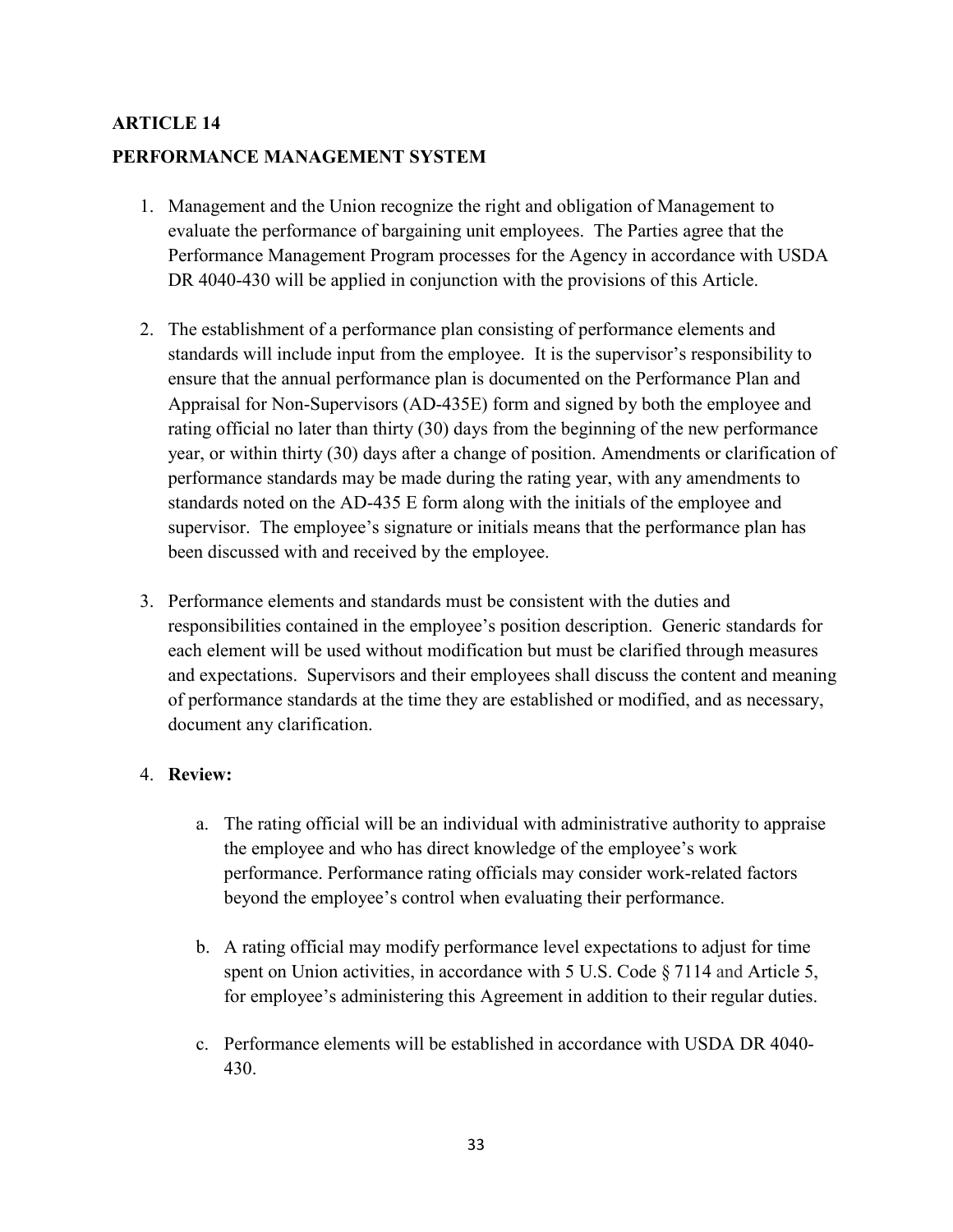## ARTICLE 14

## PERFORMANCE MANAGEMENT SYSTEM

1. Management and the Union recognize the right and obligation of Management to evaluate the performance of bargaining unit employees. The Parties agree that the Performance Management Program processes for the Agency in accordance with USDA DR 4040-430 will be applied in conjunction with the provisions of this Article.

2. The establishment of a performance plan consisting of performance elements and standards will include input from the employee. It is the supervisor's responsibility to ensure that the annual performance plan is documented on the Performance Plan and Appraisal for Non-Supervisors (AD-435E) form and signed by both the employee and rating official no later than thirty (30) days from the beginning of the new performance year, or within thirty (30) days after a change of position. Amendments or clarification of performance standards may be made during the rating year, with any amendments to standards noted on the AD-435 E form along with the initials of the employee and supervisor. The employee's signature or initials means that the performance plan has been discussed with and received by the employee.

3. Performance elements and standards must be consistent with the duties and responsibilities contained in the employee's position description. Generic standards for each element will be used without modification but must be clarified through measures and expectations. Supervisors and their employees shall discuss the content and meaning of performance standards at the time they are established or modified, and as necessary, document any clarification.

4. **Review:**

    a. The rating official will be an individual with administrative authority to appraise the employee and who has direct knowledge of the employee's work performance. Performance rating officials may consider work-related factors beyond the employee's control when evaluating their performance.

    b. A rating official may modify performance level expectations to adjust for time spent on Union activities, in accordance with 5 U.S. Code § 7114 and Article 5, for employee's administering this Agreement in addition to their regular duties.

    c. Performance elements will be established in accordance with USDA DR 4040-430.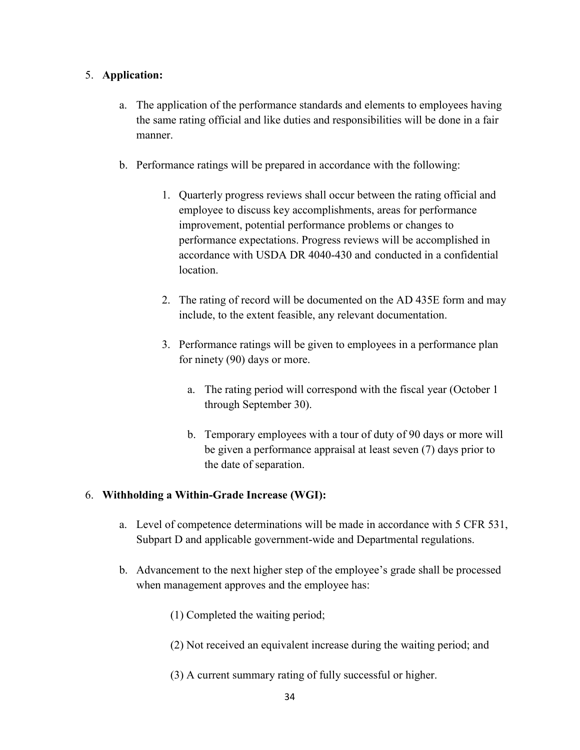5. **Application:**

    a. The application of the performance standards and elements to employees having the same rating official and like duties and responsibilities will be done in a fair manner.

    b. Performance ratings will be prepared in accordance with the following:

        1. Quarterly progress reviews shall occur between the rating official and employee to discuss key accomplishments, areas for performance improvement, potential performance problems or changes to performance expectations. Progress reviews will be accomplished in accordance with USDA DR 4040-430 and conducted in a confidential location.

        2. The rating of record will be documented on the AD 435E form and may include, to the extent feasible, any relevant documentation.

        3. Performance ratings will be given to employees in a performance plan for ninety (90) days or more.

            a. The rating period will correspond with the fiscal year (October 1 through September 30).

            b. Temporary employees with a tour of duty of 90 days or more will be given a performance appraisal at least seven (7) days prior to the date of separation.

6. **Withholding a Within-Grade Increase (WGI):**

    a. Level of competence determinations will be made in accordance with 5 CFR 531, Subpart D and applicable government-wide and Departmental regulations.

    b. Advancement to the next higher step of the employee's grade shall be processed when management approves and the employee has:

        (1) Completed the waiting period;

        (2) Not received an equivalent increase during the waiting period; and

        (3) A current summary rating of fully successful or higher.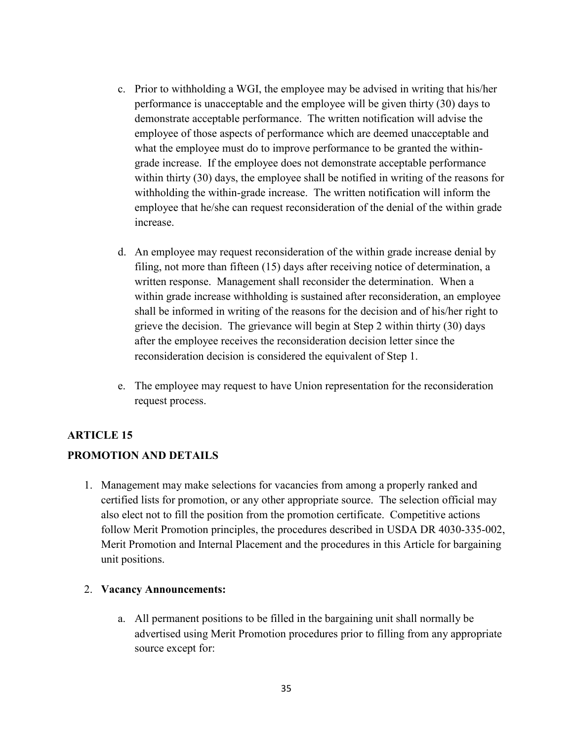c. Prior to withholding a WGI, the employee may be advised in writing that his/her performance is unacceptable and the employee will be given thirty (30) days to demonstrate acceptable performance. The written notification will advise the employee of those aspects of performance which are deemed unacceptable and what the employee must do to improve performance to be granted the within-grade increase. If the employee does not demonstrate acceptable performance within thirty (30) days, the employee shall be notified in writing of the reasons for withholding the within-grade increase. The written notification will inform the employee that he/she can request reconsideration of the denial of the within grade increase.

d. An employee may request reconsideration of the within grade increase denial by filing, not more than fifteen (15) days after receiving notice of determination, a written response. Management shall reconsider the determination. When a within grade increase withholding is sustained after reconsideration, an employee shall be informed in writing of the reasons for the decision and of his/her right to grieve the decision. The grievance will begin at Step 2 within thirty (30) days after the employee receives the reconsideration decision letter since the reconsideration decision is considered the equivalent of Step 1.

e. The employee may request to have Union representation for the reconsideration request process.

## ARTICLE 15

## PROMOTION AND DETAILS

1. Management may make selections for vacancies from among a properly ranked and certified lists for promotion, or any other appropriate source. The selection official may also elect not to fill the position from the promotion certificate. Competitive actions follow Merit Promotion principles, the procedures described in USDA DR 4030-335-002, Merit Promotion and Internal Placement and the procedures in this Article for bargaining unit positions.

2. **Vacancy Announcements:**

   a. All permanent positions to be filled in the bargaining unit shall normally be advertised using Merit Promotion procedures prior to filling from any appropriate source except for: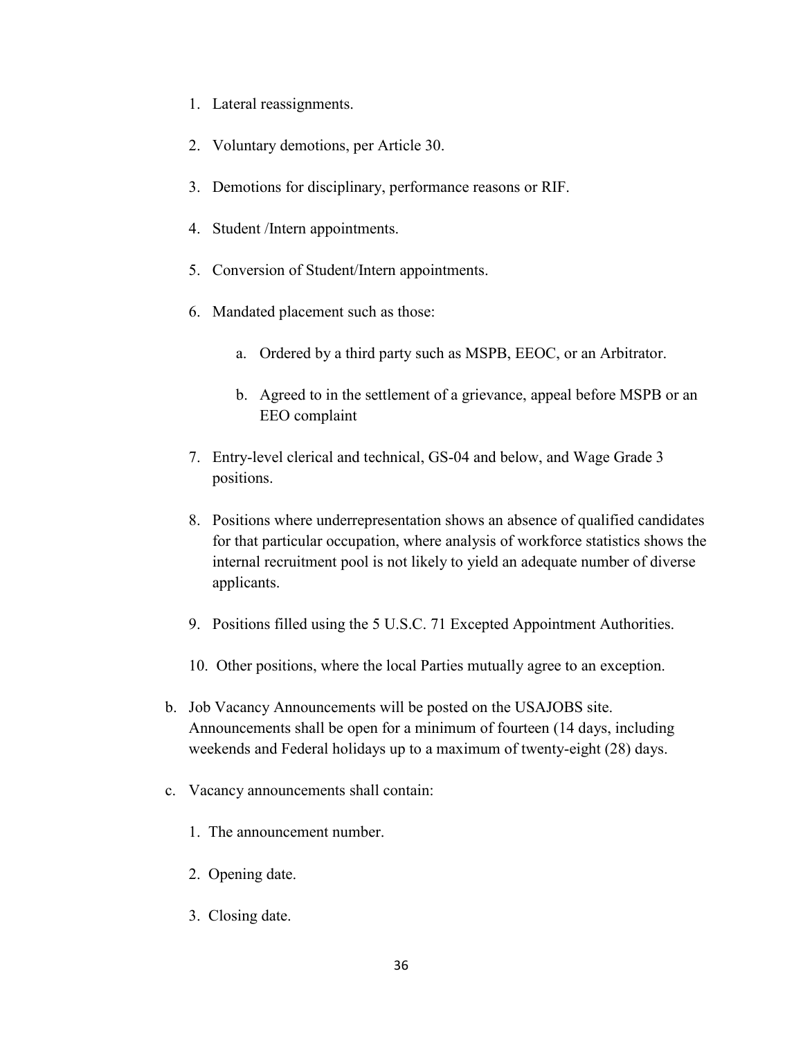1. Lateral reassignments.

2. Voluntary demotions, per Article 30.

3. Demotions for disciplinary, performance reasons or RIF.

4. Student /Intern appointments.

5. Conversion of Student/Intern appointments.

6. Mandated placement such as those:

    a. Ordered by a third party such as MSPB, EEOC, or an Arbitrator.

    b. Agreed to in the settlement of a grievance, appeal before MSPB or an EEO complaint

7. Entry-level clerical and technical, GS-04 and below, and Wage Grade 3 positions.

8. Positions where underrepresentation shows an absence of qualified candidates for that particular occupation, where analysis of workforce statistics shows the internal recruitment pool is not likely to yield an adequate number of diverse applicants.

9. Positions filled using the 5 U.S.C. 71 Excepted Appointment Authorities.

10. Other positions, where the local Parties mutually agree to an exception.

b. Job Vacancy Announcements will be posted on the USAJOBS site. Announcements shall be open for a minimum of fourteen (14 days, including weekends and Federal holidays up to a maximum of twenty-eight (28) days.

c. Vacancy announcements shall contain:

    1. The announcement number.

    2. Opening date.

    3. Closing date.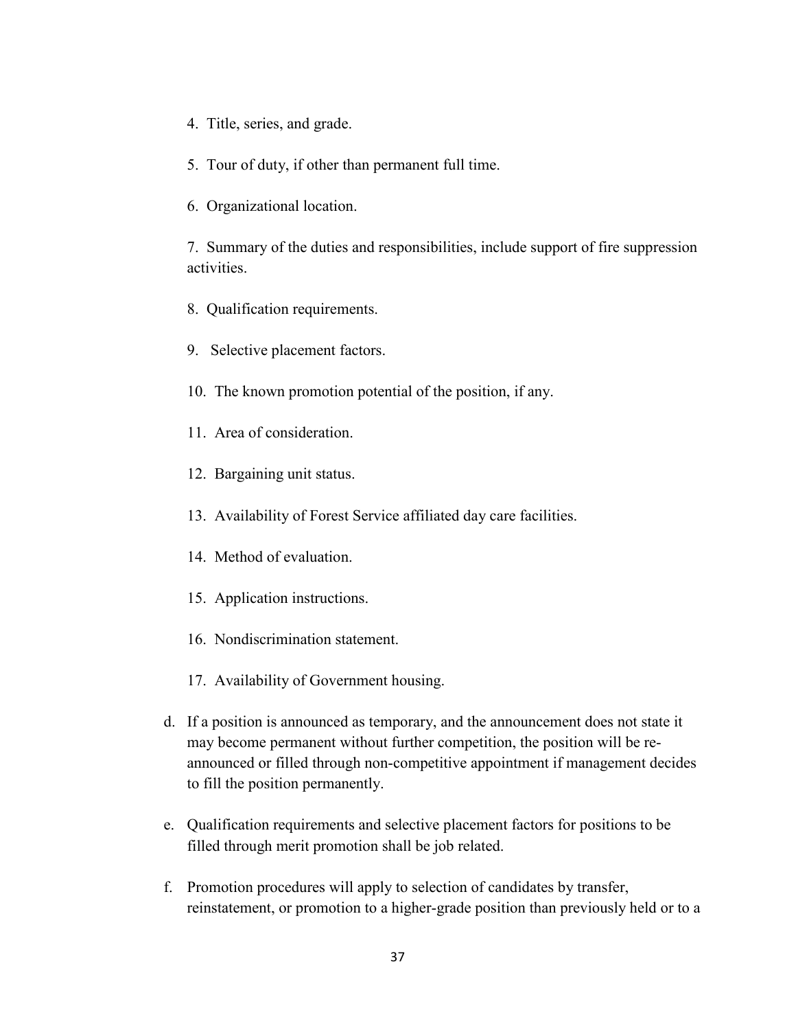4. Title, series, and grade.

5. Tour of duty, if other than permanent full time.

6. Organizational location.

7. Summary of the duties and responsibilities, include support of fire suppression activities.

8. Qualification requirements.

9. Selective placement factors.

10. The known promotion potential of the position, if any.

11. Area of consideration.

12. Bargaining unit status.

13. Availability of Forest Service affiliated day care facilities.

14. Method of evaluation.

15. Application instructions.

16. Nondiscrimination statement.

17. Availability of Government housing.

d. If a position is announced as temporary, and the announcement does not state it may become permanent without further competition, the position will be re-announced or filled through non-competitive appointment if management decides to fill the position permanently.

e. Qualification requirements and selective placement factors for positions to be filled through merit promotion shall be job related.

f. Promotion procedures will apply to selection of candidates by transfer, reinstatement, or promotion to a higher-grade position than previously held or to a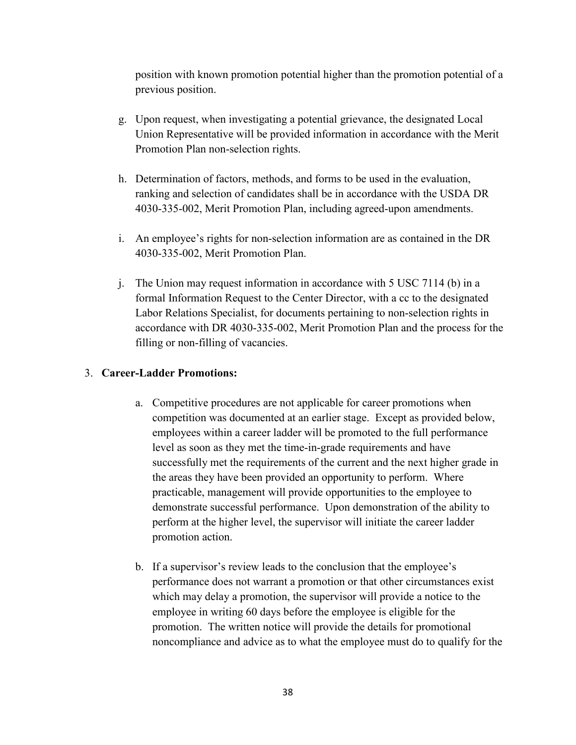position with known promotion potential higher than the promotion potential of a previous position.

g. Upon request, when investigating a potential grievance, the designated Local Union Representative will be provided information in accordance with the Merit Promotion Plan non-selection rights.

h. Determination of factors, methods, and forms to be used in the evaluation, ranking and selection of candidates shall be in accordance with the USDA DR 4030-335-002, Merit Promotion Plan, including agreed-upon amendments.

i. An employee's rights for non-selection information are as contained in the DR 4030-335-002, Merit Promotion Plan.

j. The Union may request information in accordance with 5 USC 7114 (b) in a formal Information Request to the Center Director, with a cc to the designated Labor Relations Specialist, for documents pertaining to non-selection rights in accordance with DR 4030-335-002, Merit Promotion Plan and the process for the filling or non-filling of vacancies.

3. **Career-Ladder Promotions:**

   a. Competitive procedures are not applicable for career promotions when competition was documented at an earlier stage. Except as provided below, employees within a career ladder will be promoted to the full performance level as soon as they met the time-in-grade requirements and have successfully met the requirements of the current and the next higher grade in the areas they have been provided an opportunity to perform. Where practicable, management will provide opportunities to the employee to demonstrate successful performance. Upon demonstration of the ability to perform at the higher level, the supervisor will initiate the career ladder promotion action.

   b. If a supervisor's review leads to the conclusion that the employee's performance does not warrant a promotion or that other circumstances exist which may delay a promotion, the supervisor will provide a notice to the employee in writing 60 days before the employee is eligible for the promotion. The written notice will provide the details for promotional noncompliance and advice as to what the employee must do to qualify for the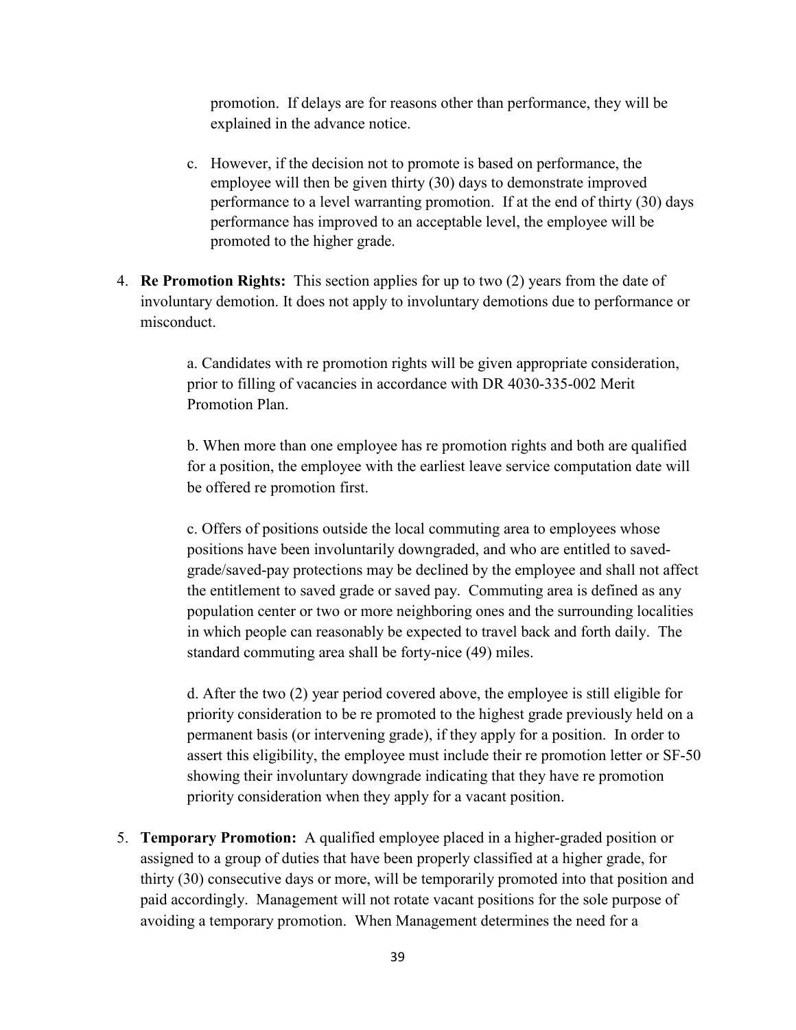promotion. If delays are for reasons other than performance, they will be explained in the advance notice.

c. However, if the decision not to promote is based on performance, the employee will then be given thirty (30) days to demonstrate improved performance to a level warranting promotion. If at the end of thirty (30) days performance has improved to an acceptable level, the employee will be promoted to the higher grade.

4. **Re Promotion Rights:** This section applies for up to two (2) years from the date of involuntary demotion. It does not apply to involuntary demotions due to performance or misconduct.

   a. Candidates with re promotion rights will be given appropriate consideration, prior to filling of vacancies in accordance with DR 4030-335-002 Merit Promotion Plan.

   b. When more than one employee has re promotion rights and both are qualified for a position, the employee with the earliest leave service computation date will be offered re promotion first.

   c. Offers of positions outside the local commuting area to employees whose positions have been involuntarily downgraded, and who are entitled to saved-grade/saved-pay protections may be declined by the employee and shall not affect the entitlement to saved grade or saved pay. Commuting area is defined as any population center or two or more neighboring ones and the surrounding localities in which people can reasonably be expected to travel back and forth daily. The standard commuting area shall be forty-nice (49) miles.

   d. After the two (2) year period covered above, the employee is still eligible for priority consideration to be re promoted to the highest grade previously held on a permanent basis (or intervening grade), if they apply for a position. In order to assert this eligibility, the employee must include their re promotion letter or SF-50 showing their involuntary downgrade indicating that they have re promotion priority consideration when they apply for a vacant position.

5. **Temporary Promotion:** A qualified employee placed in a higher-graded position or assigned to a group of duties that have been properly classified at a higher grade, for thirty (30) consecutive days or more, will be temporarily promoted into that position and paid accordingly. Management will not rotate vacant positions for the sole purpose of avoiding a temporary promotion. When Management determines the need for a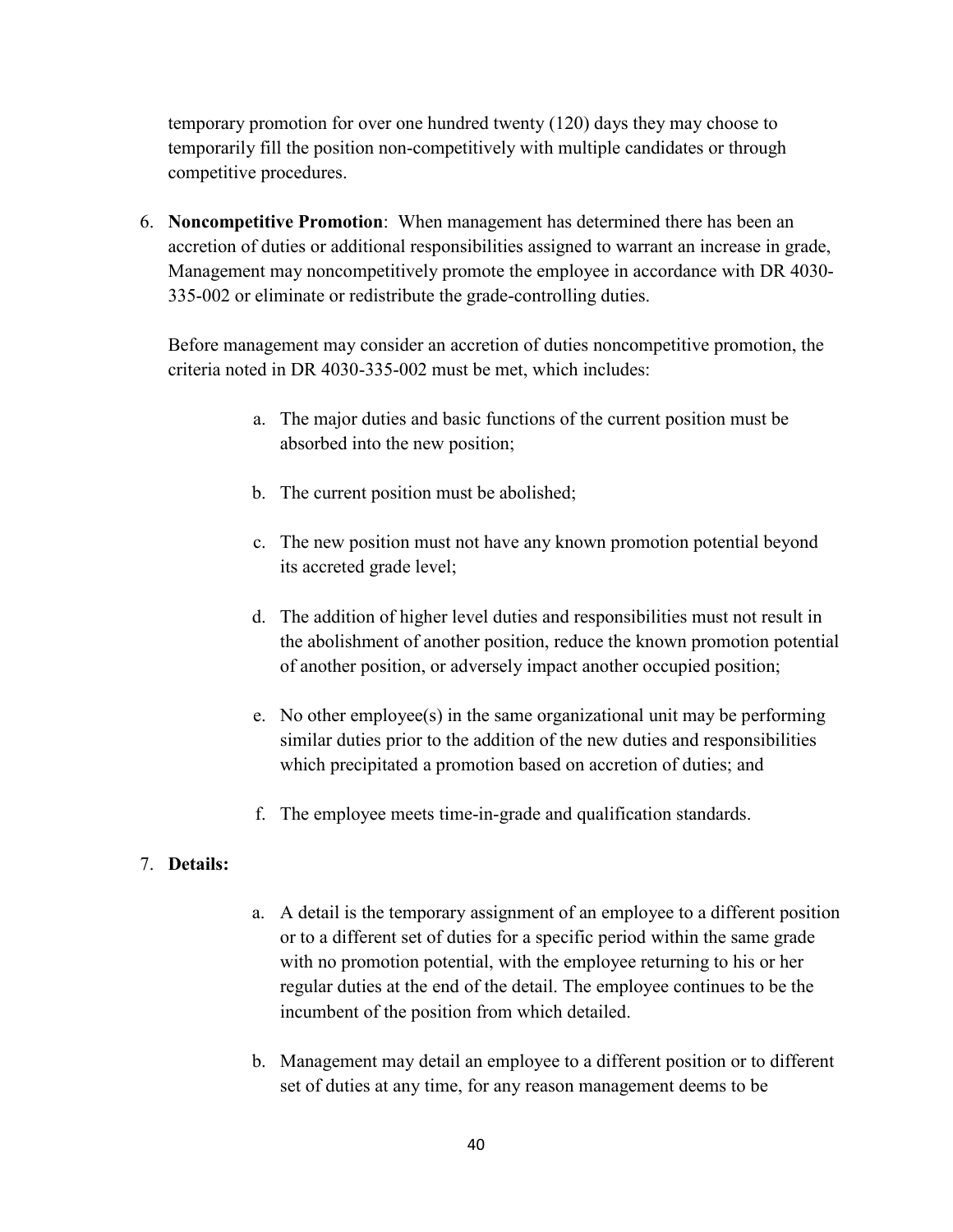temporary promotion for over one hundred twenty (120) days they may choose to temporarily fill the position non-competitively with multiple candidates or through competitive procedures.

6. **Noncompetitive Promotion**: When management has determined there has been an accretion of duties or additional responsibilities assigned to warrant an increase in grade, Management may noncompetitively promote the employee in accordance with DR 4030-335-002 or eliminate or redistribute the grade-controlling duties.

   Before management may consider an accretion of duties noncompetitive promotion, the criteria noted in DR 4030-335-002 must be met, which includes:

   a. The major duties and basic functions of the current position must be absorbed into the new position;

   b. The current position must be abolished;

   c. The new position must not have any known promotion potential beyond its accreted grade level;

   d. The addition of higher level duties and responsibilities must not result in the abolishment of another position, reduce the known promotion potential of another position, or adversely impact another occupied position;

   e. No other employee(s) in the same organizational unit may be performing similar duties prior to the addition of the new duties and responsibilities which precipitated a promotion based on accretion of duties; and

   f. The employee meets time-in-grade and qualification standards.

7. **Details:**

   a. A detail is the temporary assignment of an employee to a different position or to a different set of duties for a specific period within the same grade with no promotion potential, with the employee returning to his or her regular duties at the end of the detail. The employee continues to be the incumbent of the position from which detailed.

   b. Management may detail an employee to a different position or to different set of duties at any time, for any reason management deems to be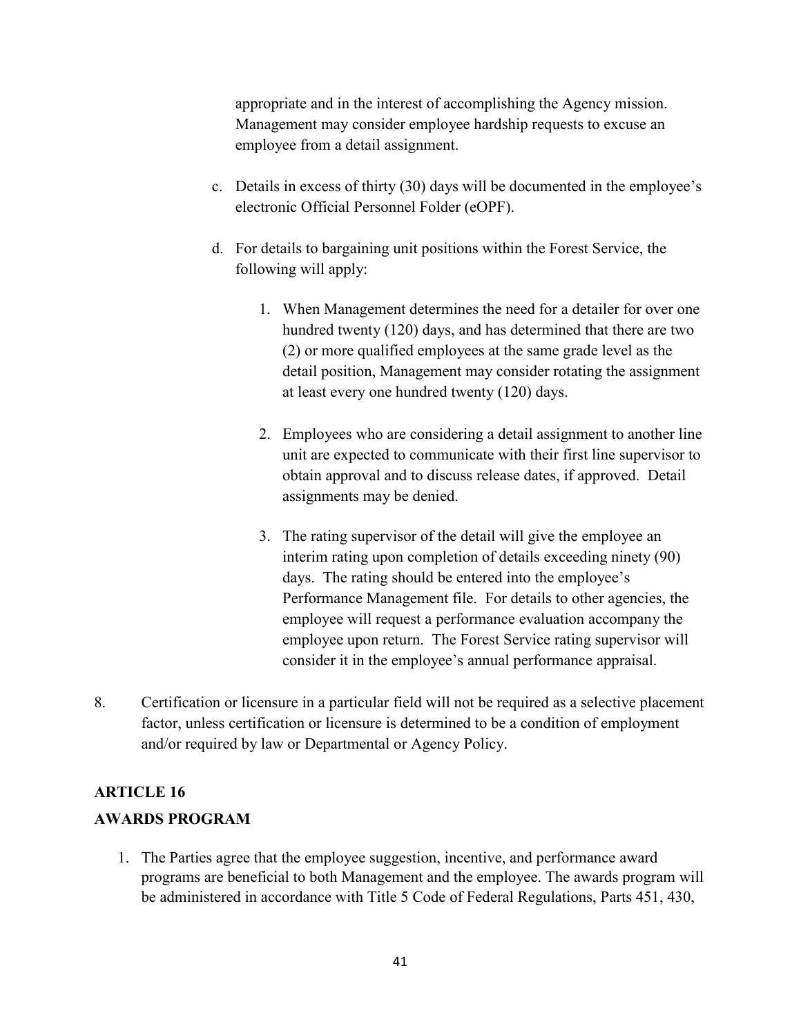appropriate and in the interest of accomplishing the Agency mission. Management may consider employee hardship requests to excuse an employee from a detail assignment.

c. Details in excess of thirty (30) days will be documented in the employee's electronic Official Personnel Folder (eOPF).

d. For details to bargaining unit positions within the Forest Service, the following will apply:

    1. When Management determines the need for a detailer for over one hundred twenty (120) days, and has determined that there are two (2) or more qualified employees at the same grade level as the detail position, Management may consider rotating the assignment at least every one hundred twenty (120) days.

    2. Employees who are considering a detail assignment to another line unit are expected to communicate with their first line supervisor to obtain approval and to discuss release dates, if approved. Detail assignments may be denied.

    3. The rating supervisor of the detail will give the employee an interim rating upon completion of details exceeding ninety (90) days. The rating should be entered into the employee's Performance Management file. For details to other agencies, the employee will request a performance evaluation accompany the employee upon return. The Forest Service rating supervisor will consider it in the employee's annual performance appraisal.

8. Certification or licensure in a particular field will not be required as a selective placement factor, unless certification or licensure is determined to be a condition of employment and/or required by law or Departmental or Agency Policy.

## ARTICLE 16
## AWARDS PROGRAM

1. The Parties agree that the employee suggestion, incentive, and performance award programs are beneficial to both Management and the employee. The awards program will be administered in accordance with Title 5 Code of Federal Regulations, Parts 451, 430,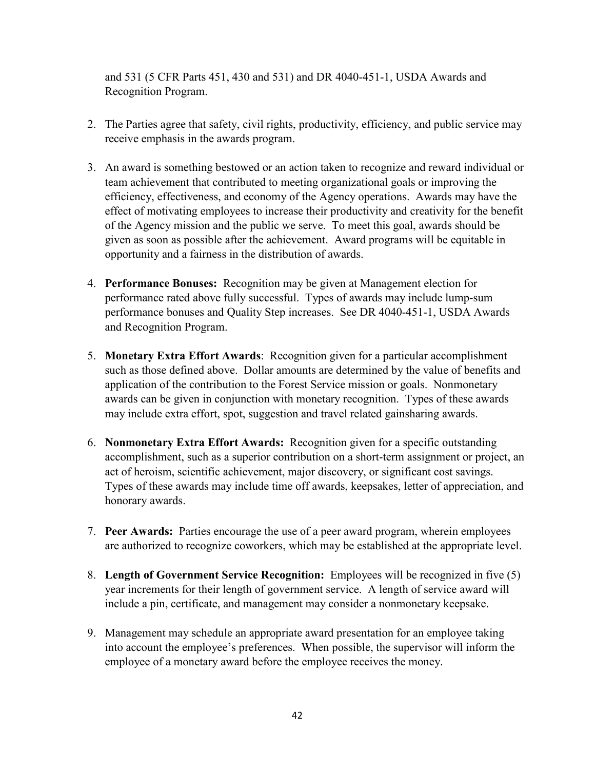and 531 (5 CFR Parts 451, 430 and 531) and DR 4040-451-1, USDA Awards and Recognition Program.

2. The Parties agree that safety, civil rights, productivity, efficiency, and public service may receive emphasis in the awards program.

3. An award is something bestowed or an action taken to recognize and reward individual or team achievement that contributed to meeting organizational goals or improving the efficiency, effectiveness, and economy of the Agency operations. Awards may have the effect of motivating employees to increase their productivity and creativity for the benefit of the Agency mission and the public we serve. To meet this goal, awards should be given as soon as possible after the achievement. Award programs will be equitable in opportunity and a fairness in the distribution of awards.

4. **Performance Bonuses:** Recognition may be given at Management election for performance rated above fully successful. Types of awards may include lump-sum performance bonuses and Quality Step increases. See DR 4040-451-1, USDA Awards and Recognition Program.

5. **Monetary Extra Effort Awards**: Recognition given for a particular accomplishment such as those defined above. Dollar amounts are determined by the value of benefits and application of the contribution to the Forest Service mission or goals. Nonmonetary awards can be given in conjunction with monetary recognition. Types of these awards may include extra effort, spot, suggestion and travel related gainsharing awards.

6. **Nonmonetary Extra Effort Awards:** Recognition given for a specific outstanding accomplishment, such as a superior contribution on a short-term assignment or project, an act of heroism, scientific achievement, major discovery, or significant cost savings. Types of these awards may include time off awards, keepsakes, letter of appreciation, and honorary awards.

7. **Peer Awards:** Parties encourage the use of a peer award program, wherein employees are authorized to recognize coworkers, which may be established at the appropriate level.

8. **Length of Government Service Recognition:** Employees will be recognized in five (5) year increments for their length of government service. A length of service award will include a pin, certificate, and management may consider a nonmonetary keepsake.

9. Management may schedule an appropriate award presentation for an employee taking into account the employee's preferences. When possible, the supervisor will inform the employee of a monetary award before the employee receives the money.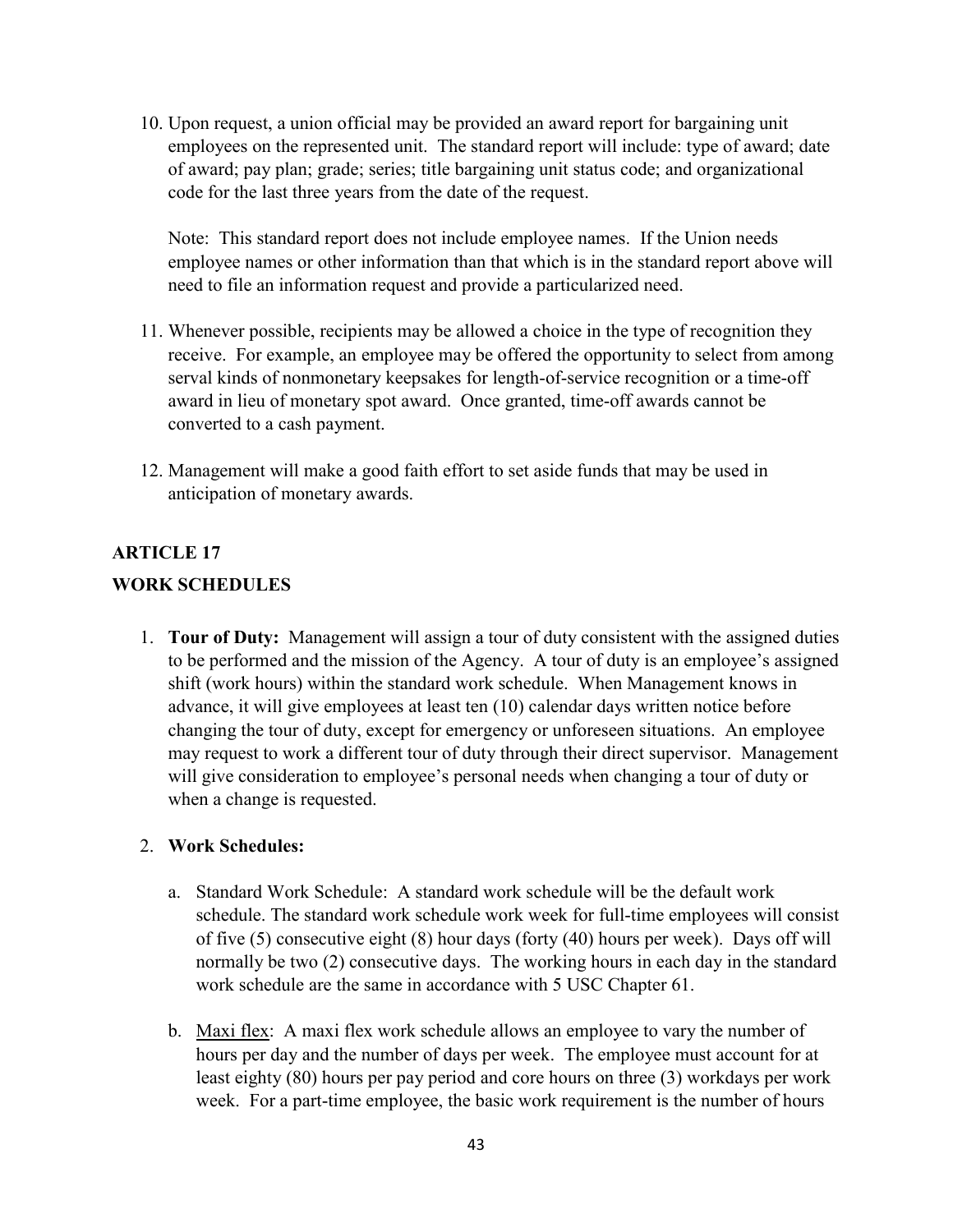10. Upon request, a union official may be provided an award report for bargaining unit employees on the represented unit. The standard report will include: type of award; date of award; pay plan; grade; series; title bargaining unit status code; and organizational code for the last three years from the date of the request.

    Note: This standard report does not include employee names. If the Union needs employee names or other information than that which is in the standard report above will need to file an information request and provide a particularized need.

11. Whenever possible, recipients may be allowed a choice in the type of recognition they receive. For example, an employee may be offered the opportunity to select from among serval kinds of nonmonetary keepsakes for length-of-service recognition or a time-off award in lieu of monetary spot award. Once granted, time-off awards cannot be converted to a cash payment.

12. Management will make a good faith effort to set aside funds that may be used in anticipation of monetary awards.

## ARTICLE 17

## WORK SCHEDULES

1. **Tour of Duty:** Management will assign a tour of duty consistent with the assigned duties to be performed and the mission of the Agency. A tour of duty is an employee's assigned shift (work hours) within the standard work schedule. When Management knows in advance, it will give employees at least ten (10) calendar days written notice before changing the tour of duty, except for emergency or unforeseen situations. An employee may request to work a different tour of duty through their direct supervisor. Management will give consideration to employee's personal needs when changing a tour of duty or when a change is requested.

2. **Work Schedules:**

    a. Standard Work Schedule: A standard work schedule will be the default work schedule. The standard work schedule work week for full-time employees will consist of five (5) consecutive eight (8) hour days (forty (40) hours per week). Days off will normally be two (2) consecutive days. The working hours in each day in the standard work schedule are the same in accordance with 5 USC Chapter 61.

    b. Maxi flex: A maxi flex work schedule allows an employee to vary the number of hours per day and the number of days per week. The employee must account for at least eighty (80) hours per pay period and core hours on three (3) workdays per work week. For a part-time employee, the basic work requirement is the number of hours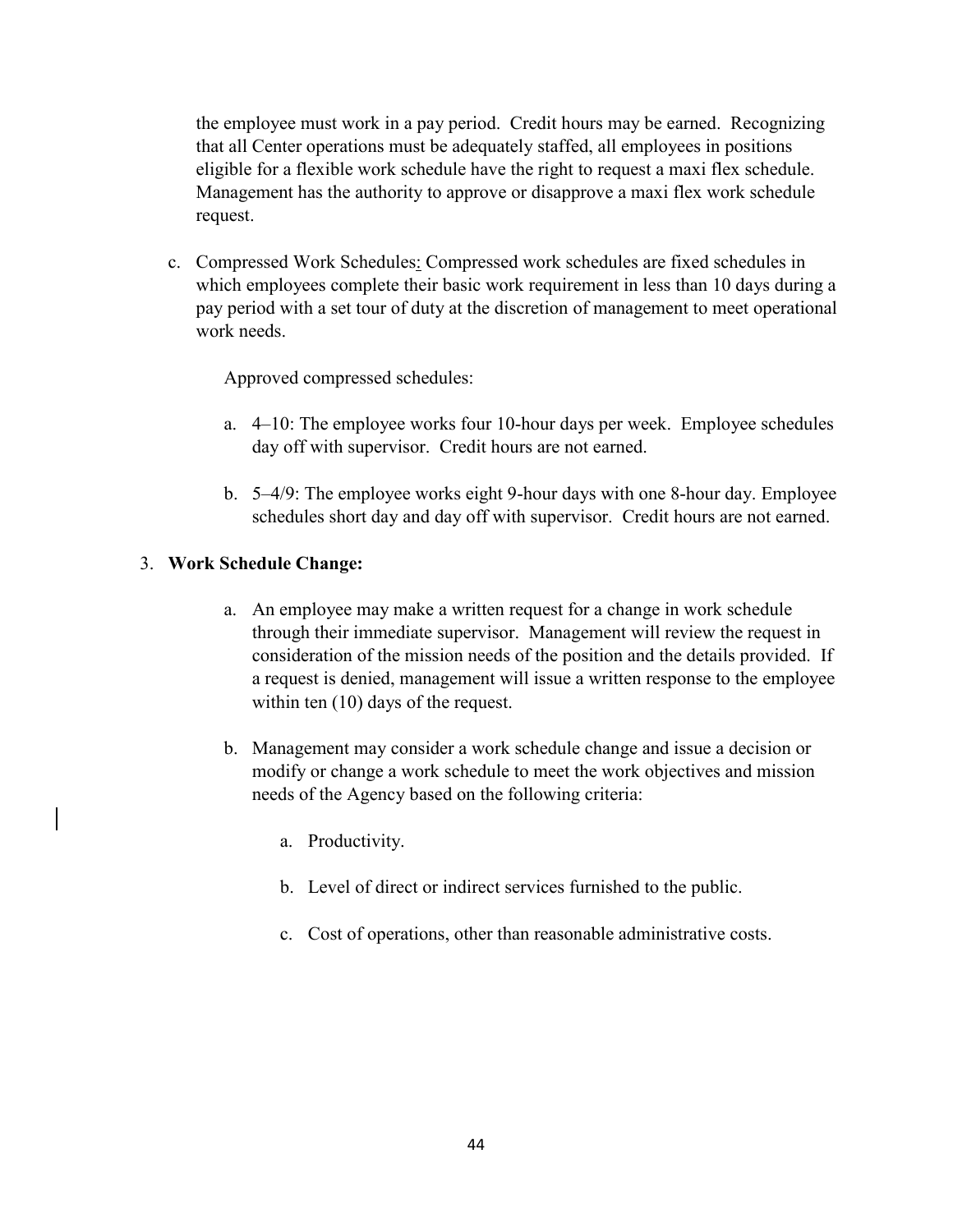the employee must work in a pay period. Credit hours may be earned. Recognizing that all Center operations must be adequately staffed, all employees in positions eligible for a flexible work schedule have the right to request a maxi flex schedule. Management has the authority to approve or disapprove a maxi flex work schedule request.

c. Compressed Work Schedules: Compressed work schedules are fixed schedules in which employees complete their basic work requirement in less than 10 days during a pay period with a set tour of duty at the discretion of management to meet operational work needs.

   Approved compressed schedules:

   a. 4–10: The employee works four 10-hour days per week. Employee schedules day off with supervisor. Credit hours are not earned.

   b. 5–4/9: The employee works eight 9-hour days with one 8-hour day. Employee schedules short day and day off with supervisor. Credit hours are not earned.

3. **Work Schedule Change:**

   a. An employee may make a written request for a change in work schedule through their immediate supervisor. Management will review the request in consideration of the mission needs of the position and the details provided. If a request is denied, management will issue a written response to the employee within ten (10) days of the request.

   b. Management may consider a work schedule change and issue a decision or modify or change a work schedule to meet the work objectives and mission needs of the Agency based on the following criteria:

      a. Productivity.

      b. Level of direct or indirect services furnished to the public.

      c. Cost of operations, other than reasonable administrative costs.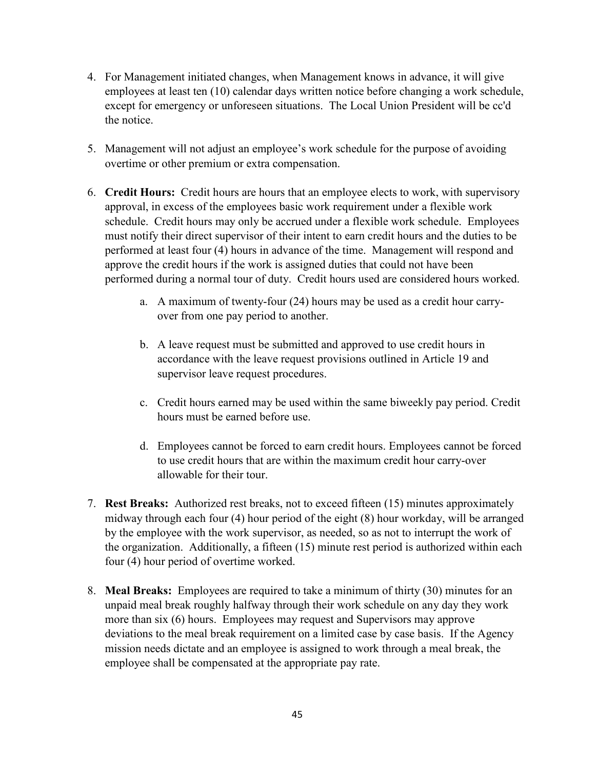4. For Management initiated changes, when Management knows in advance, it will give employees at least ten (10) calendar days written notice before changing a work schedule, except for emergency or unforeseen situations. The Local Union President will be cc'd the notice.

5. Management will not adjust an employee's work schedule for the purpose of avoiding overtime or other premium or extra compensation.

6. **Credit Hours:** Credit hours are hours that an employee elects to work, with supervisory approval, in excess of the employees basic work requirement under a flexible work schedule. Credit hours may only be accrued under a flexible work schedule. Employees must notify their direct supervisor of their intent to earn credit hours and the duties to be performed at least four (4) hours in advance of the time. Management will respond and approve the credit hours if the work is assigned duties that could not have been performed during a normal tour of duty. Credit hours used are considered hours worked.

   a. A maximum of twenty-four (24) hours may be used as a credit hour carry-over from one pay period to another.

   b. A leave request must be submitted and approved to use credit hours in accordance with the leave request provisions outlined in Article 19 and supervisor leave request procedures.

   c. Credit hours earned may be used within the same biweekly pay period. Credit hours must be earned before use.

   d. Employees cannot be forced to earn credit hours. Employees cannot be forced to use credit hours that are within the maximum credit hour carry-over allowable for their tour.

7. **Rest Breaks:** Authorized rest breaks, not to exceed fifteen (15) minutes approximately midway through each four (4) hour period of the eight (8) hour workday, will be arranged by the employee with the work supervisor, as needed, so as not to interrupt the work of the organization. Additionally, a fifteen (15) minute rest period is authorized within each four (4) hour period of overtime worked.

8. **Meal Breaks:** Employees are required to take a minimum of thirty (30) minutes for an unpaid meal break roughly halfway through their work schedule on any day they work more than six (6) hours. Employees may request and Supervisors may approve deviations to the meal break requirement on a limited case by case basis. If the Agency mission needs dictate and an employee is assigned to work through a meal break, the employee shall be compensated at the appropriate pay rate.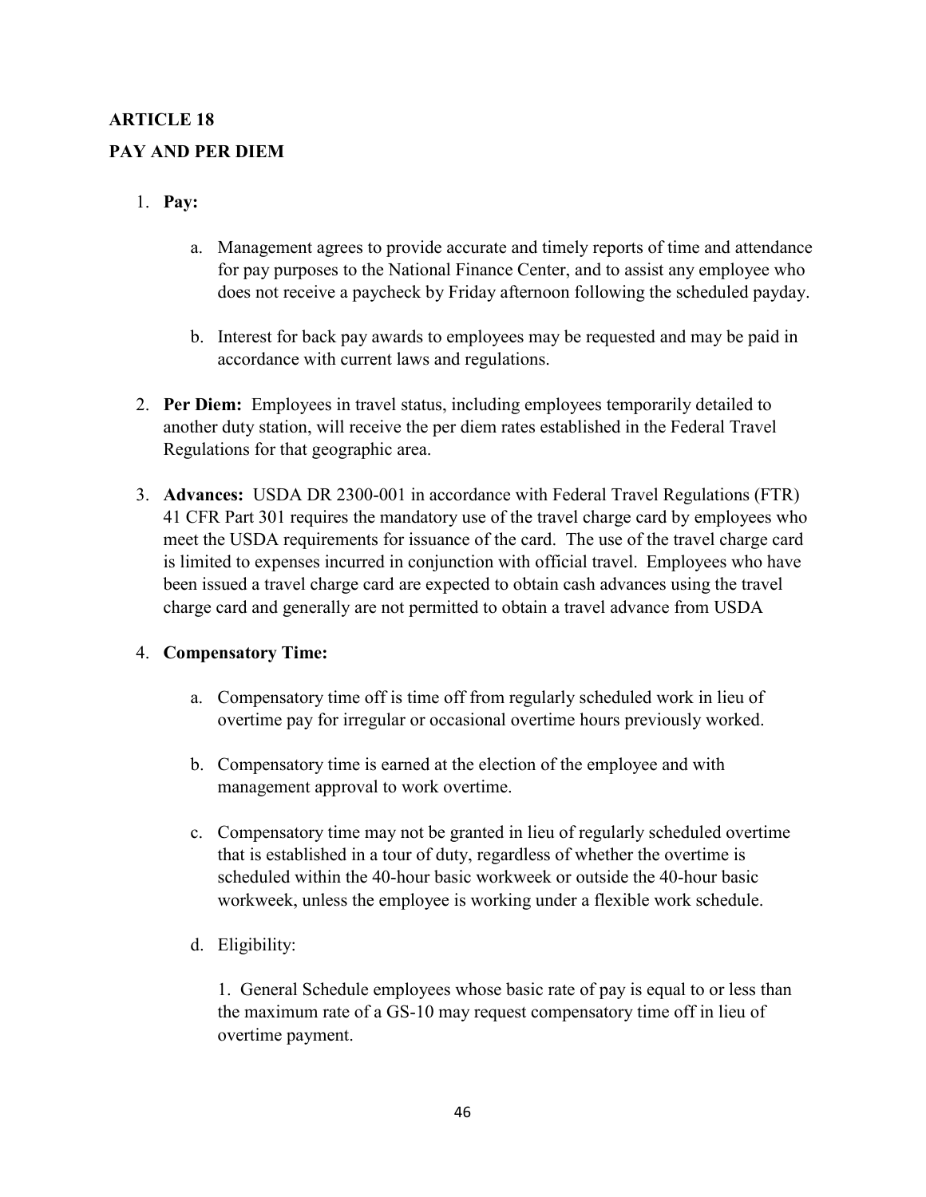## ARTICLE 18

## PAY AND PER DIEM

1. **Pay:**

   a. Management agrees to provide accurate and timely reports of time and attendance for pay purposes to the National Finance Center, and to assist any employee who does not receive a paycheck by Friday afternoon following the scheduled payday.

   b. Interest for back pay awards to employees may be requested and may be paid in accordance with current laws and regulations.

2. **Per Diem:** Employees in travel status, including employees temporarily detailed to another duty station, will receive the per diem rates established in the Federal Travel Regulations for that geographic area.

3. **Advances:** USDA DR 2300-001 in accordance with Federal Travel Regulations (FTR) 41 CFR Part 301 requires the mandatory use of the travel charge card by employees who meet the USDA requirements for issuance of the card. The use of the travel charge card is limited to expenses incurred in conjunction with official travel. Employees who have been issued a travel charge card are expected to obtain cash advances using the travel charge card and generally are not permitted to obtain a travel advance from USDA

4. **Compensatory Time:**

   a. Compensatory time off is time off from regularly scheduled work in lieu of overtime pay for irregular or occasional overtime hours previously worked.

   b. Compensatory time is earned at the election of the employee and with management approval to work overtime.

   c. Compensatory time may not be granted in lieu of regularly scheduled overtime that is established in a tour of duty, regardless of whether the overtime is scheduled within the 40-hour basic workweek or outside the 40-hour basic workweek, unless the employee is working under a flexible work schedule.

   d. Eligibility:

      1. General Schedule employees whose basic rate of pay is equal to or less than the maximum rate of a GS-10 may request compensatory time off in lieu of overtime payment.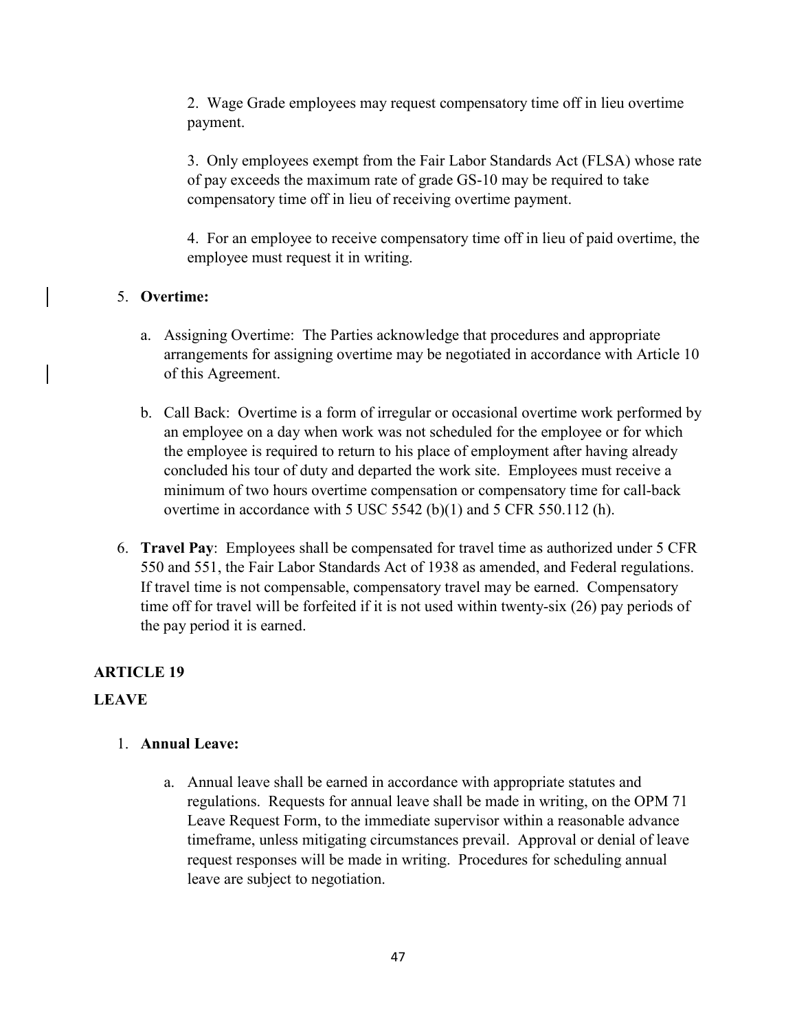2. Wage Grade employees may request compensatory time off in lieu overtime payment.

3. Only employees exempt from the Fair Labor Standards Act (FLSA) whose rate of pay exceeds the maximum rate of grade GS-10 may be required to take compensatory time off in lieu of receiving overtime payment.

4. For an employee to receive compensatory time off in lieu of paid overtime, the employee must request it in writing.

5. **Overtime:**

   a. Assigning Overtime: The Parties acknowledge that procedures and appropriate arrangements for assigning overtime may be negotiated in accordance with Article 10 of this Agreement.

   b. Call Back: Overtime is a form of irregular or occasional overtime work performed by an employee on a day when work was not scheduled for the employee or for which the employee is required to return to his place of employment after having already concluded his tour of duty and departed the work site. Employees must receive a minimum of two hours overtime compensation or compensatory time for call-back overtime in accordance with 5 USC 5542 (b)(1) and 5 CFR 550.112 (h).

6. **Travel Pay**: Employees shall be compensated for travel time as authorized under 5 CFR 550 and 551, the Fair Labor Standards Act of 1938 as amended, and Federal regulations. If travel time is not compensable, compensatory travel may be earned. Compensatory time off for travel will be forfeited if it is not used within twenty-six (26) pay periods of the pay period it is earned.

## ARTICLE 19

## LEAVE

1. **Annual Leave:**

   a. Annual leave shall be earned in accordance with appropriate statutes and regulations. Requests for annual leave shall be made in writing, on the OPM 71 Leave Request Form, to the immediate supervisor within a reasonable advance timeframe, unless mitigating circumstances prevail. Approval or denial of leave request responses will be made in writing. Procedures for scheduling annual leave are subject to negotiation.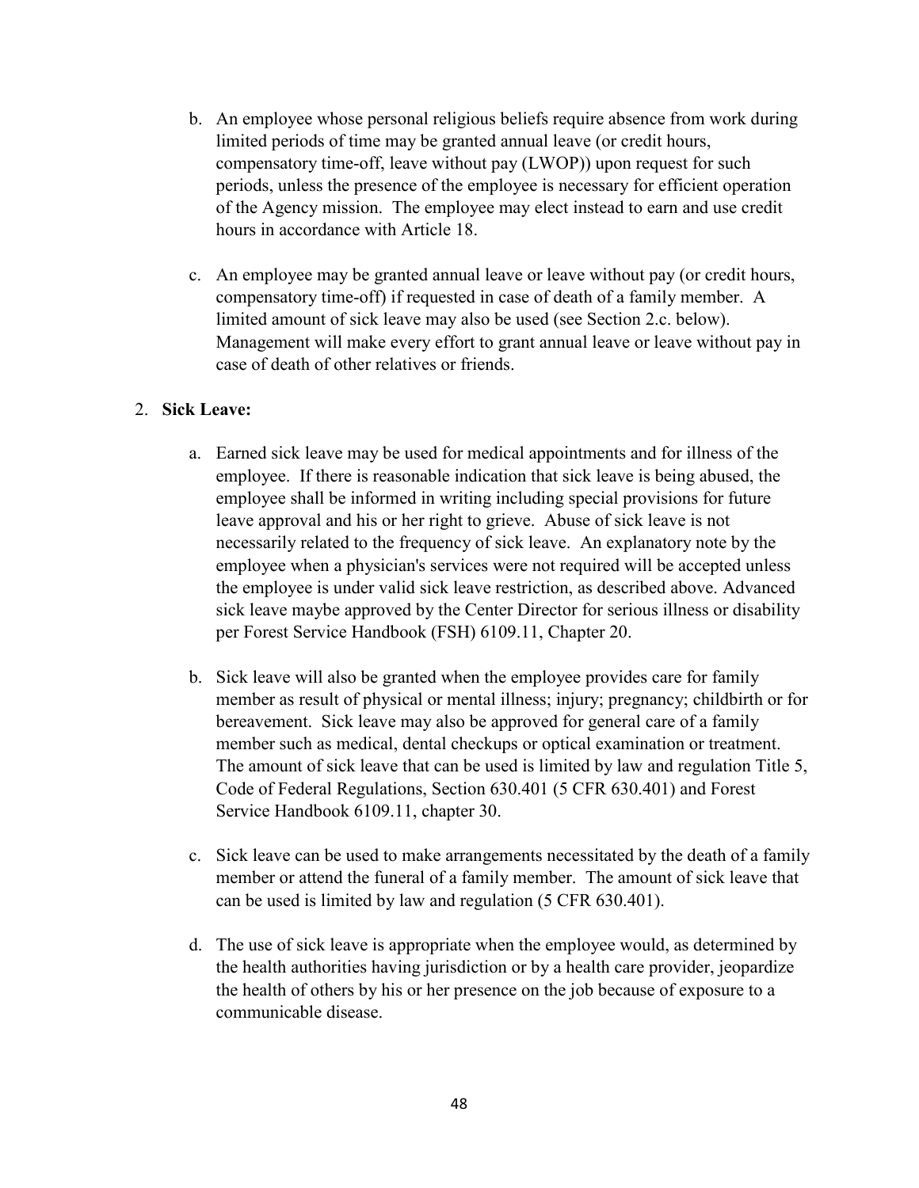b. An employee whose personal religious beliefs require absence from work during limited periods of time may be granted annual leave (or credit hours, compensatory time-off, leave without pay (LWOP)) upon request for such periods, unless the presence of the employee is necessary for efficient operation of the Agency mission. The employee may elect instead to earn and use credit hours in accordance with Article 18.

c. An employee may be granted annual leave or leave without pay (or credit hours, compensatory time-off) if requested in case of death of a family member. A limited amount of sick leave may also be used (see Section 2.c. below). Management will make every effort to grant annual leave or leave without pay in case of death of other relatives or friends.

2. **Sick Leave:**

   a. Earned sick leave may be used for medical appointments and for illness of the employee. If there is reasonable indication that sick leave is being abused, the employee shall be informed in writing including special provisions for future leave approval and his or her right to grieve. Abuse of sick leave is not necessarily related to the frequency of sick leave. An explanatory note by the employee when a physician's services were not required will be accepted unless the employee is under valid sick leave restriction, as described above. Advanced sick leave maybe approved by the Center Director for serious illness or disability per Forest Service Handbook (FSH) 6109.11, Chapter 20.

   b. Sick leave will also be granted when the employee provides care for family member as result of physical or mental illness; injury; pregnancy; childbirth or for bereavement. Sick leave may also be approved for general care of a family member such as medical, dental checkups or optical examination or treatment. The amount of sick leave that can be used is limited by law and regulation Title 5, Code of Federal Regulations, Section 630.401 (5 CFR 630.401) and Forest Service Handbook 6109.11, chapter 30.

   c. Sick leave can be used to make arrangements necessitated by the death of a family member or attend the funeral of a family member. The amount of sick leave that can be used is limited by law and regulation (5 CFR 630.401).

   d. The use of sick leave is appropriate when the employee would, as determined by the health authorities having jurisdiction or by a health care provider, jeopardize the health of others by his or her presence on the job because of exposure to a communicable disease.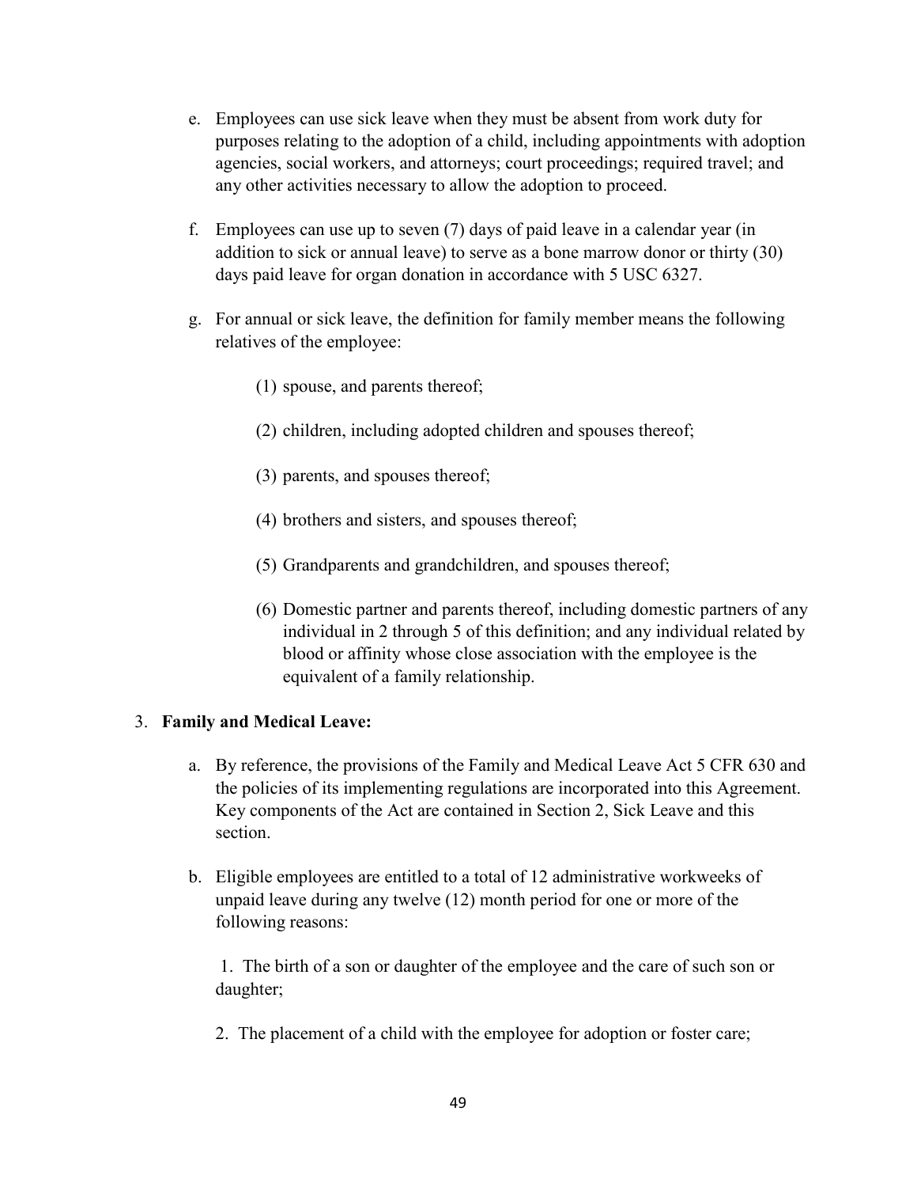e. Employees can use sick leave when they must be absent from work duty for purposes relating to the adoption of a child, including appointments with adoption agencies, social workers, and attorneys; court proceedings; required travel; and any other activities necessary to allow the adoption to proceed.

f. Employees can use up to seven (7) days of paid leave in a calendar year (in addition to sick or annual leave) to serve as a bone marrow donor or thirty (30) days paid leave for organ donation in accordance with 5 USC 6327.

g. For annual or sick leave, the definition for family member means the following relatives of the employee:

   (1) spouse, and parents thereof;

   (2) children, including adopted children and spouses thereof;

   (3) parents, and spouses thereof;

   (4) brothers and sisters, and spouses thereof;

   (5) Grandparents and grandchildren, and spouses thereof;

   (6) Domestic partner and parents thereof, including domestic partners of any individual in 2 through 5 of this definition; and any individual related by blood or affinity whose close association with the employee is the equivalent of a family relationship.

3. **Family and Medical Leave:**

   a. By reference, the provisions of the Family and Medical Leave Act 5 CFR 630 and the policies of its implementing regulations are incorporated into this Agreement. Key components of the Act are contained in Section 2, Sick Leave and this section.

   b. Eligible employees are entitled to a total of 12 administrative workweeks of unpaid leave during any twelve (12) month period for one or more of the following reasons:

      1. The birth of a son or daughter of the employee and the care of such son or daughter;

      2. The placement of a child with the employee for adoption or foster care;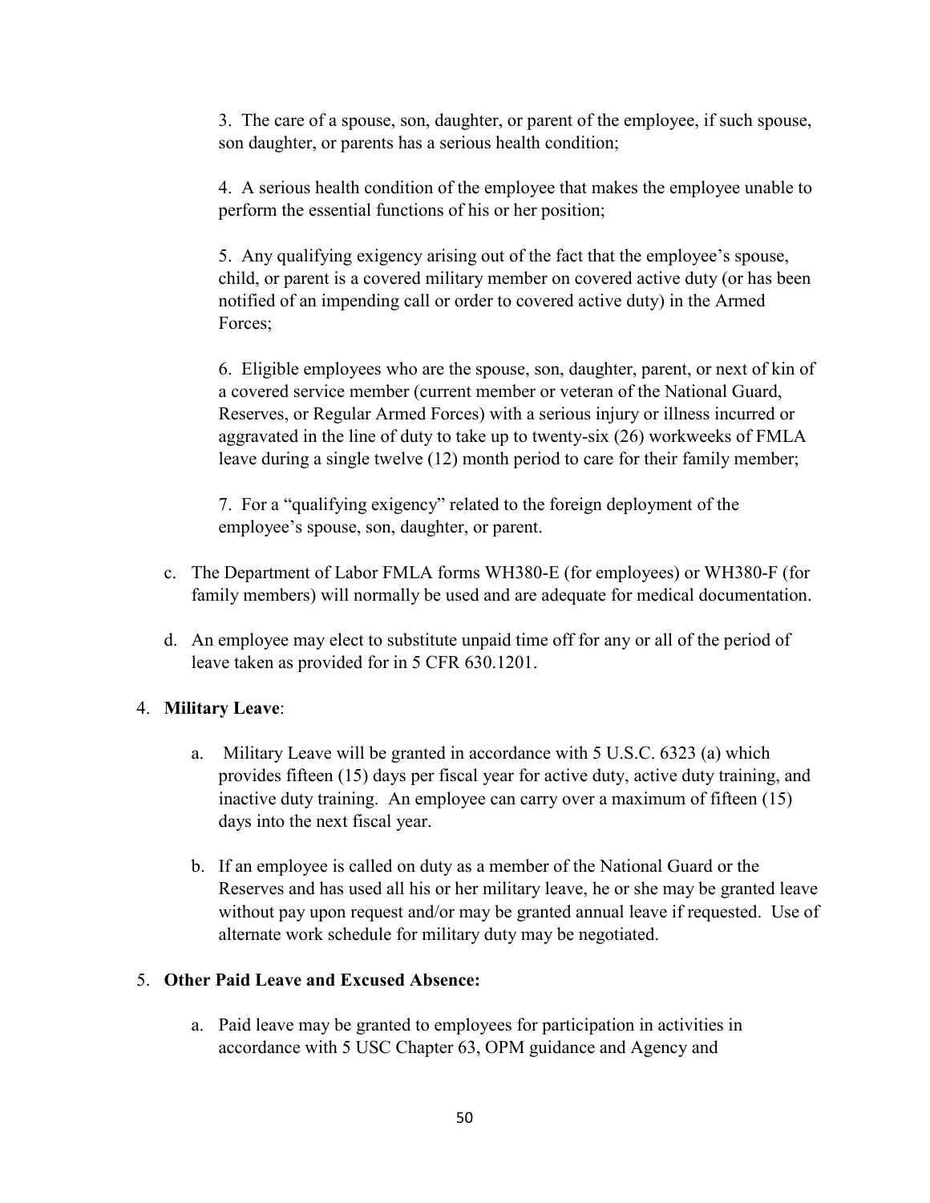3. The care of a spouse, son, daughter, or parent of the employee, if such spouse, son daughter, or parents has a serious health condition;

4. A serious health condition of the employee that makes the employee unable to perform the essential functions of his or her position;

5. Any qualifying exigency arising out of the fact that the employee's spouse, child, or parent is a covered military member on covered active duty (or has been notified of an impending call or order to covered active duty) in the Armed Forces;

6. Eligible employees who are the spouse, son, daughter, parent, or next of kin of a covered service member (current member or veteran of the National Guard, Reserves, or Regular Armed Forces) with a serious injury or illness incurred or aggravated in the line of duty to take up to twenty-six (26) workweeks of FMLA leave during a single twelve (12) month period to care for their family member;

7. For a "qualifying exigency" related to the foreign deployment of the employee's spouse, son, daughter, or parent.

c. The Department of Labor FMLA forms WH380-E (for employees) or WH380-F (for family members) will normally be used and are adequate for medical documentation.

d. An employee may elect to substitute unpaid time off for any or all of the period of leave taken as provided for in 5 CFR 630.1201.

4. **Military Leave**:

   a. Military Leave will be granted in accordance with 5 U.S.C. 6323 (a) which provides fifteen (15) days per fiscal year for active duty, active duty training, and inactive duty training. An employee can carry over a maximum of fifteen (15) days into the next fiscal year.

   b. If an employee is called on duty as a member of the National Guard or the Reserves and has used all his or her military leave, he or she may be granted leave without pay upon request and/or may be granted annual leave if requested. Use of alternate work schedule for military duty may be negotiated.

5. **Other Paid Leave and Excused Absence:**

   a. Paid leave may be granted to employees for participation in activities in accordance with 5 USC Chapter 63, OPM guidance and Agency and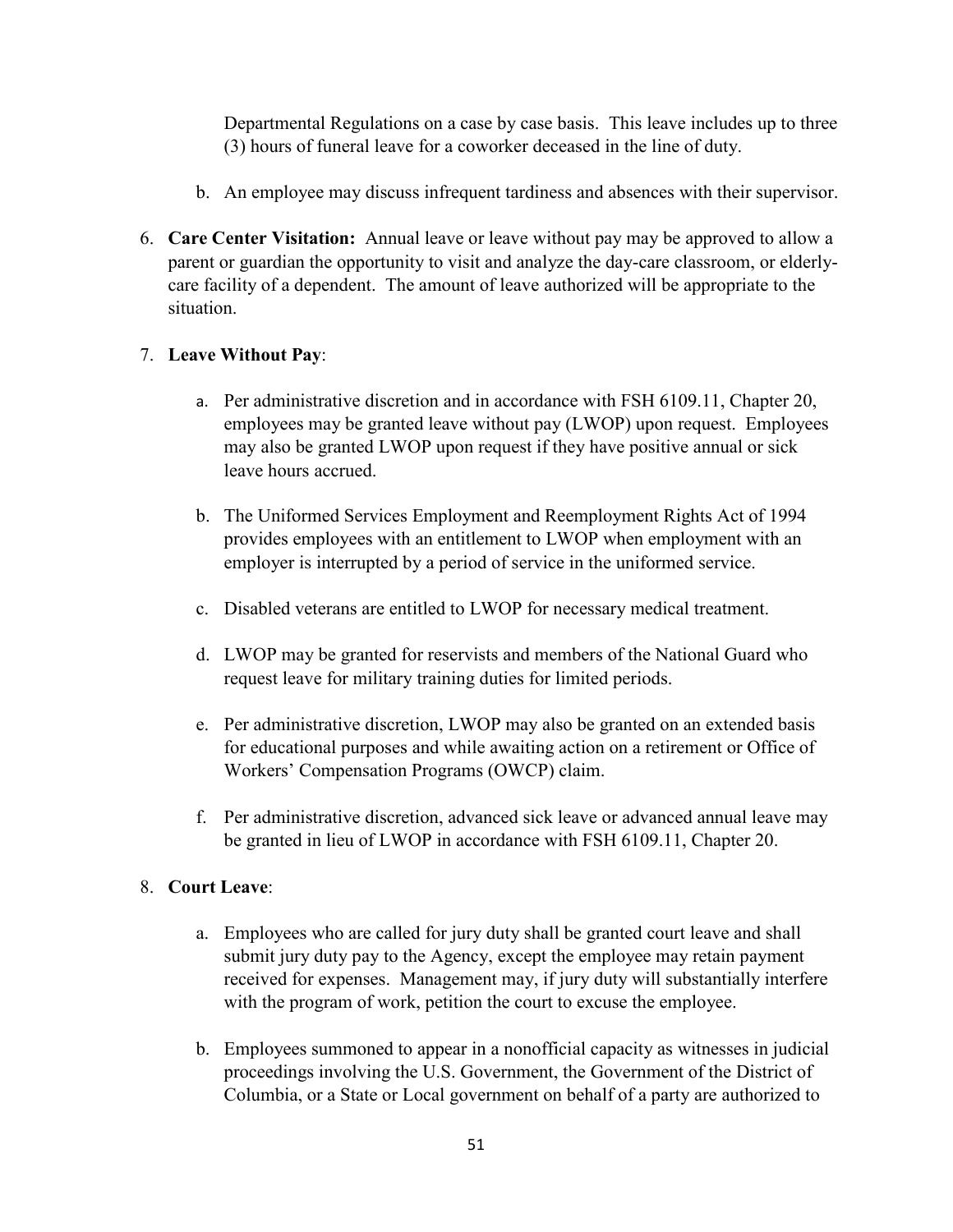Departmental Regulations on a case by case basis. This leave includes up to three (3) hours of funeral leave for a coworker deceased in the line of duty.

b. An employee may discuss infrequent tardiness and absences with their supervisor.

6. **Care Center Visitation:** Annual leave or leave without pay may be approved to allow a parent or guardian the opportunity to visit and analyze the day-care classroom, or elderly-care facility of a dependent. The amount of leave authorized will be appropriate to the situation.

7. **Leave Without Pay**:

   a. Per administrative discretion and in accordance with FSH 6109.11, Chapter 20, employees may be granted leave without pay (LWOP) upon request. Employees may also be granted LWOP upon request if they have positive annual or sick leave hours accrued.

   b. The Uniformed Services Employment and Reemployment Rights Act of 1994 provides employees with an entitlement to LWOP when employment with an employer is interrupted by a period of service in the uniformed service.

   c. Disabled veterans are entitled to LWOP for necessary medical treatment.

   d. LWOP may be granted for reservists and members of the National Guard who request leave for military training duties for limited periods.

   e. Per administrative discretion, LWOP may also be granted on an extended basis for educational purposes and while awaiting action on a retirement or Office of Workers' Compensation Programs (OWCP) claim.

   f. Per administrative discretion, advanced sick leave or advanced annual leave may be granted in lieu of LWOP in accordance with FSH 6109.11, Chapter 20.

8. **Court Leave**:

   a. Employees who are called for jury duty shall be granted court leave and shall submit jury duty pay to the Agency, except the employee may retain payment received for expenses. Management may, if jury duty will substantially interfere with the program of work, petition the court to excuse the employee.

   b. Employees summoned to appear in a nonofficial capacity as witnesses in judicial proceedings involving the U.S. Government, the Government of the District of Columbia, or a State or Local government on behalf of a party are authorized to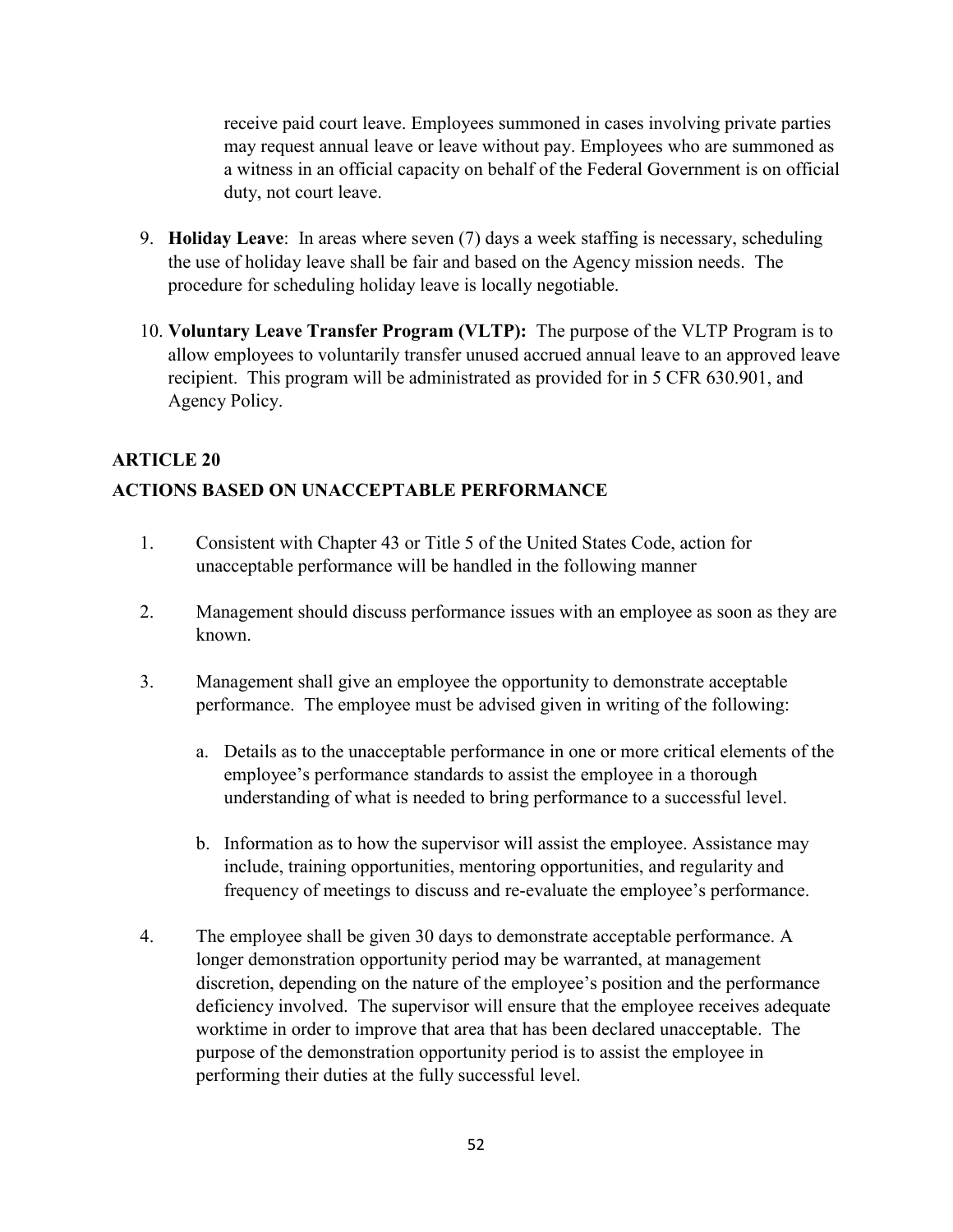receive paid court leave. Employees summoned in cases involving private parties may request annual leave or leave without pay. Employees who are summoned as a witness in an official capacity on behalf of the Federal Government is on official duty, not court leave.

9. **Holiday Leave**: In areas where seven (7) days a week staffing is necessary, scheduling the use of holiday leave shall be fair and based on the Agency mission needs. The procedure for scheduling holiday leave is locally negotiable.

10. **Voluntary Leave Transfer Program (VLTP):** The purpose of the VLTP Program is to allow employees to voluntarily transfer unused accrued annual leave to an approved leave recipient. This program will be administrated as provided for in 5 CFR 630.901, and Agency Policy.

## ARTICLE 20

## ACTIONS BASED ON UNACCEPTABLE PERFORMANCE

1. Consistent with Chapter 43 or Title 5 of the United States Code, action for unacceptable performance will be handled in the following manner

2. Management should discuss performance issues with an employee as soon as they are known.

3. Management shall give an employee the opportunity to demonstrate acceptable performance. The employee must be advised given in writing of the following:

   a. Details as to the unacceptable performance in one or more critical elements of the employee's performance standards to assist the employee in a thorough understanding of what is needed to bring performance to a successful level.

   b. Information as to how the supervisor will assist the employee. Assistance may include, training opportunities, mentoring opportunities, and regularity and frequency of meetings to discuss and re-evaluate the employee's performance.

4. The employee shall be given 30 days to demonstrate acceptable performance. A longer demonstration opportunity period may be warranted, at management discretion, depending on the nature of the employee's position and the performance deficiency involved. The supervisor will ensure that the employee receives adequate worktime in order to improve that area that has been declared unacceptable. The purpose of the demonstration opportunity period is to assist the employee in performing their duties at the fully successful level.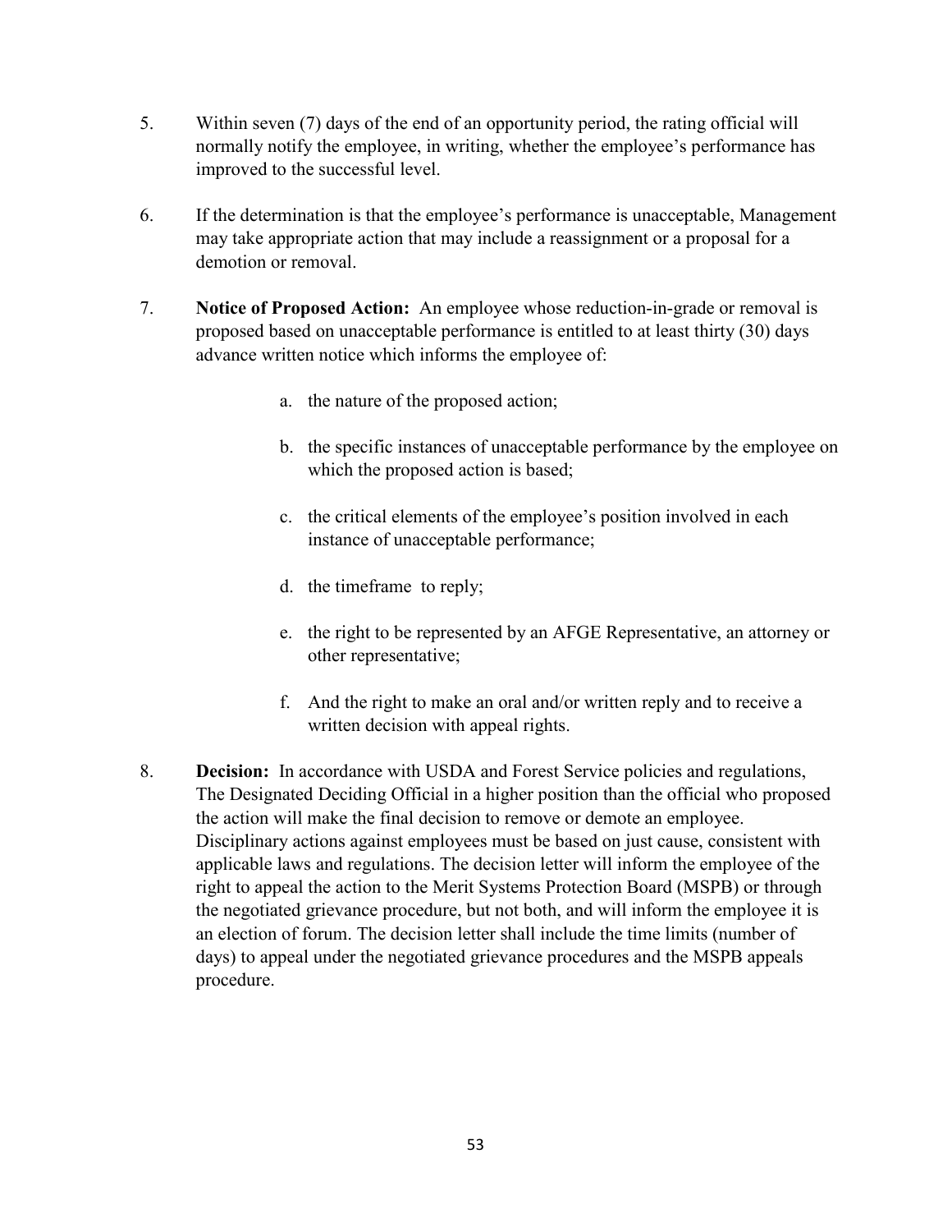5. Within seven (7) days of the end of an opportunity period, the rating official will normally notify the employee, in writing, whether the employee's performance has improved to the successful level.

6. If the determination is that the employee's performance is unacceptable, Management may take appropriate action that may include a reassignment or a proposal for a demotion or removal.

7. **Notice of Proposed Action:** An employee whose reduction-in-grade or removal is proposed based on unacceptable performance is entitled to at least thirty (30) days advance written notice which informs the employee of:

    a. the nature of the proposed action;

    b. the specific instances of unacceptable performance by the employee on which the proposed action is based;

    c. the critical elements of the employee's position involved in each instance of unacceptable performance;

    d. the timeframe to reply;

    e. the right to be represented by an AFGE Representative, an attorney or other representative;

    f. And the right to make an oral and/or written reply and to receive a written decision with appeal rights.

8. **Decision:** In accordance with USDA and Forest Service policies and regulations, The Designated Deciding Official in a higher position than the official who proposed the action will make the final decision to remove or demote an employee. Disciplinary actions against employees must be based on just cause, consistent with applicable laws and regulations. The decision letter will inform the employee of the right to appeal the action to the Merit Systems Protection Board (MSPB) or through the negotiated grievance procedure, but not both, and will inform the employee it is an election of forum. The decision letter shall include the time limits (number of days) to appeal under the negotiated grievance procedures and the MSPB appeals procedure.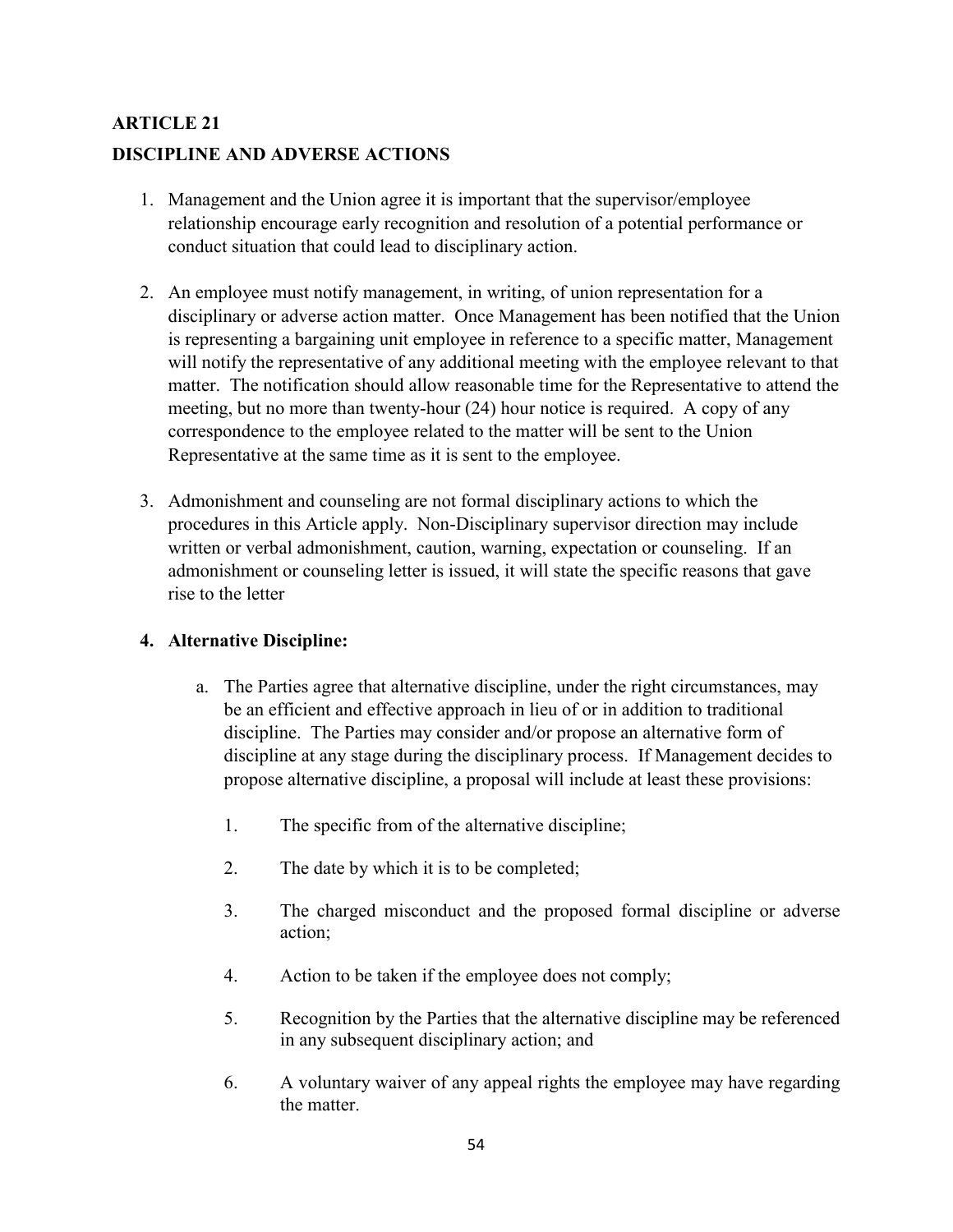## ARTICLE 21

## DISCIPLINE AND ADVERSE ACTIONS

1. Management and the Union agree it is important that the supervisor/employee relationship encourage early recognition and resolution of a potential performance or conduct situation that could lead to disciplinary action.

2. An employee must notify management, in writing, of union representation for a disciplinary or adverse action matter. Once Management has been notified that the Union is representing a bargaining unit employee in reference to a specific matter, Management will notify the representative of any additional meeting with the employee relevant to that matter. The notification should allow reasonable time for the Representative to attend the meeting, but no more than twenty-hour (24) hour notice is required. A copy of any correspondence to the employee related to the matter will be sent to the Union Representative at the same time as it is sent to the employee.

3. Admonishment and counseling are not formal disciplinary actions to which the procedures in this Article apply. Non-Disciplinary supervisor direction may include written or verbal admonishment, caution, warning, expectation or counseling. If an admonishment or counseling letter is issued, it will state the specific reasons that gave rise to the letter

4. **Alternative Discipline:**

   a. The Parties agree that alternative discipline, under the right circumstances, may be an efficient and effective approach in lieu of or in addition to traditional discipline. The Parties may consider and/or propose an alternative form of discipline at any stage during the disciplinary process. If Management decides to propose alternative discipline, a proposal will include at least these provisions:

      1. The specific from of the alternative discipline;

      2. The date by which it is to be completed;

      3. The charged misconduct and the proposed formal discipline or adverse action;

      4. Action to be taken if the employee does not comply;

      5. Recognition by the Parties that the alternative discipline may be referenced in any subsequent disciplinary action; and

      6. A voluntary waiver of any appeal rights the employee may have regarding the matter.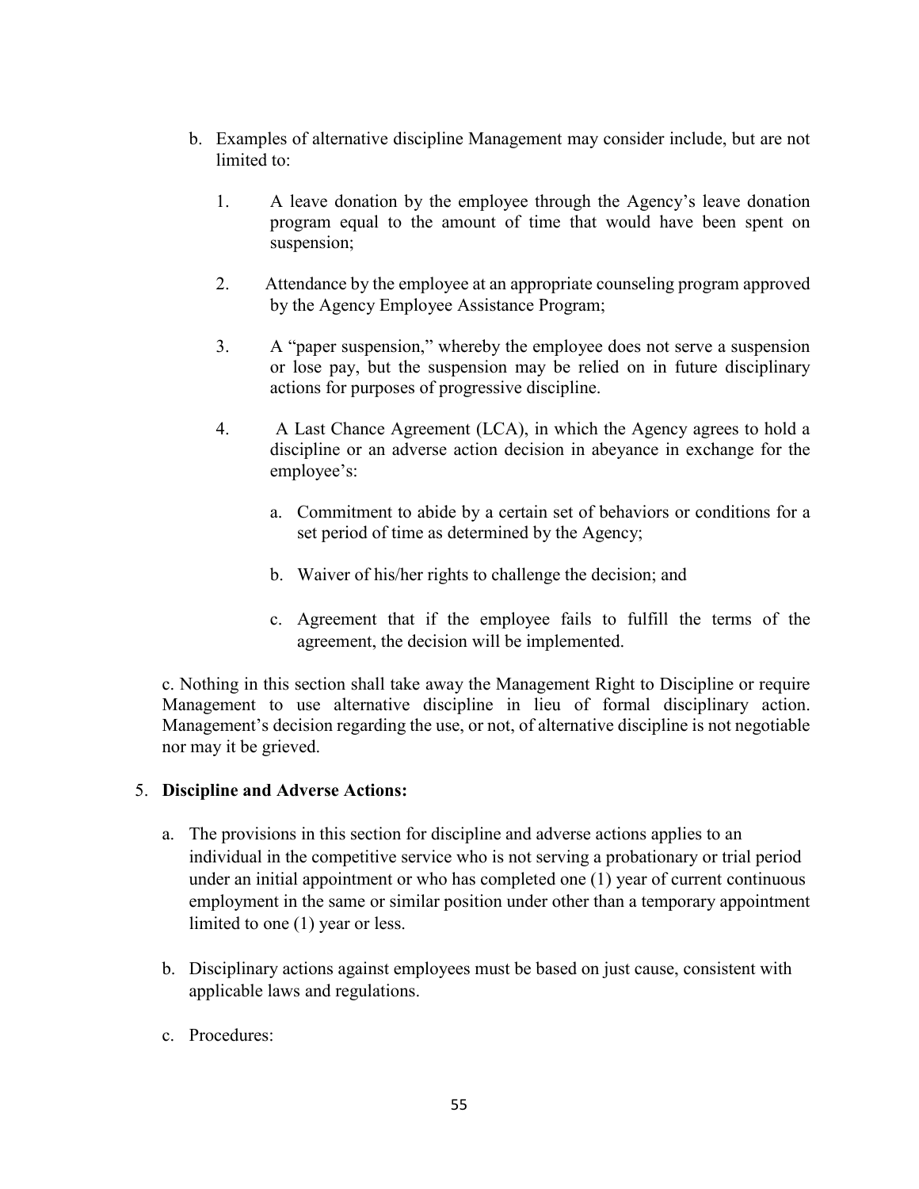b. Examples of alternative discipline Management may consider include, but are not limited to:

   1. A leave donation by the employee through the Agency's leave donation program equal to the amount of time that would have been spent on suspension;

   2. Attendance by the employee at an appropriate counseling program approved by the Agency Employee Assistance Program;

   3. A "paper suspension," whereby the employee does not serve a suspension or lose pay, but the suspension may be relied on in future disciplinary actions for purposes of progressive discipline.

   4. A Last Chance Agreement (LCA), in which the Agency agrees to hold a discipline or an adverse action decision in abeyance in exchange for the employee's:

      a. Commitment to abide by a certain set of behaviors or conditions for a set period of time as determined by the Agency;

      b. Waiver of his/her rights to challenge the decision; and

      c. Agreement that if the employee fails to fulfill the terms of the agreement, the decision will be implemented.

c. Nothing in this section shall take away the Management Right to Discipline or require Management to use alternative discipline in lieu of formal disciplinary action. Management's decision regarding the use, or not, of alternative discipline is not negotiable nor may it be grieved.

5. **Discipline and Adverse Actions:**

   a. The provisions in this section for discipline and adverse actions applies to an individual in the competitive service who is not serving a probationary or trial period under an initial appointment or who has completed one (1) year of current continuous employment in the same or similar position under other than a temporary appointment limited to one (1) year or less.

   b. Disciplinary actions against employees must be based on just cause, consistent with applicable laws and regulations.

   c. Procedures: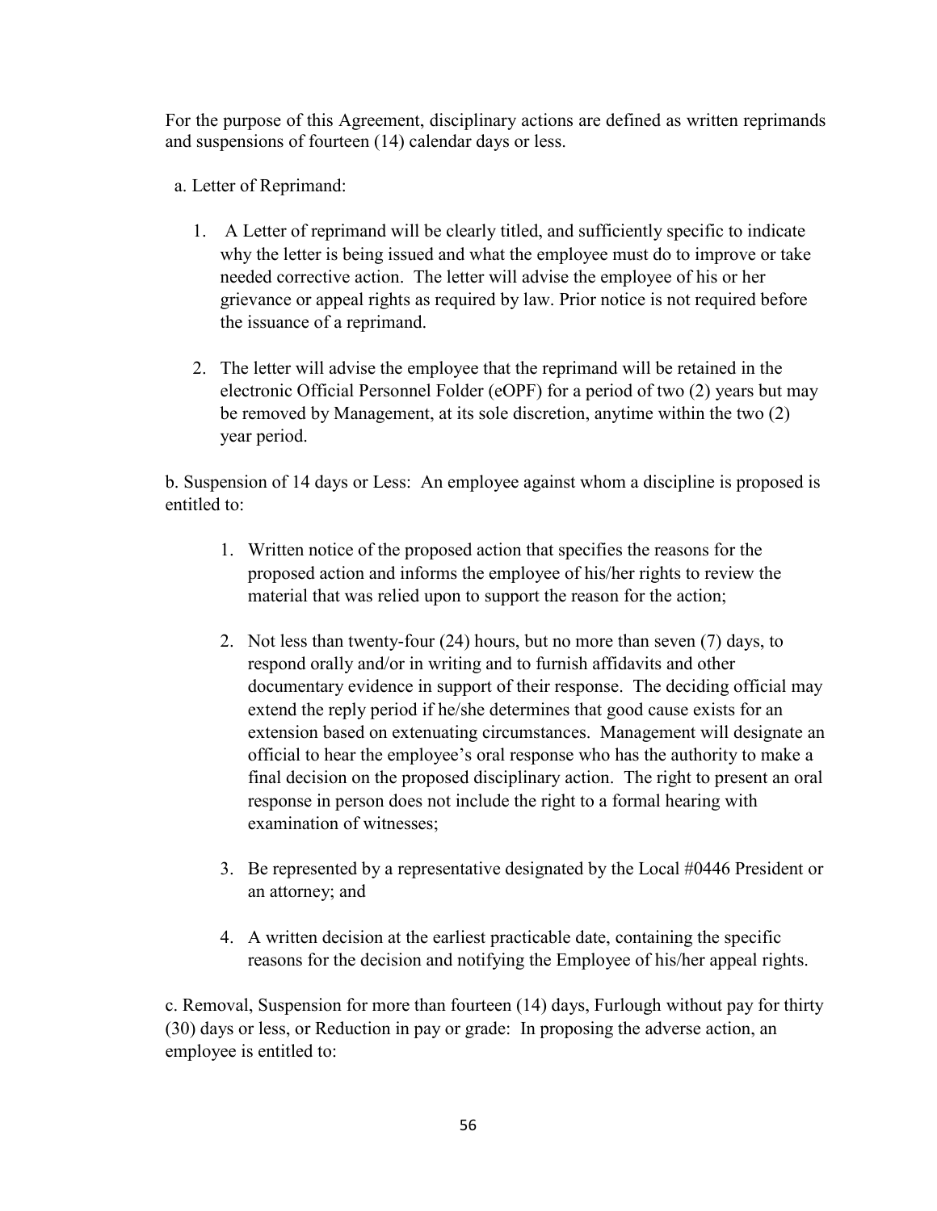For the purpose of this Agreement, disciplinary actions are defined as written reprimands and suspensions of fourteen (14) calendar days or less.

a. Letter of Reprimand:

1. A Letter of reprimand will be clearly titled, and sufficiently specific to indicate why the letter is being issued and what the employee must do to improve or take needed corrective action. The letter will advise the employee of his or her grievance or appeal rights as required by law. Prior notice is not required before the issuance of a reprimand.

2. The letter will advise the employee that the reprimand will be retained in the electronic Official Personnel Folder (eOPF) for a period of two (2) years but may be removed by Management, at its sole discretion, anytime within the two (2) year period.

b. Suspension of 14 days or Less: An employee against whom a discipline is proposed is entitled to:

1. Written notice of the proposed action that specifies the reasons for the proposed action and informs the employee of his/her rights to review the material that was relied upon to support the reason for the action;

2. Not less than twenty-four (24) hours, but no more than seven (7) days, to respond orally and/or in writing and to furnish affidavits and other documentary evidence in support of their response. The deciding official may extend the reply period if he/she determines that good cause exists for an extension based on extenuating circumstances. Management will designate an official to hear the employee's oral response who has the authority to make a final decision on the proposed disciplinary action. The right to present an oral response in person does not include the right to a formal hearing with examination of witnesses;

3. Be represented by a representative designated by the Local #0446 President or an attorney; and

4. A written decision at the earliest practicable date, containing the specific reasons for the decision and notifying the Employee of his/her appeal rights.

c. Removal, Suspension for more than fourteen (14) days, Furlough without pay for thirty (30) days or less, or Reduction in pay or grade: In proposing the adverse action, an employee is entitled to: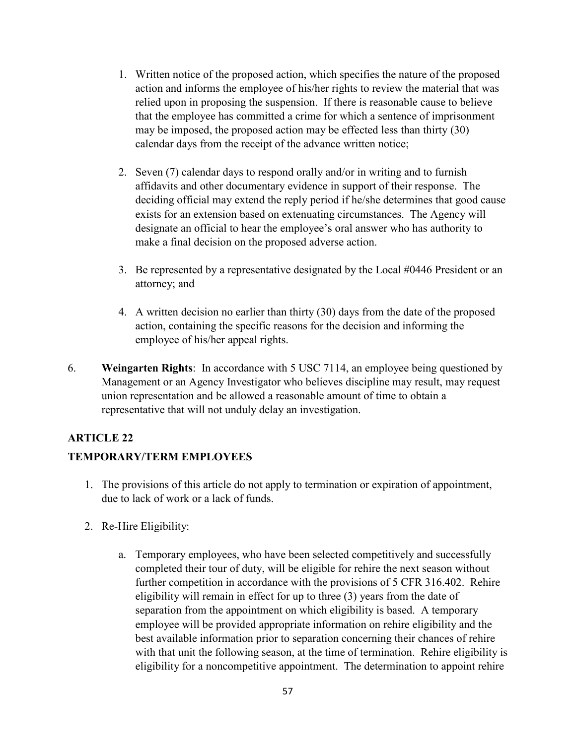1. Written notice of the proposed action, which specifies the nature of the proposed action and informs the employee of his/her rights to review the material that was relied upon in proposing the suspension. If there is reasonable cause to believe that the employee has committed a crime for which a sentence of imprisonment may be imposed, the proposed action may be effected less than thirty (30) calendar days from the receipt of the advance written notice;

2. Seven (7) calendar days to respond orally and/or in writing and to furnish affidavits and other documentary evidence in support of their response. The deciding official may extend the reply period if he/she determines that good cause exists for an extension based on extenuating circumstances. The Agency will designate an official to hear the employee's oral answer who has authority to make a final decision on the proposed adverse action.

3. Be represented by a representative designated by the Local #0446 President or an attorney; and

4. A written decision no earlier than thirty (30) days from the date of the proposed action, containing the specific reasons for the decision and informing the employee of his/her appeal rights.

6. **Weingarten Rights**: In accordance with 5 USC 7114, an employee being questioned by Management or an Agency Investigator who believes discipline may result, may request union representation and be allowed a reasonable amount of time to obtain a representative that will not unduly delay an investigation.

## ARTICLE 22

## TEMPORARY/TERM EMPLOYEES

1. The provisions of this article do not apply to termination or expiration of appointment, due to lack of work or a lack of funds.

2. Re-Hire Eligibility:

   a. Temporary employees, who have been selected competitively and successfully completed their tour of duty, will be eligible for rehire the next season without further competition in accordance with the provisions of 5 CFR 316.402. Rehire eligibility will remain in effect for up to three (3) years from the date of separation from the appointment on which eligibility is based. A temporary employee will be provided appropriate information on rehire eligibility and the best available information prior to separation concerning their chances of rehire with that unit the following season, at the time of termination. Rehire eligibility is eligibility for a noncompetitive appointment. The determination to appoint rehire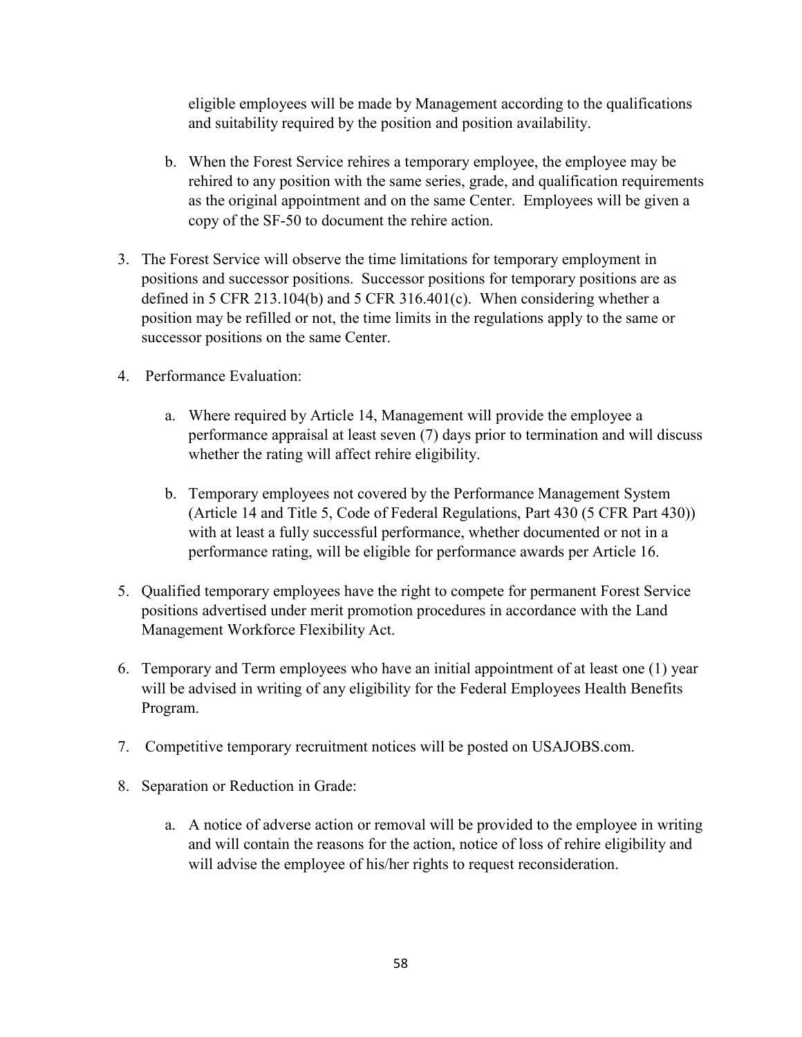eligible employees will be made by Management according to the qualifications and suitability required by the position and position availability.

   b. When the Forest Service rehires a temporary employee, the employee may be rehired to any position with the same series, grade, and qualification requirements as the original appointment and on the same Center. Employees will be given a copy of the SF-50 to document the rehire action.

3. The Forest Service will observe the time limitations for temporary employment in positions and successor positions. Successor positions for temporary positions are as defined in 5 CFR 213.104(b) and 5 CFR 316.401(c). When considering whether a position may be refilled or not, the time limits in the regulations apply to the same or successor positions on the same Center.

4. Performance Evaluation:

   a. Where required by Article 14, Management will provide the employee a performance appraisal at least seven (7) days prior to termination and will discuss whether the rating will affect rehire eligibility.

   b. Temporary employees not covered by the Performance Management System (Article 14 and Title 5, Code of Federal Regulations, Part 430 (5 CFR Part 430)) with at least a fully successful performance, whether documented or not in a performance rating, will be eligible for performance awards per Article 16.

5. Qualified temporary employees have the right to compete for permanent Forest Service positions advertised under merit promotion procedures in accordance with the Land Management Workforce Flexibility Act.

6. Temporary and Term employees who have an initial appointment of at least one (1) year will be advised in writing of any eligibility for the Federal Employees Health Benefits Program.

7. Competitive temporary recruitment notices will be posted on USAJOBS.com.

8. Separation or Reduction in Grade:

   a. A notice of adverse action or removal will be provided to the employee in writing and will contain the reasons for the action, notice of loss of rehire eligibility and will advise the employee of his/her rights to request reconsideration.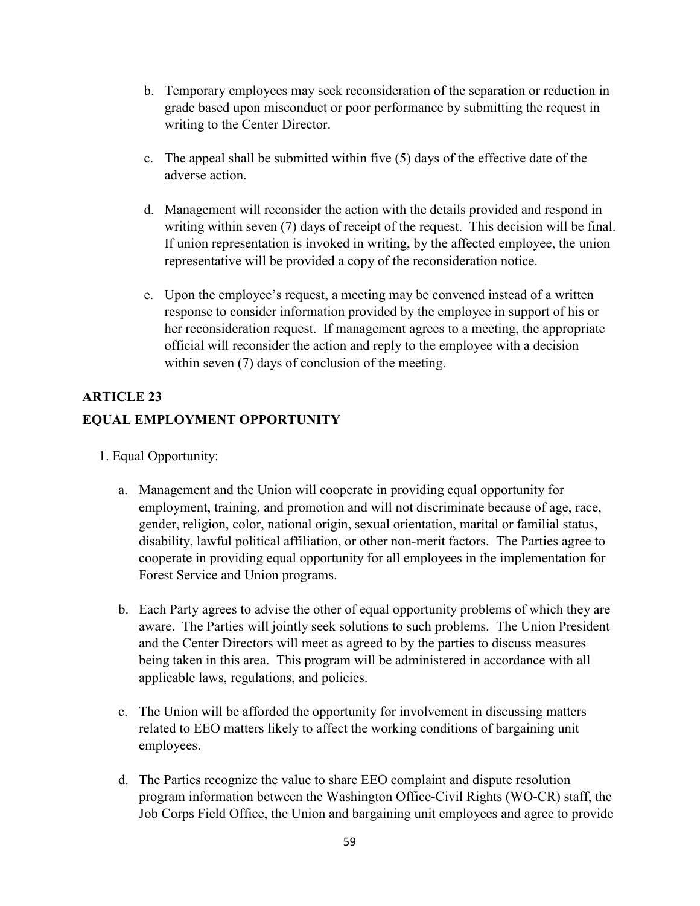b. Temporary employees may seek reconsideration of the separation or reduction in grade based upon misconduct or poor performance by submitting the request in writing to the Center Director.

c. The appeal shall be submitted within five (5) days of the effective date of the adverse action.

d. Management will reconsider the action with the details provided and respond in writing within seven (7) days of receipt of the request. This decision will be final. If union representation is invoked in writing, by the affected employee, the union representative will be provided a copy of the reconsideration notice.

e. Upon the employee's request, a meeting may be convened instead of a written response to consider information provided by the employee in support of his or her reconsideration request. If management agrees to a meeting, the appropriate official will reconsider the action and reply to the employee with a decision within seven (7) days of conclusion of the meeting.

## ARTICLE 23

## EQUAL EMPLOYMENT OPPORTUNITY

1. Equal Opportunity:

   a. Management and the Union will cooperate in providing equal opportunity for employment, training, and promotion and will not discriminate because of age, race, gender, religion, color, national origin, sexual orientation, marital or familial status, disability, lawful political affiliation, or other non-merit factors. The Parties agree to cooperate in providing equal opportunity for all employees in the implementation for Forest Service and Union programs.

   b. Each Party agrees to advise the other of equal opportunity problems of which they are aware. The Parties will jointly seek solutions to such problems. The Union President and the Center Directors will meet as agreed to by the parties to discuss measures being taken in this area. This program will be administered in accordance with all applicable laws, regulations, and policies.

   c. The Union will be afforded the opportunity for involvement in discussing matters related to EEO matters likely to affect the working conditions of bargaining unit employees.

   d. The Parties recognize the value to share EEO complaint and dispute resolution program information between the Washington Office-Civil Rights (WO-CR) staff, the Job Corps Field Office, the Union and bargaining unit employees and agree to provide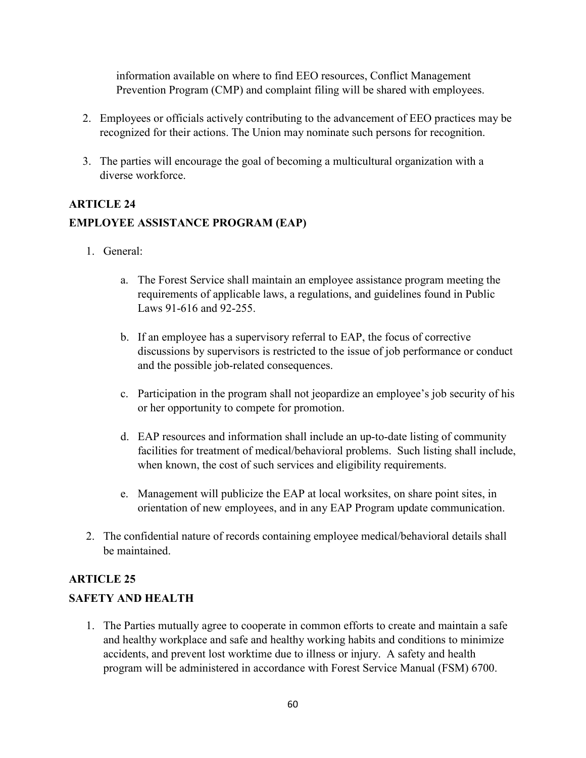information available on where to find EEO resources, Conflict Management Prevention Program (CMP) and complaint filing will be shared with employees.

2. Employees or officials actively contributing to the advancement of EEO practices may be recognized for their actions. The Union may nominate such persons for recognition.

3. The parties will encourage the goal of becoming a multicultural organization with a diverse workforce.

## ARTICLE 24

## EMPLOYEE ASSISTANCE PROGRAM (EAP)

1. General:

   a. The Forest Service shall maintain an employee assistance program meeting the requirements of applicable laws, a regulations, and guidelines found in Public Laws 91-616 and 92-255.

   b. If an employee has a supervisory referral to EAP, the focus of corrective discussions by supervisors is restricted to the issue of job performance or conduct and the possible job-related consequences.

   c. Participation in the program shall not jeopardize an employee's job security of his or her opportunity to compete for promotion.

   d. EAP resources and information shall include an up-to-date listing of community facilities for treatment of medical/behavioral problems. Such listing shall include, when known, the cost of such services and eligibility requirements.

   e. Management will publicize the EAP at local worksites, on share point sites, in orientation of new employees, and in any EAP Program update communication.

2. The confidential nature of records containing employee medical/behavioral details shall be maintained.

## ARTICLE 25

## SAFETY AND HEALTH

1. The Parties mutually agree to cooperate in common efforts to create and maintain a safe and healthy workplace and safe and healthy working habits and conditions to minimize accidents, and prevent lost worktime due to illness or injury. A safety and health program will be administered in accordance with Forest Service Manual (FSM) 6700.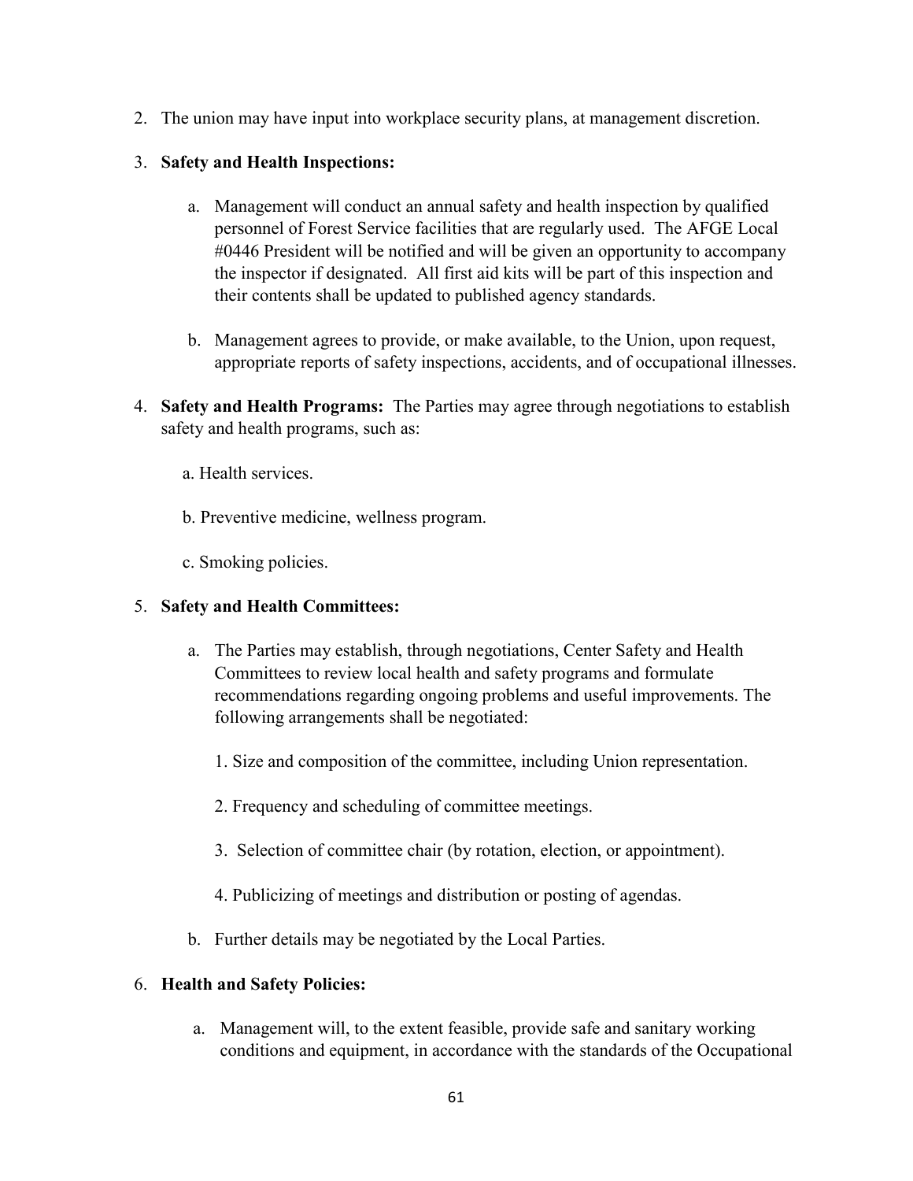2. The union may have input into workplace security plans, at management discretion.

3. **Safety and Health Inspections:**

    a. Management will conduct an annual safety and health inspection by qualified personnel of Forest Service facilities that are regularly used. The AFGE Local #0446 President will be notified and will be given an opportunity to accompany the inspector if designated. All first aid kits will be part of this inspection and their contents shall be updated to published agency standards.

    b. Management agrees to provide, or make available, to the Union, upon request, appropriate reports of safety inspections, accidents, and of occupational illnesses.

4. **Safety and Health Programs:** The Parties may agree through negotiations to establish safety and health programs, such as:

    a. Health services.

    b. Preventive medicine, wellness program.

    c. Smoking policies.

5. **Safety and Health Committees:**

    a. The Parties may establish, through negotiations, Center Safety and Health Committees to review local health and safety programs and formulate recommendations regarding ongoing problems and useful improvements. The following arrangements shall be negotiated:

        1. Size and composition of the committee, including Union representation.

        2. Frequency and scheduling of committee meetings.

        3. Selection of committee chair (by rotation, election, or appointment).

        4. Publicizing of meetings and distribution or posting of agendas.

    b. Further details may be negotiated by the Local Parties.

6. **Health and Safety Policies:**

    a. Management will, to the extent feasible, provide safe and sanitary working conditions and equipment, in accordance with the standards of the Occupational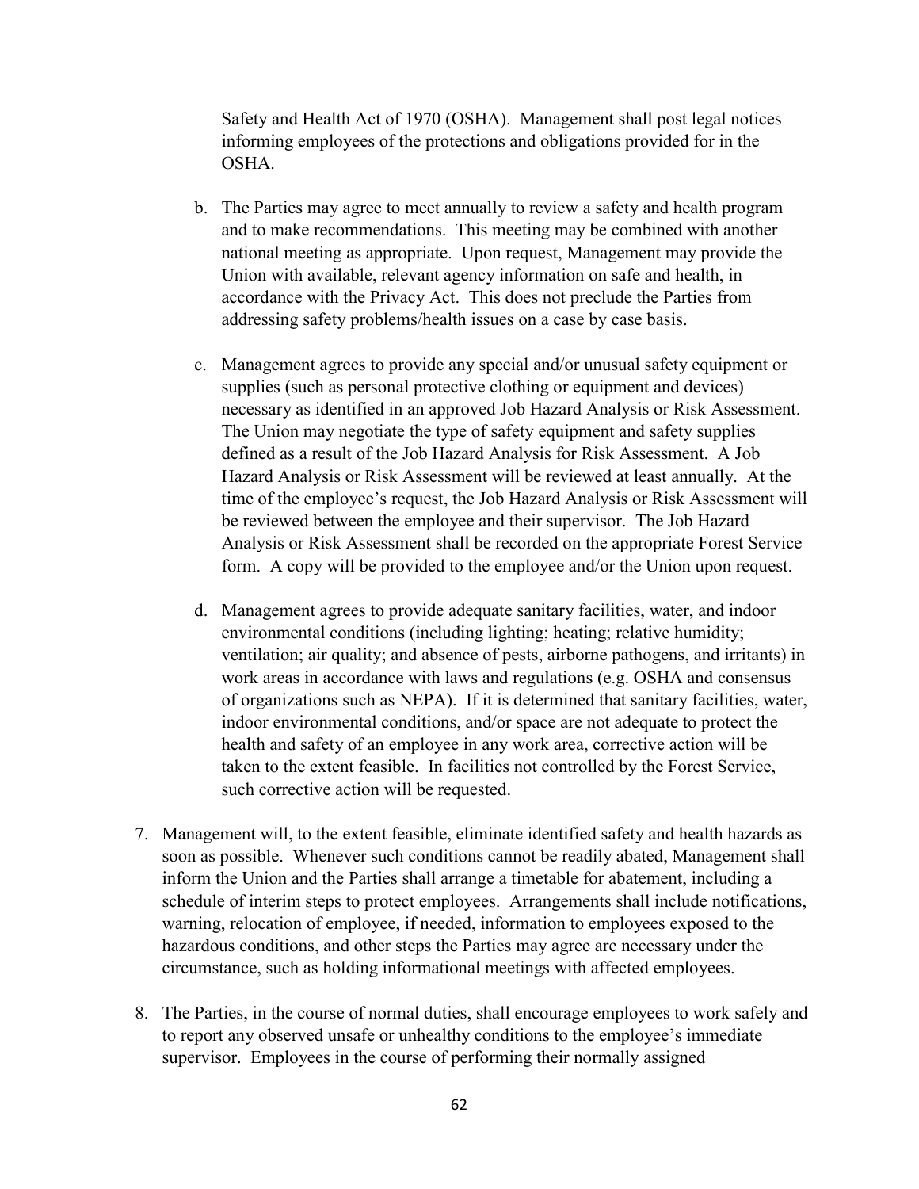Safety and Health Act of 1970 (OSHA). Management shall post legal notices informing employees of the protections and obligations provided for in the OSHA.

b. The Parties may agree to meet annually to review a safety and health program and to make recommendations. This meeting may be combined with another national meeting as appropriate. Upon request, Management may provide the Union with available, relevant agency information on safe and health, in accordance with the Privacy Act. This does not preclude the Parties from addressing safety problems/health issues on a case by case basis.

c. Management agrees to provide any special and/or unusual safety equipment or supplies (such as personal protective clothing or equipment and devices) necessary as identified in an approved Job Hazard Analysis or Risk Assessment. The Union may negotiate the type of safety equipment and safety supplies defined as a result of the Job Hazard Analysis for Risk Assessment. A Job Hazard Analysis or Risk Assessment will be reviewed at least annually. At the time of the employee's request, the Job Hazard Analysis or Risk Assessment will be reviewed between the employee and their supervisor. The Job Hazard Analysis or Risk Assessment shall be recorded on the appropriate Forest Service form. A copy will be provided to the employee and/or the Union upon request.

d. Management agrees to provide adequate sanitary facilities, water, and indoor environmental conditions (including lighting; heating; relative humidity; ventilation; air quality; and absence of pests, airborne pathogens, and irritants) in work areas in accordance with laws and regulations (e.g. OSHA and consensus of organizations such as NEPA). If it is determined that sanitary facilities, water, indoor environmental conditions, and/or space are not adequate to protect the health and safety of an employee in any work area, corrective action will be taken to the extent feasible. In facilities not controlled by the Forest Service, such corrective action will be requested.

7. Management will, to the extent feasible, eliminate identified safety and health hazards as soon as possible. Whenever such conditions cannot be readily abated, Management shall inform the Union and the Parties shall arrange a timetable for abatement, including a schedule of interim steps to protect employees. Arrangements shall include notifications, warning, relocation of employee, if needed, information to employees exposed to the hazardous conditions, and other steps the Parties may agree are necessary under the circumstance, such as holding informational meetings with affected employees.

8. The Parties, in the course of normal duties, shall encourage employees to work safely and to report any observed unsafe or unhealthy conditions to the employee's immediate supervisor. Employees in the course of performing their normally assigned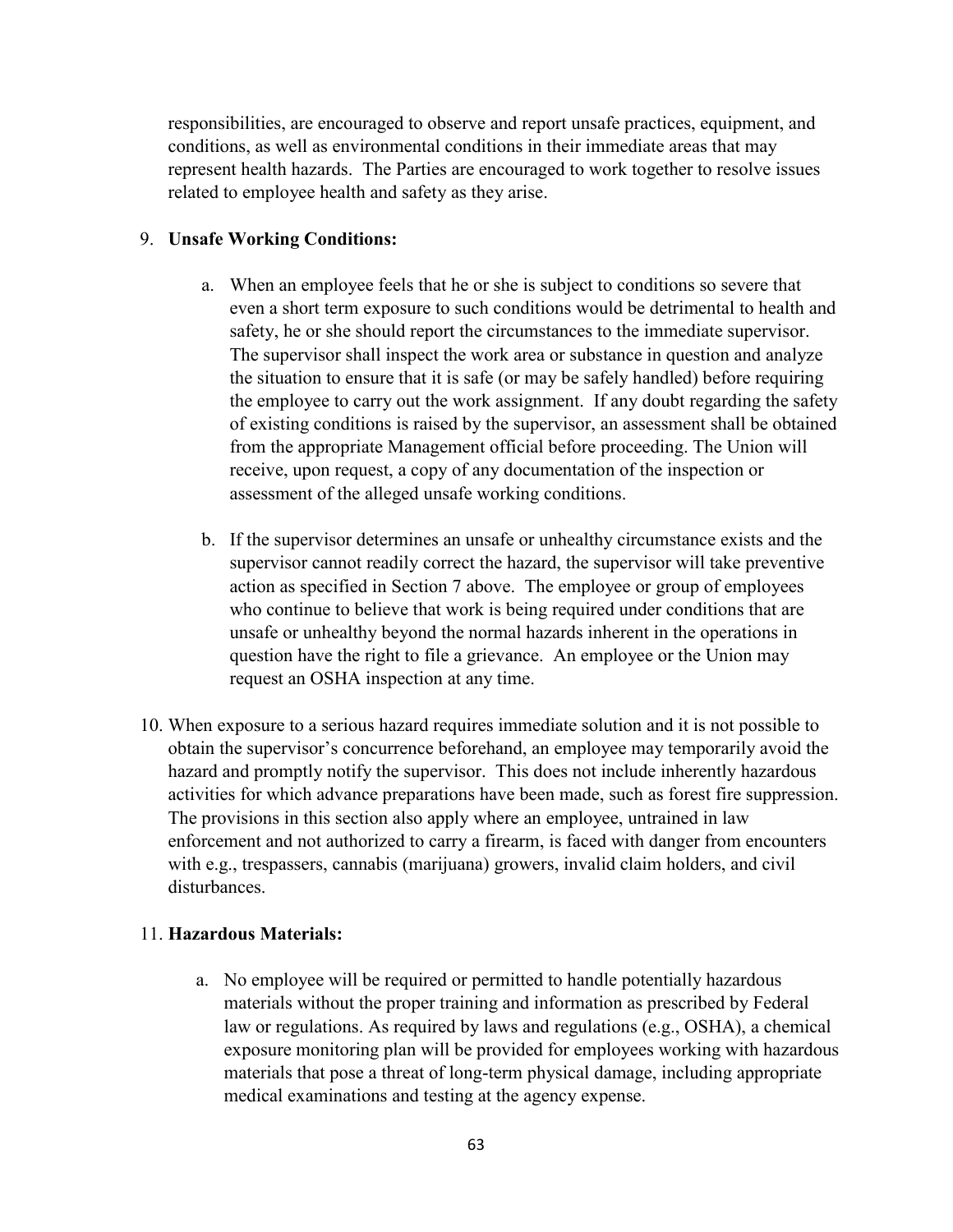responsibilities, are encouraged to observe and report unsafe practices, equipment, and conditions, as well as environmental conditions in their immediate areas that may represent health hazards. The Parties are encouraged to work together to resolve issues related to employee health and safety as they arise.

9. **Unsafe Working Conditions:**

    a. When an employee feels that he or she is subject to conditions so severe that even a short term exposure to such conditions would be detrimental to health and safety, he or she should report the circumstances to the immediate supervisor. The supervisor shall inspect the work area or substance in question and analyze the situation to ensure that it is safe (or may be safely handled) before requiring the employee to carry out the work assignment. If any doubt regarding the safety of existing conditions is raised by the supervisor, an assessment shall be obtained from the appropriate Management official before proceeding. The Union will receive, upon request, a copy of any documentation of the inspection or assessment of the alleged unsafe working conditions.

    b. If the supervisor determines an unsafe or unhealthy circumstance exists and the supervisor cannot readily correct the hazard, the supervisor will take preventive action as specified in Section 7 above. The employee or group of employees who continue to believe that work is being required under conditions that are unsafe or unhealthy beyond the normal hazards inherent in the operations in question have the right to file a grievance. An employee or the Union may request an OSHA inspection at any time.

10. When exposure to a serious hazard requires immediate solution and it is not possible to obtain the supervisor's concurrence beforehand, an employee may temporarily avoid the hazard and promptly notify the supervisor. This does not include inherently hazardous activities for which advance preparations have been made, such as forest fire suppression. The provisions in this section also apply where an employee, untrained in law enforcement and not authorized to carry a firearm, is faced with danger from encounters with e.g., trespassers, cannabis (marijuana) growers, invalid claim holders, and civil disturbances.

11. **Hazardous Materials:**

    a. No employee will be required or permitted to handle potentially hazardous materials without the proper training and information as prescribed by Federal law or regulations. As required by laws and regulations (e.g., OSHA), a chemical exposure monitoring plan will be provided for employees working with hazardous materials that pose a threat of long-term physical damage, including appropriate medical examinations and testing at the agency expense.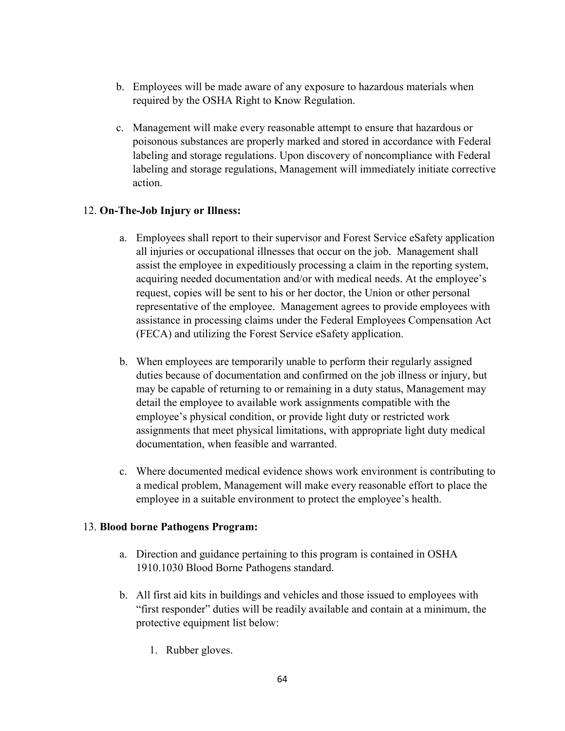b. Employees will be made aware of any exposure to hazardous materials when required by the OSHA Right to Know Regulation.

c. Management will make every reasonable attempt to ensure that hazardous or poisonous substances are properly marked and stored in accordance with Federal labeling and storage regulations. Upon discovery of noncompliance with Federal labeling and storage regulations, Management will immediately initiate corrective action.

12. **On-The-Job Injury or Illness:**

a. Employees shall report to their supervisor and Forest Service eSafety application all injuries or occupational illnesses that occur on the job. Management shall assist the employee in expeditiously processing a claim in the reporting system, acquiring needed documentation and/or with medical needs. At the employee's request, copies will be sent to his or her doctor, the Union or other personal representative of the employee. Management agrees to provide employees with assistance in processing claims under the Federal Employees Compensation Act (FECA) and utilizing the Forest Service eSafety application.

b. When employees are temporarily unable to perform their regularly assigned duties because of documentation and confirmed on the job illness or injury, but may be capable of returning to or remaining in a duty status, Management may detail the employee to available work assignments compatible with the employee's physical condition, or provide light duty or restricted work assignments that meet physical limitations, with appropriate light duty medical documentation, when feasible and warranted.

c. Where documented medical evidence shows work environment is contributing to a medical problem, Management will make every reasonable effort to place the employee in a suitable environment to protect the employee's health.

13. **Blood borne Pathogens Program:**

a. Direction and guidance pertaining to this program is contained in OSHA 1910.1030 Blood Borne Pathogens standard.

b. All first aid kits in buildings and vehicles and those issued to employees with "first responder" duties will be readily available and contain at a minimum, the protective equipment list below:

   1. Rubber gloves.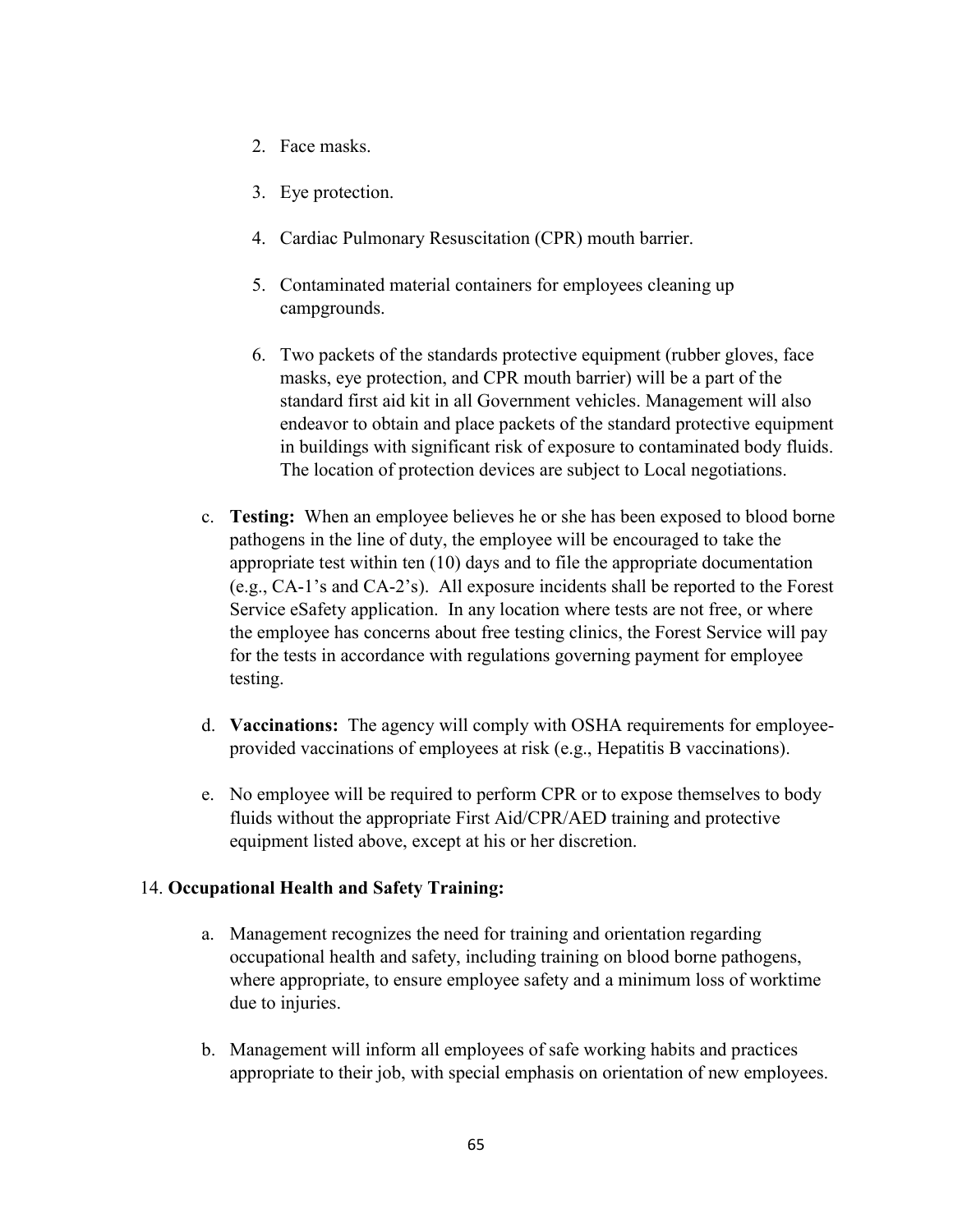2. Face masks.

3. Eye protection.

4. Cardiac Pulmonary Resuscitation (CPR) mouth barrier.

5. Contaminated material containers for employees cleaning up campgrounds.

6. Two packets of the standards protective equipment (rubber gloves, face masks, eye protection, and CPR mouth barrier) will be a part of the standard first aid kit in all Government vehicles. Management will also endeavor to obtain and place packets of the standard protective equipment in buildings with significant risk of exposure to contaminated body fluids. The location of protection devices are subject to Local negotiations.

c. **Testing:** When an employee believes he or she has been exposed to blood borne pathogens in the line of duty, the employee will be encouraged to take the appropriate test within ten (10) days and to file the appropriate documentation (e.g., CA-1's and CA-2's). All exposure incidents shall be reported to the Forest Service eSafety application. In any location where tests are not free, or where the employee has concerns about free testing clinics, the Forest Service will pay for the tests in accordance with regulations governing payment for employee testing.

d. **Vaccinations:** The agency will comply with OSHA requirements for employee-provided vaccinations of employees at risk (e.g., Hepatitis B vaccinations).

e. No employee will be required to perform CPR or to expose themselves to body fluids without the appropriate First Aid/CPR/AED training and protective equipment listed above, except at his or her discretion.

14. **Occupational Health and Safety Training:**

a. Management recognizes the need for training and orientation regarding occupational health and safety, including training on blood borne pathogens, where appropriate, to ensure employee safety and a minimum loss of worktime due to injuries.

b. Management will inform all employees of safe working habits and practices appropriate to their job, with special emphasis on orientation of new employees.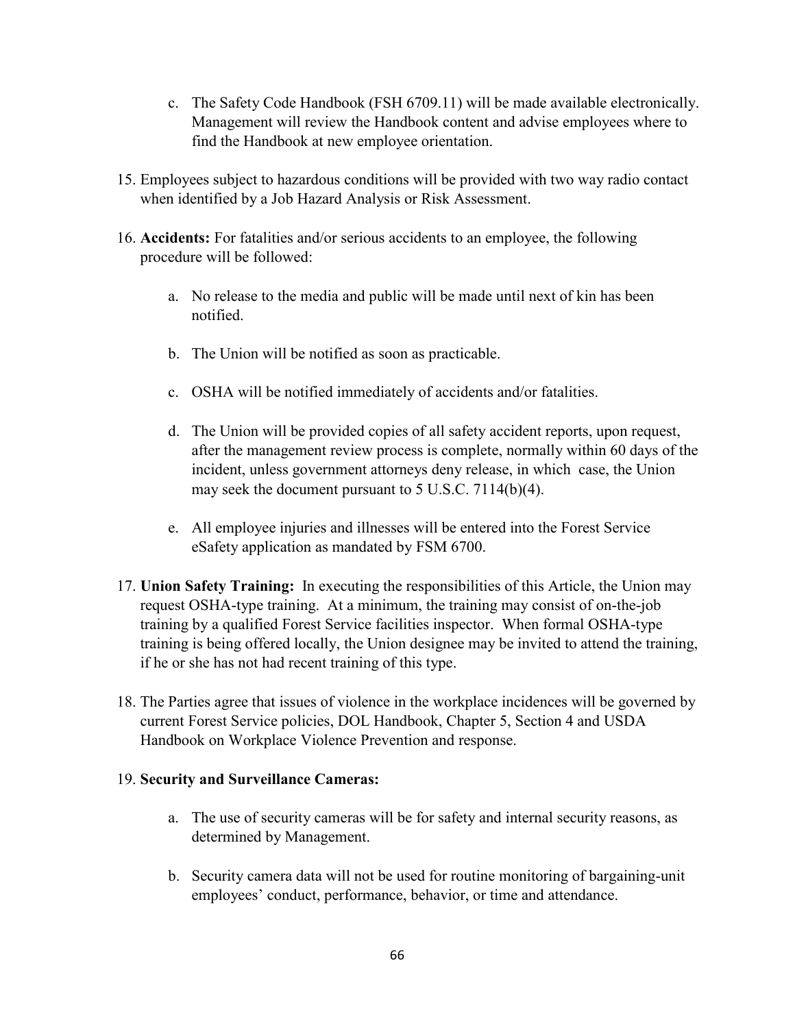c. The Safety Code Handbook (FSH 6709.11) will be made available electronically. Management will review the Handbook content and advise employees where to find the Handbook at new employee orientation.

15. Employees subject to hazardous conditions will be provided with two way radio contact when identified by a Job Hazard Analysis or Risk Assessment.

16. **Accidents:** For fatalities and/or serious accidents to an employee, the following procedure will be followed:

    a. No release to the media and public will be made until next of kin has been notified.

    b. The Union will be notified as soon as practicable.

    c. OSHA will be notified immediately of accidents and/or fatalities.

    d. The Union will be provided copies of all safety accident reports, upon request, after the management review process is complete, normally within 60 days of the incident, unless government attorneys deny release, in which case, the Union may seek the document pursuant to 5 U.S.C. 7114(b)(4).

    e. All employee injuries and illnesses will be entered into the Forest Service eSafety application as mandated by FSM 6700.

17. **Union Safety Training:** In executing the responsibilities of this Article, the Union may request OSHA-type training. At a minimum, the training may consist of on-the-job training by a qualified Forest Service facilities inspector. When formal OSHA-type training is being offered locally, the Union designee may be invited to attend the training, if he or she has not had recent training of this type.

18. The Parties agree that issues of violence in the workplace incidences will be governed by current Forest Service policies, DOL Handbook, Chapter 5, Section 4 and USDA Handbook on Workplace Violence Prevention and response.

19. **Security and Surveillance Cameras:**

    a. The use of security cameras will be for safety and internal security reasons, as determined by Management.

    b. Security camera data will not be used for routine monitoring of bargaining-unit employees' conduct, performance, behavior, or time and attendance.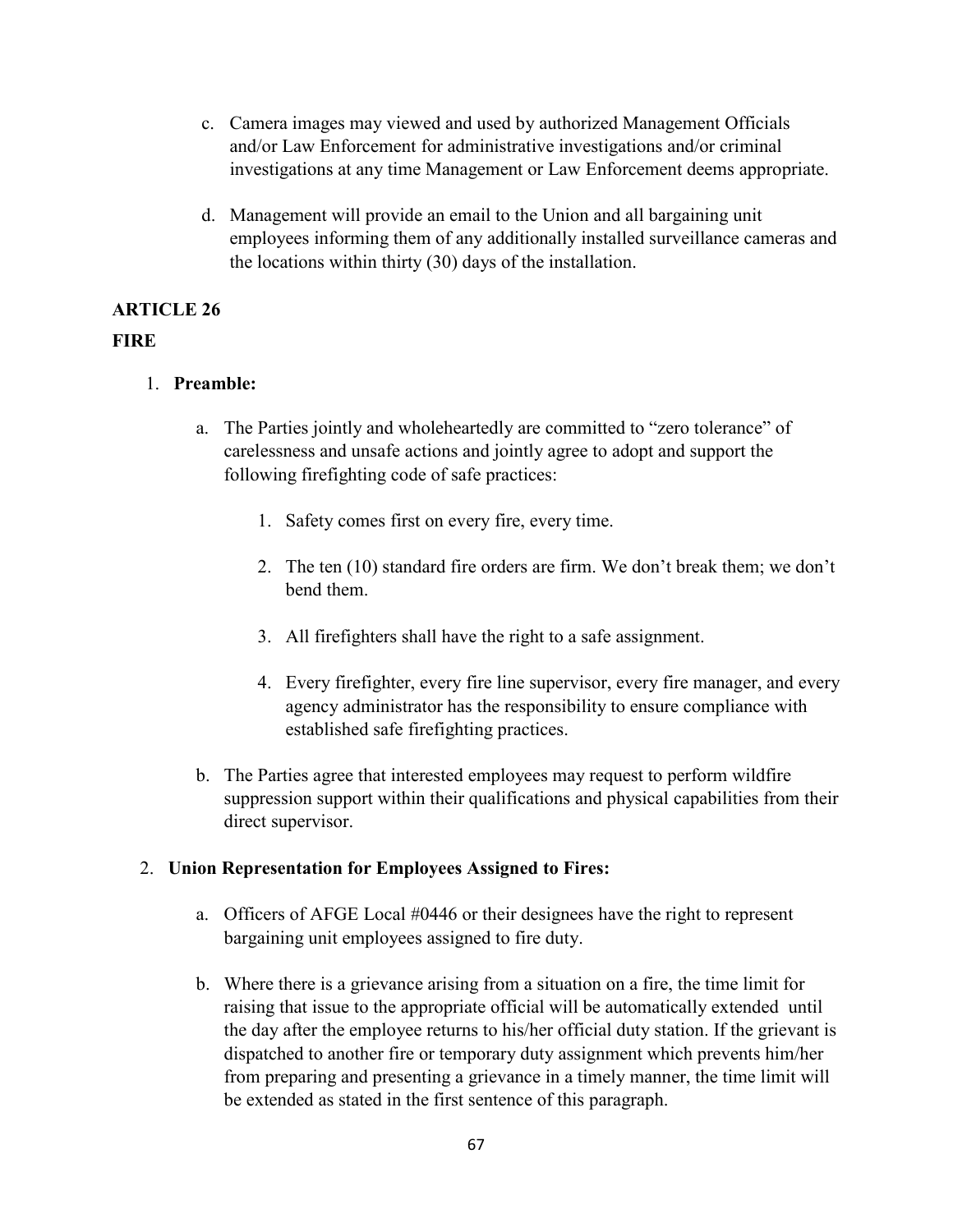c. Camera images may viewed and used by authorized Management Officials and/or Law Enforcement for administrative investigations and/or criminal investigations at any time Management or Law Enforcement deems appropriate.

d. Management will provide an email to the Union and all bargaining unit employees informing them of any additionally installed surveillance cameras and the locations within thirty (30) days of the installation.

## ARTICLE 26

## FIRE

1. **Preamble:**

   a. The Parties jointly and wholeheartedly are committed to "zero tolerance" of carelessness and unsafe actions and jointly agree to adopt and support the following firefighting code of safe practices:

      1. Safety comes first on every fire, every time.

      2. The ten (10) standard fire orders are firm. We don't break them; we don't bend them.

      3. All firefighters shall have the right to a safe assignment.

      4. Every firefighter, every fire line supervisor, every fire manager, and every agency administrator has the responsibility to ensure compliance with established safe firefighting practices.

   b. The Parties agree that interested employees may request to perform wildfire suppression support within their qualifications and physical capabilities from their direct supervisor.

2. **Union Representation for Employees Assigned to Fires:**

   a. Officers of AFGE Local #0446 or their designees have the right to represent bargaining unit employees assigned to fire duty.

   b. Where there is a grievance arising from a situation on a fire, the time limit for raising that issue to the appropriate official will be automatically extended until the day after the employee returns to his/her official duty station. If the grievant is dispatched to another fire or temporary duty assignment which prevents him/her from preparing and presenting a grievance in a timely manner, the time limit will be extended as stated in the first sentence of this paragraph.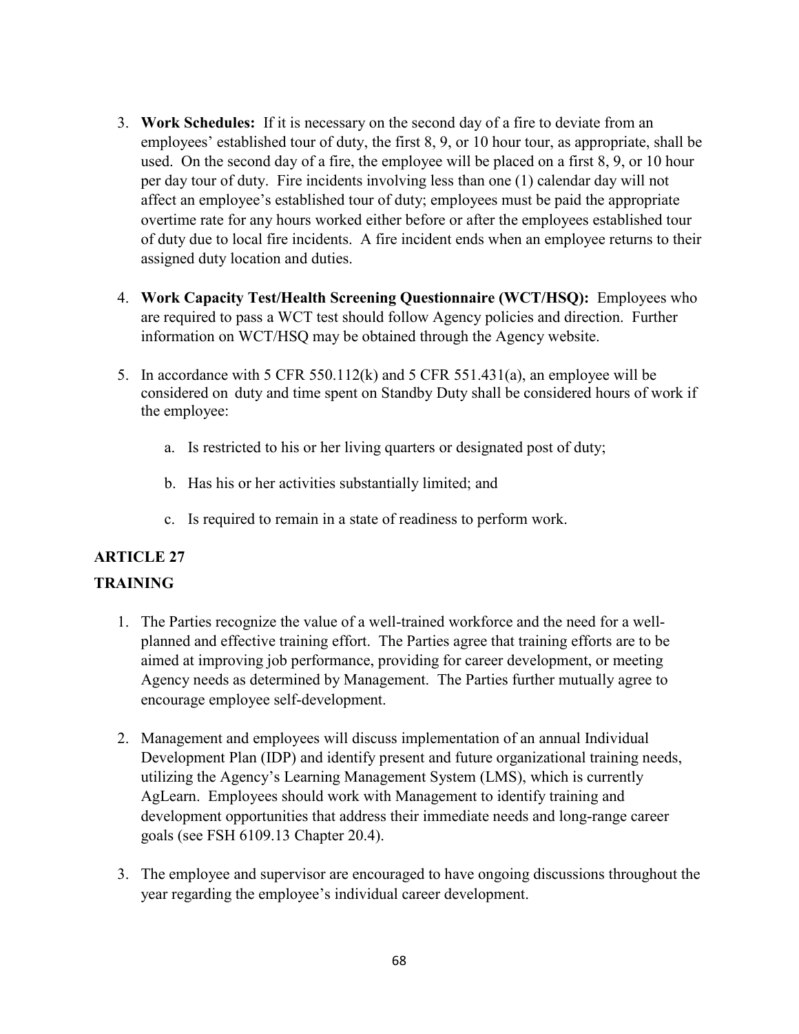3. **Work Schedules:** If it is necessary on the second day of a fire to deviate from an employees' established tour of duty, the first 8, 9, or 10 hour tour, as appropriate, shall be used. On the second day of a fire, the employee will be placed on a first 8, 9, or 10 hour per day tour of duty. Fire incidents involving less than one (1) calendar day will not affect an employee's established tour of duty; employees must be paid the appropriate overtime rate for any hours worked either before or after the employees established tour of duty due to local fire incidents. A fire incident ends when an employee returns to their assigned duty location and duties.

4. **Work Capacity Test/Health Screening Questionnaire (WCT/HSQ):** Employees who are required to pass a WCT test should follow Agency policies and direction. Further information on WCT/HSQ may be obtained through the Agency website.

5. In accordance with 5 CFR 550.112(k) and 5 CFR 551.431(a), an employee will be considered on duty and time spent on Standby Duty shall be considered hours of work if the employee:

   a. Is restricted to his or her living quarters or designated post of duty;

   b. Has his or her activities substantially limited; and

   c. Is required to remain in a state of readiness to perform work.

## ARTICLE 27

## TRAINING

1. The Parties recognize the value of a well-trained workforce and the need for a well-planned and effective training effort. The Parties agree that training efforts are to be aimed at improving job performance, providing for career development, or meeting Agency needs as determined by Management. The Parties further mutually agree to encourage employee self-development.

2. Management and employees will discuss implementation of an annual Individual Development Plan (IDP) and identify present and future organizational training needs, utilizing the Agency's Learning Management System (LMS), which is currently AgLearn. Employees should work with Management to identify training and development opportunities that address their immediate needs and long-range career goals (see FSH 6109.13 Chapter 20.4).

3. The employee and supervisor are encouraged to have ongoing discussions throughout the year regarding the employee's individual career development.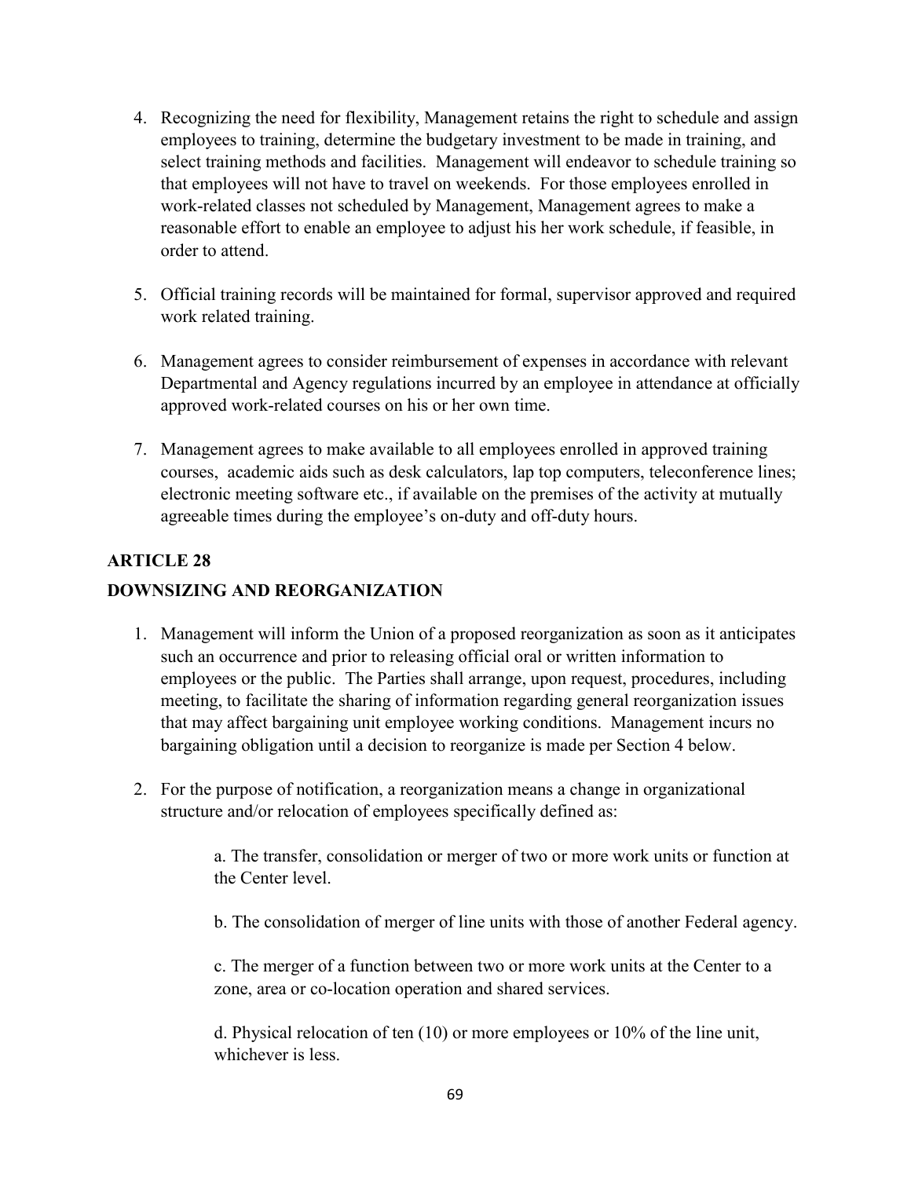4. Recognizing the need for flexibility, Management retains the right to schedule and assign employees to training, determine the budgetary investment to be made in training, and select training methods and facilities. Management will endeavor to schedule training so that employees will not have to travel on weekends. For those employees enrolled in work-related classes not scheduled by Management, Management agrees to make a reasonable effort to enable an employee to adjust his her work schedule, if feasible, in order to attend.

5. Official training records will be maintained for formal, supervisor approved and required work related training.

6. Management agrees to consider reimbursement of expenses in accordance with relevant Departmental and Agency regulations incurred by an employee in attendance at officially approved work-related courses on his or her own time.

7. Management agrees to make available to all employees enrolled in approved training courses, academic aids such as desk calculators, lap top computers, teleconference lines; electronic meeting software etc., if available on the premises of the activity at mutually agreeable times during the employee's on-duty and off-duty hours.

## ARTICLE 28

## DOWNSIZING AND REORGANIZATION

1. Management will inform the Union of a proposed reorganization as soon as it anticipates such an occurrence and prior to releasing official oral or written information to employees or the public. The Parties shall arrange, upon request, procedures, including meeting, to facilitate the sharing of information regarding general reorganization issues that may affect bargaining unit employee working conditions. Management incurs no bargaining obligation until a decision to reorganize is made per Section 4 below.

2. For the purpose of notification, a reorganization means a change in organizational structure and/or relocation of employees specifically defined as:

   a. The transfer, consolidation or merger of two or more work units or function at the Center level.

   b. The consolidation of merger of line units with those of another Federal agency.

   c. The merger of a function between two or more work units at the Center to a zone, area or co-location operation and shared services.

   d. Physical relocation of ten (10) or more employees or 10% of the line unit, whichever is less.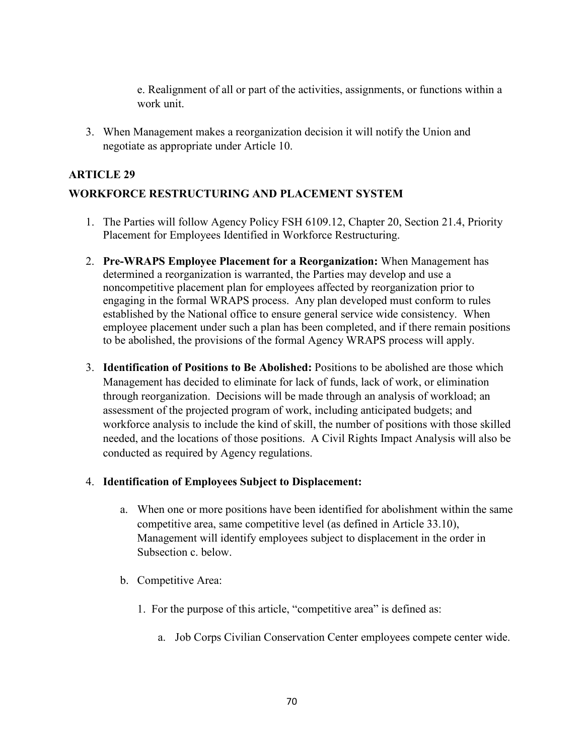e. Realignment of all or part of the activities, assignments, or functions within a work unit.

3. When Management makes a reorganization decision it will notify the Union and negotiate as appropriate under Article 10.

## ARTICLE 29

## WORKFORCE RESTRUCTURING AND PLACEMENT SYSTEM

1. The Parties will follow Agency Policy FSH 6109.12, Chapter 20, Section 21.4, Priority Placement for Employees Identified in Workforce Restructuring.

2. **Pre-WRAPS Employee Placement for a Reorganization:** When Management has determined a reorganization is warranted, the Parties may develop and use a noncompetitive placement plan for employees affected by reorganization prior to engaging in the formal WRAPS process. Any plan developed must conform to rules established by the National office to ensure general service wide consistency. When employee placement under such a plan has been completed, and if there remain positions to be abolished, the provisions of the formal Agency WRAPS process will apply.

3. **Identification of Positions to Be Abolished:** Positions to be abolished are those which Management has decided to eliminate for lack of funds, lack of work, or elimination through reorganization. Decisions will be made through an analysis of workload; an assessment of the projected program of work, including anticipated budgets; and workforce analysis to include the kind of skill, the number of positions with those skilled needed, and the locations of those positions. A Civil Rights Impact Analysis will also be conducted as required by Agency regulations.

4. **Identification of Employees Subject to Displacement:**

   a. When one or more positions have been identified for abolishment within the same competitive area, same competitive level (as defined in Article 33.10), Management will identify employees subject to displacement in the order in Subsection c. below.

   b. Competitive Area:

      1. For the purpose of this article, "competitive area" is defined as:

         a. Job Corps Civilian Conservation Center employees compete center wide.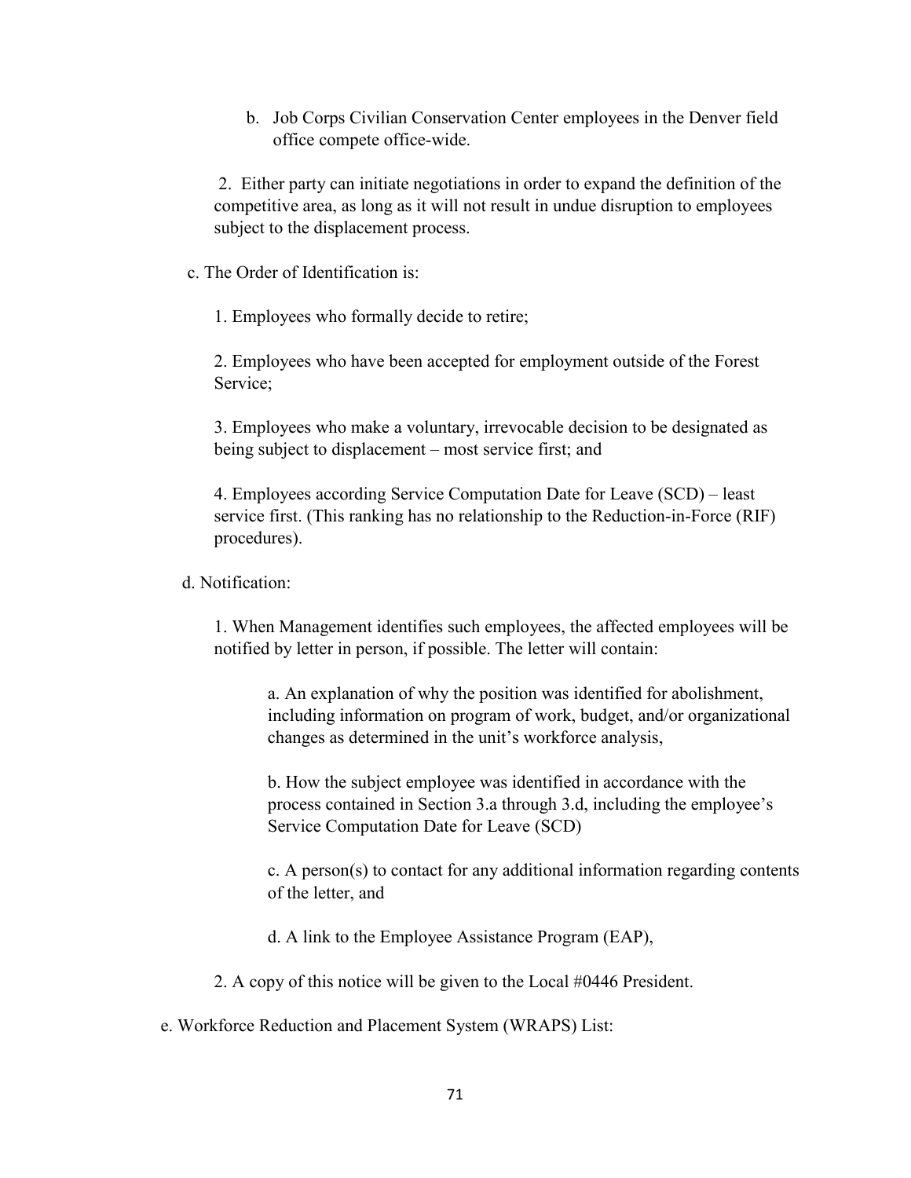b. Job Corps Civilian Conservation Center employees in the Denver field office compete office-wide.

2. Either party can initiate negotiations in order to expand the definition of the competitive area, as long as it will not result in undue disruption to employees subject to the displacement process.

c. The Order of Identification is:

1. Employees who formally decide to retire;

2. Employees who have been accepted for employment outside of the Forest Service;

3. Employees who make a voluntary, irrevocable decision to be designated as being subject to displacement – most service first; and

4. Employees according Service Computation Date for Leave (SCD) – least service first. (This ranking has no relationship to the Reduction-in-Force (RIF) procedures).

d. Notification:

1. When Management identifies such employees, the affected employees will be notified by letter in person, if possible. The letter will contain:

a. An explanation of why the position was identified for abolishment, including information on program of work, budget, and/or organizational changes as determined in the unit's workforce analysis,

b. How the subject employee was identified in accordance with the process contained in Section 3.a through 3.d, including the employee's Service Computation Date for Leave (SCD)

c. A person(s) to contact for any additional information regarding contents of the letter, and

d. A link to the Employee Assistance Program (EAP),

2. A copy of this notice will be given to the Local #0446 President.

e. Workforce Reduction and Placement System (WRAPS) List: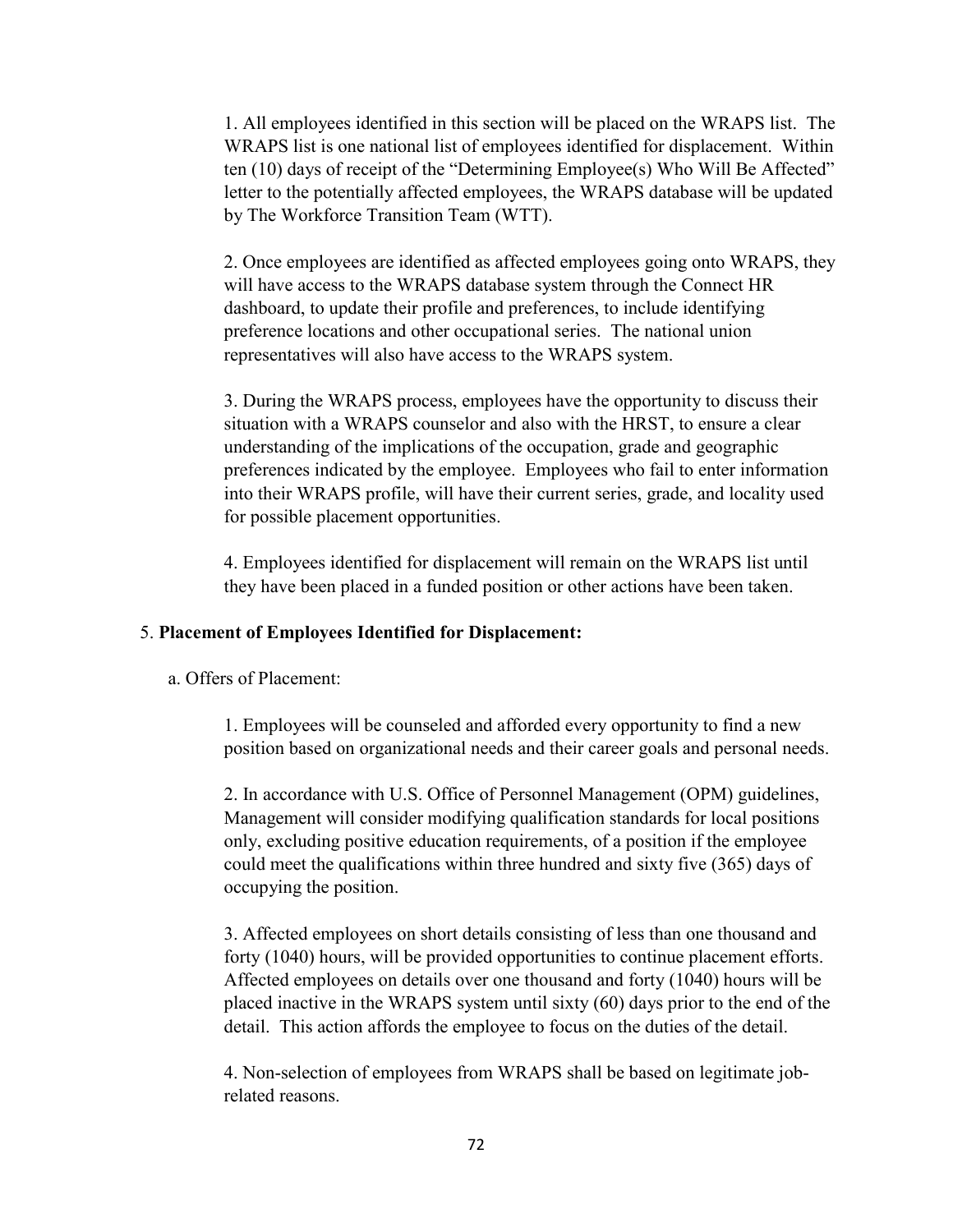1. All employees identified in this section will be placed on the WRAPS list. The WRAPS list is one national list of employees identified for displacement. Within ten (10) days of receipt of the "Determining Employee(s) Who Will Be Affected" letter to the potentially affected employees, the WRAPS database will be updated by The Workforce Transition Team (WTT).

2. Once employees are identified as affected employees going onto WRAPS, they will have access to the WRAPS database system through the Connect HR dashboard, to update their profile and preferences, to include identifying preference locations and other occupational series. The national union representatives will also have access to the WRAPS system.

3. During the WRAPS process, employees have the opportunity to discuss their situation with a WRAPS counselor and also with the HRST, to ensure a clear understanding of the implications of the occupation, grade and geographic preferences indicated by the employee. Employees who fail to enter information into their WRAPS profile, will have their current series, grade, and locality used for possible placement opportunities.

4. Employees identified for displacement will remain on the WRAPS list until they have been placed in a funded position or other actions have been taken.

5. **Placement of Employees Identified for Displacement:**

a. Offers of Placement:

1. Employees will be counseled and afforded every opportunity to find a new position based on organizational needs and their career goals and personal needs.

2. In accordance with U.S. Office of Personnel Management (OPM) guidelines, Management will consider modifying qualification standards for local positions only, excluding positive education requirements, of a position if the employee could meet the qualifications within three hundred and sixty five (365) days of occupying the position.

3. Affected employees on short details consisting of less than one thousand and forty (1040) hours, will be provided opportunities to continue placement efforts. Affected employees on details over one thousand and forty (1040) hours will be placed inactive in the WRAPS system until sixty (60) days prior to the end of the detail. This action affords the employee to focus on the duties of the detail.

4. Non-selection of employees from WRAPS shall be based on legitimate job-related reasons.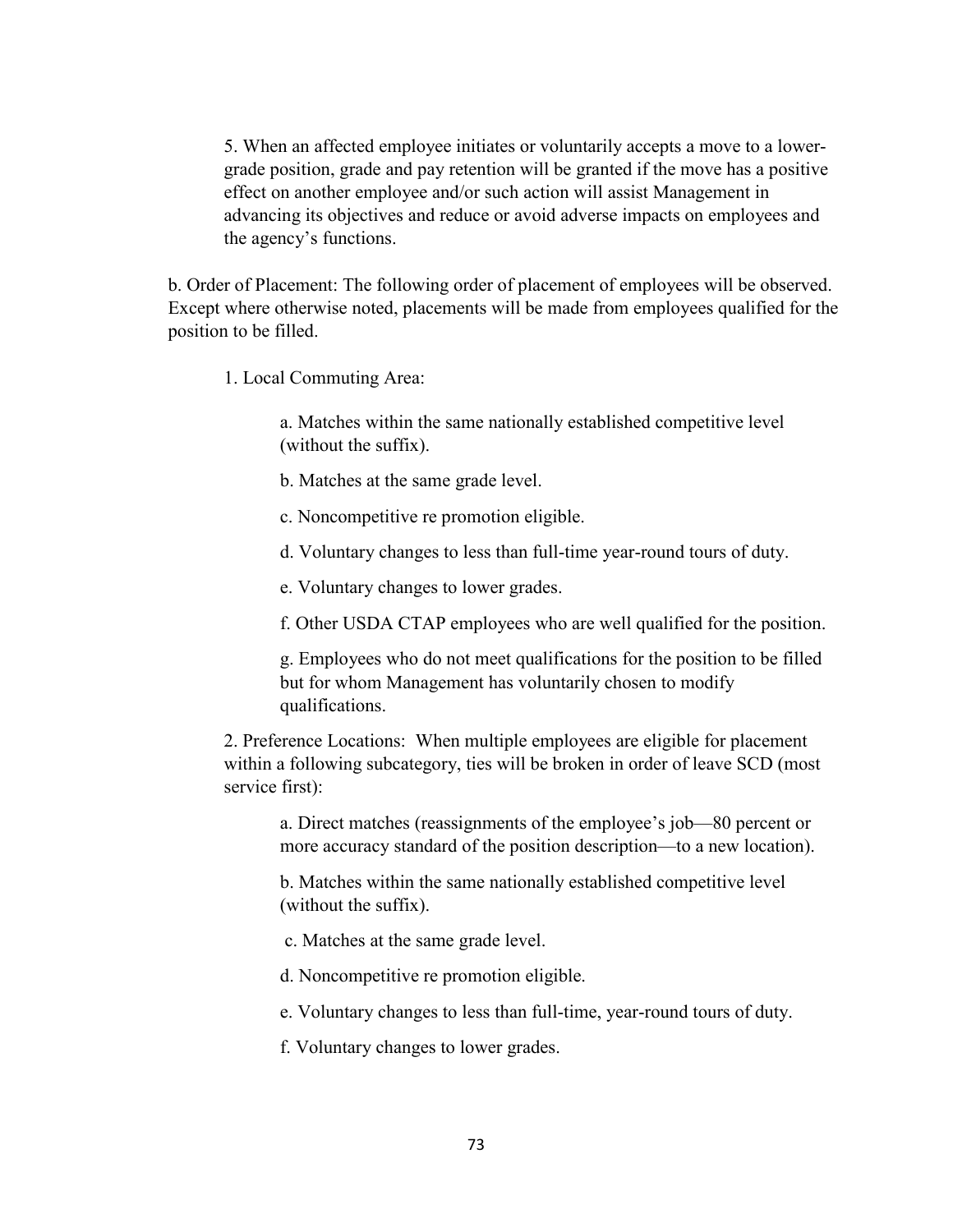5. When an affected employee initiates or voluntarily accepts a move to a lower-grade position, grade and pay retention will be granted if the move has a positive effect on another employee and/or such action will assist Management in advancing its objectives and reduce or avoid adverse impacts on employees and the agency's functions.

b. Order of Placement: The following order of placement of employees will be observed. Except where otherwise noted, placements will be made from employees qualified for the position to be filled.

1. Local Commuting Area:

   a. Matches within the same nationally established competitive level (without the suffix).

   b. Matches at the same grade level.

   c. Noncompetitive re promotion eligible.

   d. Voluntary changes to less than full-time year-round tours of duty.

   e. Voluntary changes to lower grades.

   f. Other USDA CTAP employees who are well qualified for the position.

   g. Employees who do not meet qualifications for the position to be filled but for whom Management has voluntarily chosen to modify qualifications.

2. Preference Locations: When multiple employees are eligible for placement within a following subcategory, ties will be broken in order of leave SCD (most service first):

   a. Direct matches (reassignments of the employee's job—80 percent or more accuracy standard of the position description—to a new location).

   b. Matches within the same nationally established competitive level (without the suffix).

   c. Matches at the same grade level.

   d. Noncompetitive re promotion eligible.

   e. Voluntary changes to less than full-time, year-round tours of duty.

   f. Voluntary changes to lower grades.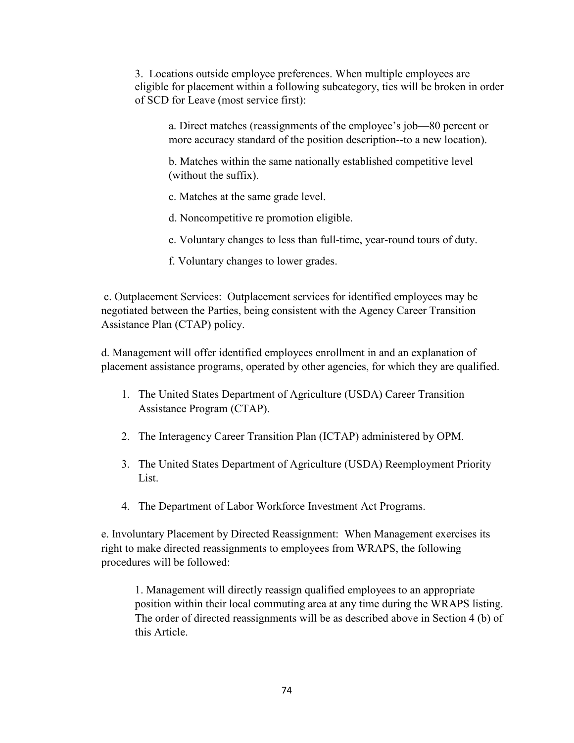3. Locations outside employee preferences. When multiple employees are eligible for placement within a following subcategory, ties will be broken in order of SCD for Leave (most service first):

a. Direct matches (reassignments of the employee's job—80 percent or more accuracy standard of the position description--to a new location).

b. Matches within the same nationally established competitive level (without the suffix).

c. Matches at the same grade level.

d. Noncompetitive re promotion eligible.

e. Voluntary changes to less than full-time, year-round tours of duty.

f. Voluntary changes to lower grades.

c. Outplacement Services: Outplacement services for identified employees may be negotiated between the Parties, being consistent with the Agency Career Transition Assistance Plan (CTAP) policy.

d. Management will offer identified employees enrollment in and an explanation of placement assistance programs, operated by other agencies, for which they are qualified.

1. The United States Department of Agriculture (USDA) Career Transition Assistance Program (CTAP).
2. The Interagency Career Transition Plan (ICTAP) administered by OPM.
3. The United States Department of Agriculture (USDA) Reemployment Priority List.
4. The Department of Labor Workforce Investment Act Programs.

e. Involuntary Placement by Directed Reassignment: When Management exercises its right to make directed reassignments to employees from WRAPS, the following procedures will be followed:

1. Management will directly reassign qualified employees to an appropriate position within their local commuting area at any time during the WRAPS listing. The order of directed reassignments will be as described above in Section 4 (b) of this Article.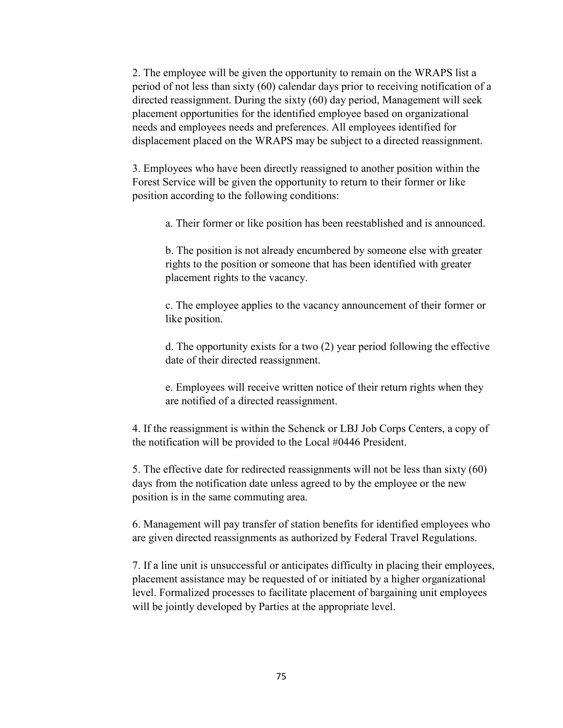2. The employee will be given the opportunity to remain on the WRAPS list a period of not less than sixty (60) calendar days prior to receiving notification of a directed reassignment. During the sixty (60) day period, Management will seek placement opportunities for the identified employee based on organizational needs and employees needs and preferences. All employees identified for displacement placed on the WRAPS may be subject to a directed reassignment.

3. Employees who have been directly reassigned to another position within the Forest Service will be given the opportunity to return to their former or like position according to the following conditions:

> a. Their former or like position has been reestablished and is announced.
>
> b. The position is not already encumbered by someone else with greater rights to the position or someone that has been identified with greater placement rights to the vacancy.
>
> c. The employee applies to the vacancy announcement of their former or like position.
>
> d. The opportunity exists for a two (2) year period following the effective date of their directed reassignment.
>
> e. Employees will receive written notice of their return rights when they are notified of a directed reassignment.

4. If the reassignment is within the Schenck or LBJ Job Corps Centers, a copy of the notification will be provided to the Local #0446 President.

5. The effective date for redirected reassignments will not be less than sixty (60) days from the notification date unless agreed to by the employee or the new position is in the same commuting area.

6. Management will pay transfer of station benefits for identified employees who are given directed reassignments as authorized by Federal Travel Regulations.

7. If a line unit is unsuccessful or anticipates difficulty in placing their employees, placement assistance may be requested of or initiated by a higher organizational level. Formalized processes to facilitate placement of bargaining unit employees will be jointly developed by Parties at the appropriate level.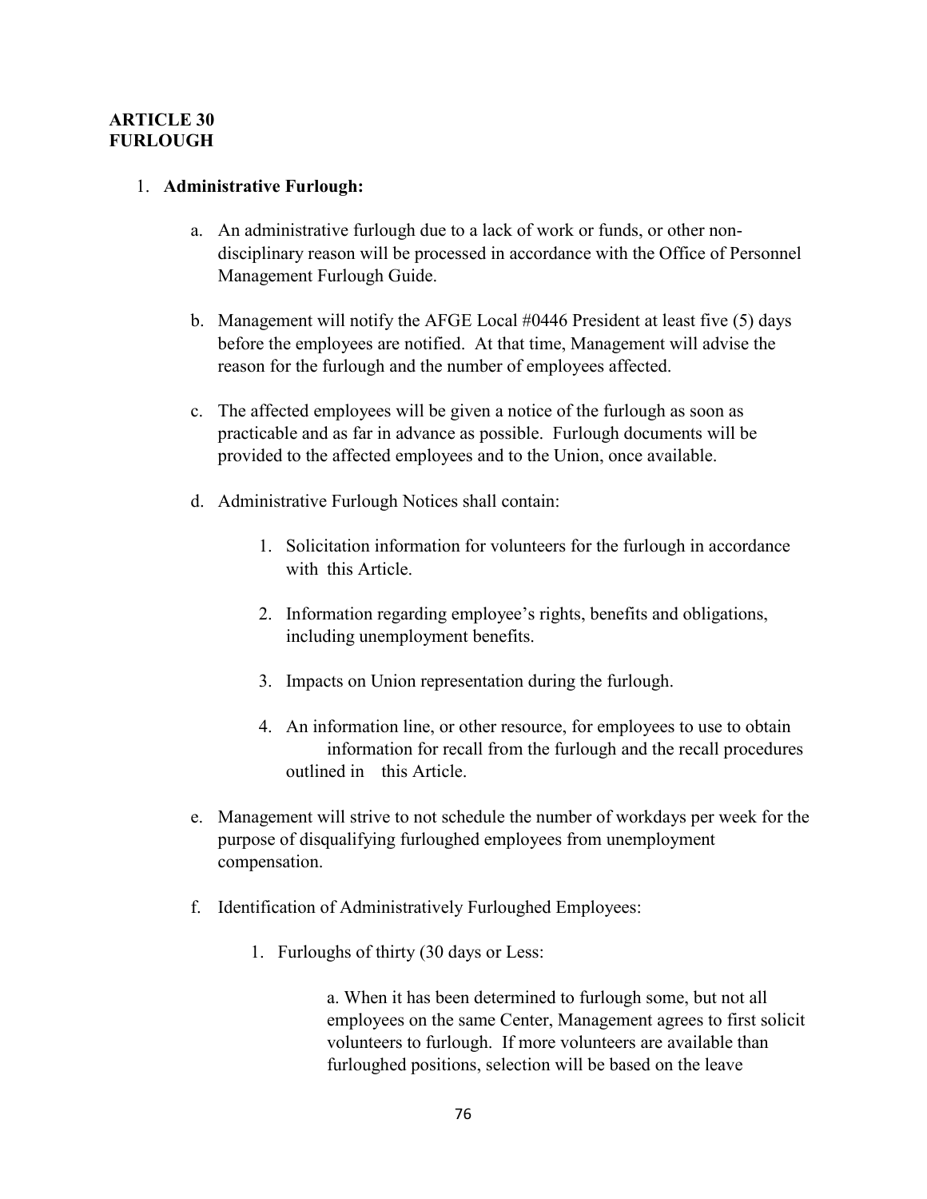**ARTICLE 30**
**FURLOUGH**

1. **Administrative Furlough:**

   a. An administrative furlough due to a lack of work or funds, or other non-disciplinary reason will be processed in accordance with the Office of Personnel Management Furlough Guide.

   b. Management will notify the AFGE Local #0446 President at least five (5) days before the employees are notified. At that time, Management will advise the reason for the furlough and the number of employees affected.

   c. The affected employees will be given a notice of the furlough as soon as practicable and as far in advance as possible. Furlough documents will be provided to the affected employees and to the Union, once available.

   d. Administrative Furlough Notices shall contain:

      1. Solicitation information for volunteers for the furlough in accordance with this Article.

      2. Information regarding employee's rights, benefits and obligations, including unemployment benefits.

      3. Impacts on Union representation during the furlough.

      4. An information line, or other resource, for employees to use to obtain information for recall from the furlough and the recall procedures outlined in this Article.

   e. Management will strive to not schedule the number of workdays per week for the purpose of disqualifying furloughed employees from unemployment compensation.

   f. Identification of Administratively Furloughed Employees:

      1. Furloughs of thirty (30 days or Less:

         a. When it has been determined to furlough some, but not all employees on the same Center, Management agrees to first solicit volunteers to furlough. If more volunteers are available than furloughed positions, selection will be based on the leave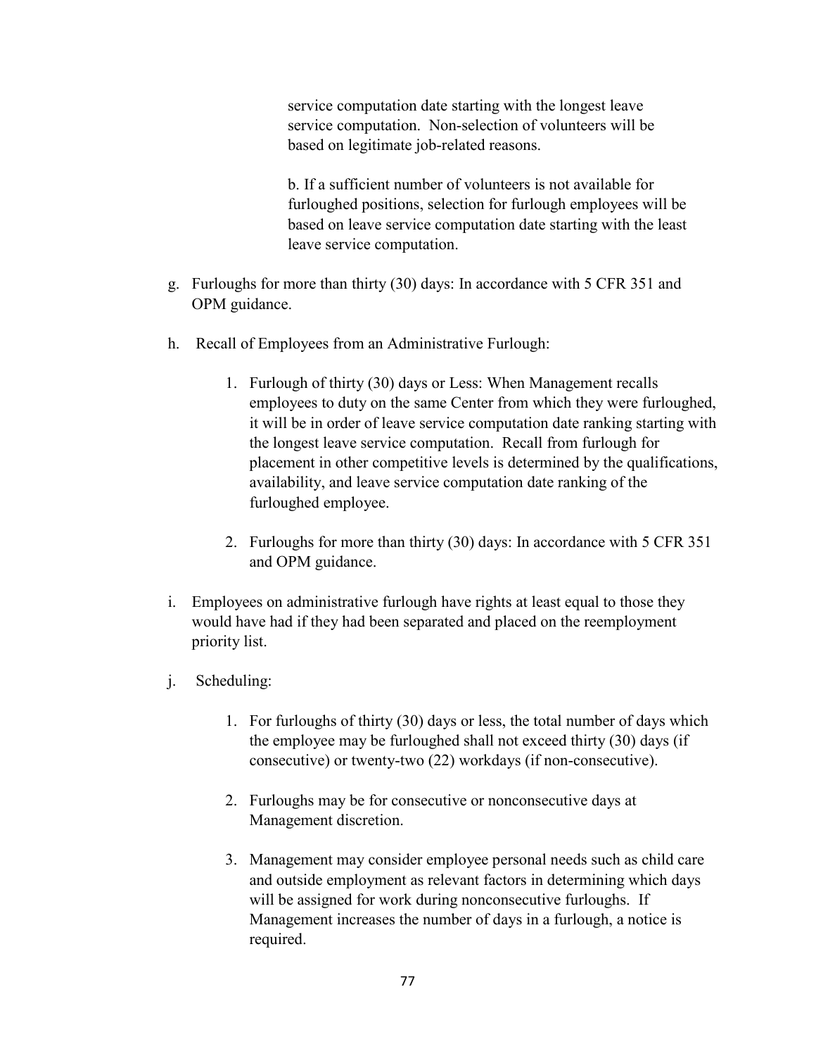service computation date starting with the longest leave service computation. Non-selection of volunteers will be based on legitimate job-related reasons.

b. If a sufficient number of volunteers is not available for furloughed positions, selection for furlough employees will be based on leave service computation date starting with the least leave service computation.

g. Furloughs for more than thirty (30) days: In accordance with 5 CFR 351 and OPM guidance.

h. Recall of Employees from an Administrative Furlough:

   1. Furlough of thirty (30) days or Less: When Management recalls employees to duty on the same Center from which they were furloughed, it will be in order of leave service computation date ranking starting with the longest leave service computation. Recall from furlough for placement in other competitive levels is determined by the qualifications, availability, and leave service computation date ranking of the furloughed employee.

   2. Furloughs for more than thirty (30) days: In accordance with 5 CFR 351 and OPM guidance.

i. Employees on administrative furlough have rights at least equal to those they would have had if they had been separated and placed on the reemployment priority list.

j. Scheduling:

   1. For furloughs of thirty (30) days or less, the total number of days which the employee may be furloughed shall not exceed thirty (30) days (if consecutive) or twenty-two (22) workdays (if non-consecutive).

   2. Furloughs may be for consecutive or nonconsecutive days at Management discretion.

   3. Management may consider employee personal needs such as child care and outside employment as relevant factors in determining which days will be assigned for work during nonconsecutive furloughs. If Management increases the number of days in a furlough, a notice is required.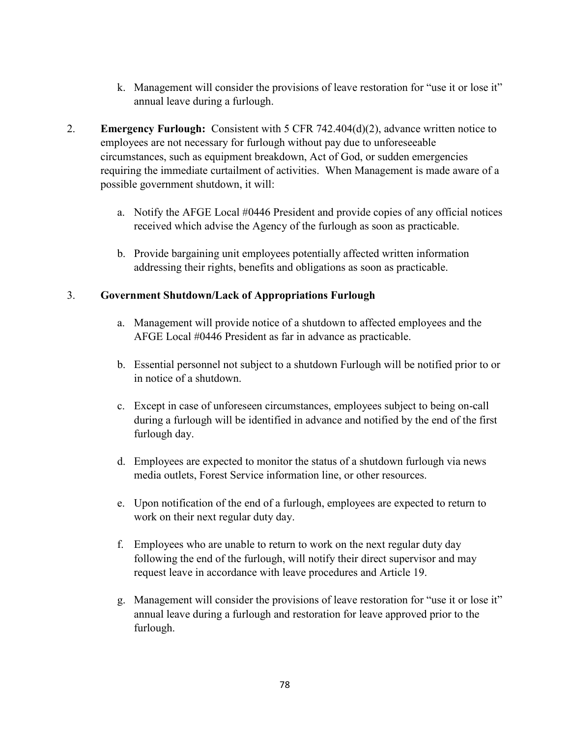k. Management will consider the provisions of leave restoration for "use it or lose it" annual leave during a furlough.

2. **Emergency Furlough:** Consistent with 5 CFR 742.404(d)(2), advance written notice to employees are not necessary for furlough without pay due to unforeseeable circumstances, such as equipment breakdown, Act of God, or sudden emergencies requiring the immediate curtailment of activities. When Management is made aware of a possible government shutdown, it will:

   a. Notify the AFGE Local #0446 President and provide copies of any official notices received which advise the Agency of the furlough as soon as practicable.

   b. Provide bargaining unit employees potentially affected written information addressing their rights, benefits and obligations as soon as practicable.

3. **Government Shutdown/Lack of Appropriations Furlough**

   a. Management will provide notice of a shutdown to affected employees and the AFGE Local #0446 President as far in advance as practicable.

   b. Essential personnel not subject to a shutdown Furlough will be notified prior to or in notice of a shutdown.

   c. Except in case of unforeseen circumstances, employees subject to being on-call during a furlough will be identified in advance and notified by the end of the first furlough day.

   d. Employees are expected to monitor the status of a shutdown furlough via news media outlets, Forest Service information line, or other resources.

   e. Upon notification of the end of a furlough, employees are expected to return to work on their next regular duty day.

   f. Employees who are unable to return to work on the next regular duty day following the end of the furlough, will notify their direct supervisor and may request leave in accordance with leave procedures and Article 19.

   g. Management will consider the provisions of leave restoration for "use it or lose it" annual leave during a furlough and restoration for leave approved prior to the furlough.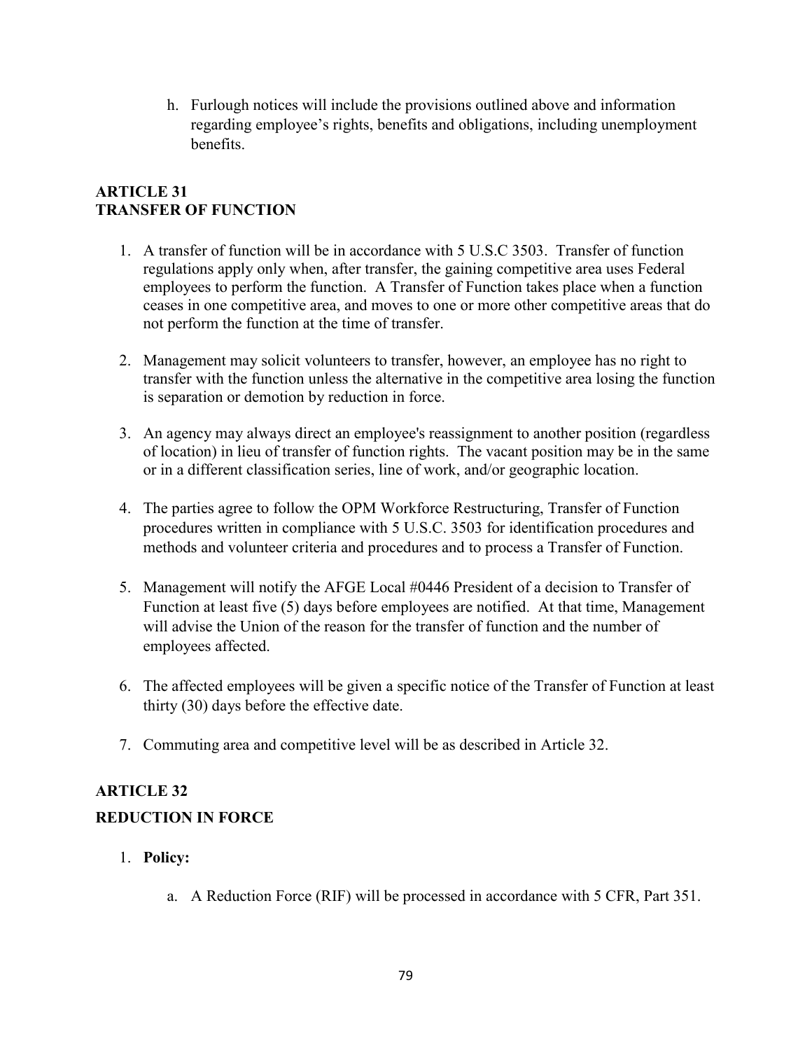h. Furlough notices will include the provisions outlined above and information regarding employee's rights, benefits and obligations, including unemployment benefits.

## ARTICLE 31
## TRANSFER OF FUNCTION

1. A transfer of function will be in accordance with 5 U.S.C 3503. Transfer of function regulations apply only when, after transfer, the gaining competitive area uses Federal employees to perform the function. A Transfer of Function takes place when a function ceases in one competitive area, and moves to one or more other competitive areas that do not perform the function at the time of transfer.

2. Management may solicit volunteers to transfer, however, an employee has no right to transfer with the function unless the alternative in the competitive area losing the function is separation or demotion by reduction in force.

3. An agency may always direct an employee's reassignment to another position (regardless of location) in lieu of transfer of function rights. The vacant position may be in the same or in a different classification series, line of work, and/or geographic location.

4. The parties agree to follow the OPM Workforce Restructuring, Transfer of Function procedures written in compliance with 5 U.S.C. 3503 for identification procedures and methods and volunteer criteria and procedures and to process a Transfer of Function.

5. Management will notify the AFGE Local #0446 President of a decision to Transfer of Function at least five (5) days before employees are notified. At that time, Management will advise the Union of the reason for the transfer of function and the number of employees affected.

6. The affected employees will be given a specific notice of the Transfer of Function at least thirty (30) days before the effective date.

7. Commuting area and competitive level will be as described in Article 32.

## ARTICLE 32
## REDUCTION IN FORCE

1. **Policy:**

   a. A Reduction Force (RIF) will be processed in accordance with 5 CFR, Part 351.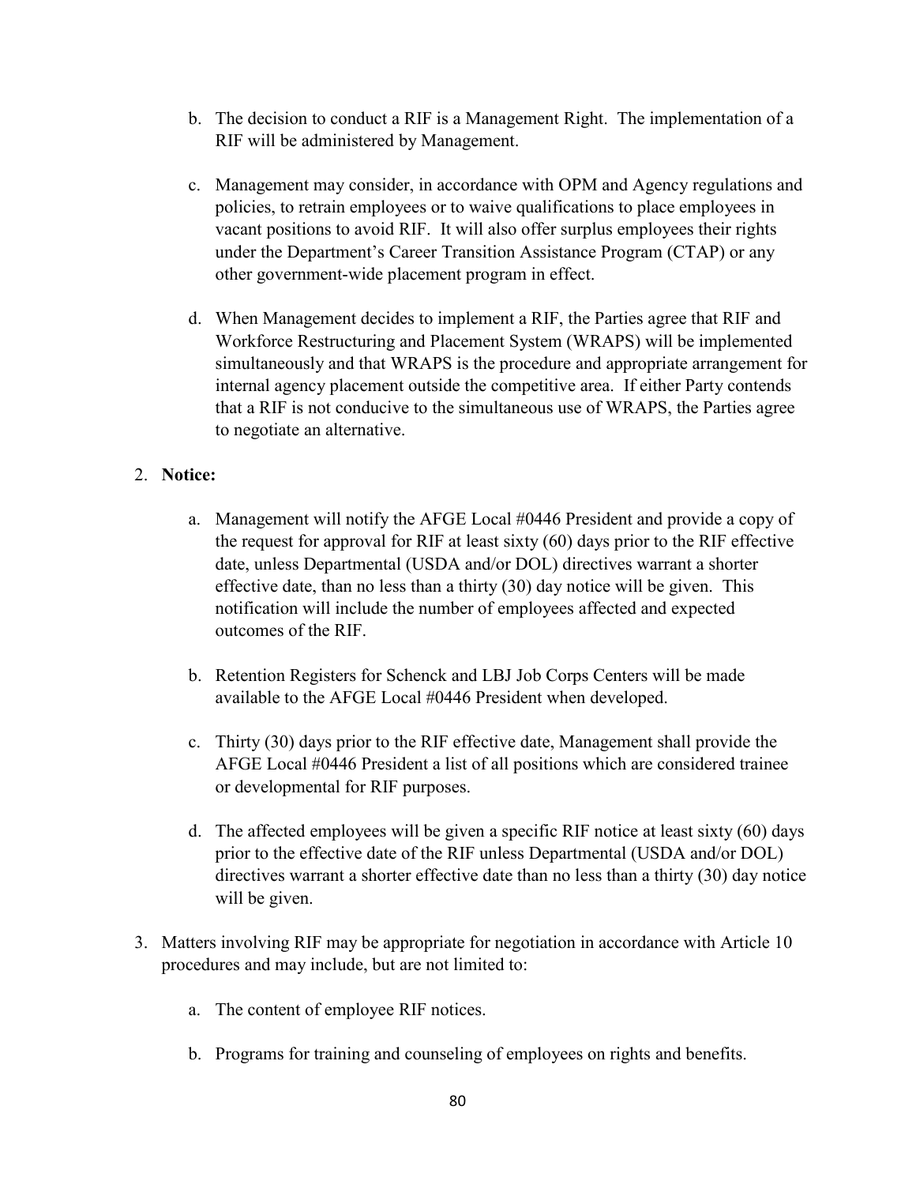b. The decision to conduct a RIF is a Management Right. The implementation of a RIF will be administered by Management.

c. Management may consider, in accordance with OPM and Agency regulations and policies, to retrain employees or to waive qualifications to place employees in vacant positions to avoid RIF. It will also offer surplus employees their rights under the Department's Career Transition Assistance Program (CTAP) or any other government-wide placement program in effect.

d. When Management decides to implement a RIF, the Parties agree that RIF and Workforce Restructuring and Placement System (WRAPS) will be implemented simultaneously and that WRAPS is the procedure and appropriate arrangement for internal agency placement outside the competitive area. If either Party contends that a RIF is not conducive to the simultaneous use of WRAPS, the Parties agree to negotiate an alternative.

2. **Notice:**

   a. Management will notify the AFGE Local #0446 President and provide a copy of the request for approval for RIF at least sixty (60) days prior to the RIF effective date, unless Departmental (USDA and/or DOL) directives warrant a shorter effective date, than no less than a thirty (30) day notice will be given. This notification will include the number of employees affected and expected outcomes of the RIF.

   b. Retention Registers for Schenck and LBJ Job Corps Centers will be made available to the AFGE Local #0446 President when developed.

   c. Thirty (30) days prior to the RIF effective date, Management shall provide the AFGE Local #0446 President a list of all positions which are considered trainee or developmental for RIF purposes.

   d. The affected employees will be given a specific RIF notice at least sixty (60) days prior to the effective date of the RIF unless Departmental (USDA and/or DOL) directives warrant a shorter effective date than no less than a thirty (30) day notice will be given.

3. Matters involving RIF may be appropriate for negotiation in accordance with Article 10 procedures and may include, but are not limited to:

   a. The content of employee RIF notices.

   b. Programs for training and counseling of employees on rights and benefits.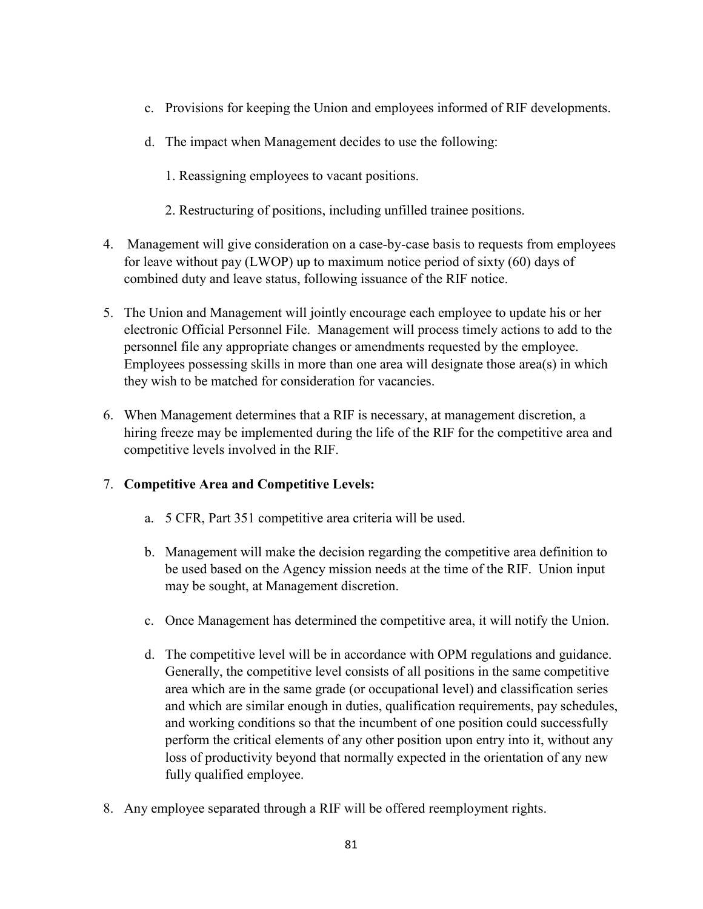c. Provisions for keeping the Union and employees informed of RIF developments.

   d. The impact when Management decides to use the following:

      1. Reassigning employees to vacant positions.

      2. Restructuring of positions, including unfilled trainee positions.

4. Management will give consideration on a case-by-case basis to requests from employees for leave without pay (LWOP) up to maximum notice period of sixty (60) days of combined duty and leave status, following issuance of the RIF notice.

5. The Union and Management will jointly encourage each employee to update his or her electronic Official Personnel File. Management will process timely actions to add to the personnel file any appropriate changes or amendments requested by the employee. Employees possessing skills in more than one area will designate those area(s) in which they wish to be matched for consideration for vacancies.

6. When Management determines that a RIF is necessary, at management discretion, a hiring freeze may be implemented during the life of the RIF for the competitive area and competitive levels involved in the RIF.

7. **Competitive Area and Competitive Levels:**

   a. 5 CFR, Part 351 competitive area criteria will be used.

   b. Management will make the decision regarding the competitive area definition to be used based on the Agency mission needs at the time of the RIF. Union input may be sought, at Management discretion.

   c. Once Management has determined the competitive area, it will notify the Union.

   d. The competitive level will be in accordance with OPM regulations and guidance. Generally, the competitive level consists of all positions in the same competitive area which are in the same grade (or occupational level) and classification series and which are similar enough in duties, qualification requirements, pay schedules, and working conditions so that the incumbent of one position could successfully perform the critical elements of any other position upon entry into it, without any loss of productivity beyond that normally expected in the orientation of any new fully qualified employee.

8. Any employee separated through a RIF will be offered reemployment rights.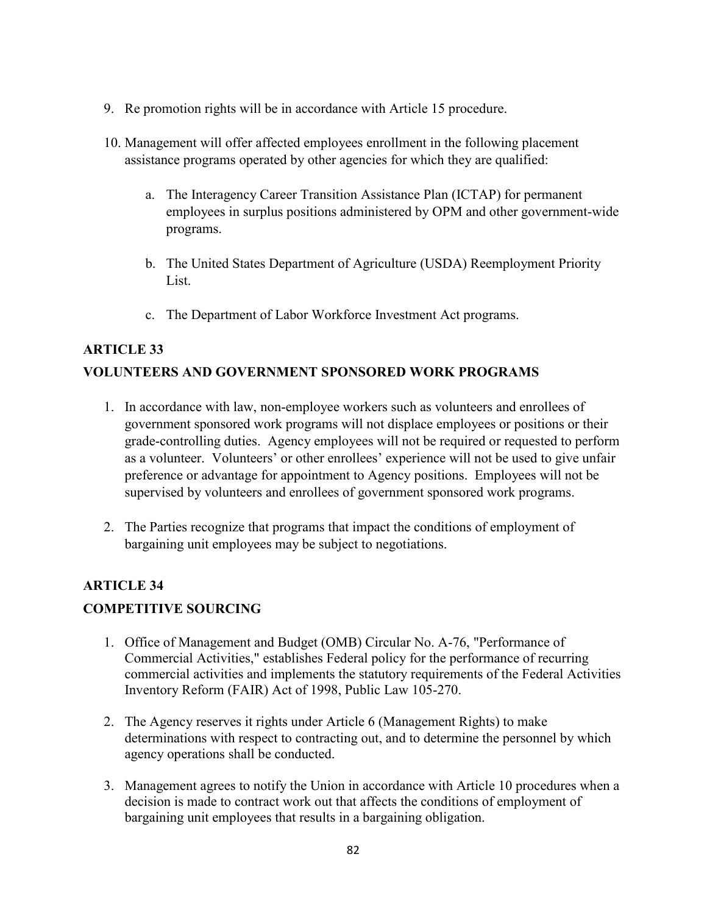9. Re promotion rights will be in accordance with Article 15 procedure.

10. Management will offer affected employees enrollment in the following placement assistance programs operated by other agencies for which they are qualified:

    a. The Interagency Career Transition Assistance Plan (ICTAP) for permanent employees in surplus positions administered by OPM and other government-wide programs.

    b. The United States Department of Agriculture (USDA) Reemployment Priority List.

    c. The Department of Labor Workforce Investment Act programs.

## ARTICLE 33

## VOLUNTEERS AND GOVERNMENT SPONSORED WORK PROGRAMS

1. In accordance with law, non-employee workers such as volunteers and enrollees of government sponsored work programs will not displace employees or positions or their grade-controlling duties. Agency employees will not be required or requested to perform as a volunteer. Volunteers' or other enrollees' experience will not be used to give unfair preference or advantage for appointment to Agency positions. Employees will not be supervised by volunteers and enrollees of government sponsored work programs.

2. The Parties recognize that programs that impact the conditions of employment of bargaining unit employees may be subject to negotiations.

## ARTICLE 34

## COMPETITIVE SOURCING

1. Office of Management and Budget (OMB) Circular No. A-76, "Performance of Commercial Activities," establishes Federal policy for the performance of recurring commercial activities and implements the statutory requirements of the Federal Activities Inventory Reform (FAIR) Act of 1998, Public Law 105-270.

2. The Agency reserves it rights under Article 6 (Management Rights) to make determinations with respect to contracting out, and to determine the personnel by which agency operations shall be conducted.

3. Management agrees to notify the Union in accordance with Article 10 procedures when a decision is made to contract work out that affects the conditions of employment of bargaining unit employees that results in a bargaining obligation.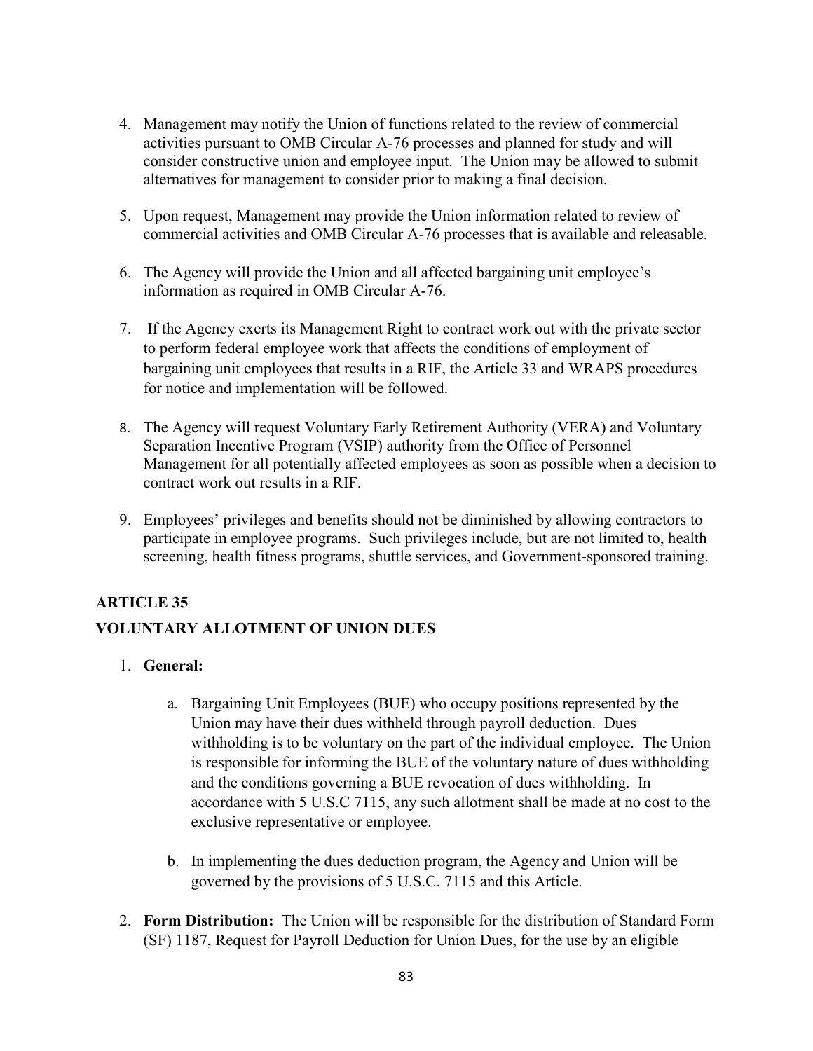4. Management may notify the Union of functions related to the review of commercial activities pursuant to OMB Circular A-76 processes and planned for study and will consider constructive union and employee input. The Union may be allowed to submit alternatives for management to consider prior to making a final decision.

5. Upon request, Management may provide the Union information related to review of commercial activities and OMB Circular A-76 processes that is available and releasable.

6. The Agency will provide the Union and all affected bargaining unit employee's information as required in OMB Circular A-76.

7. If the Agency exerts its Management Right to contract work out with the private sector to perform federal employee work that affects the conditions of employment of bargaining unit employees that results in a RIF, the Article 33 and WRAPS procedures for notice and implementation will be followed.

8. The Agency will request Voluntary Early Retirement Authority (VERA) and Voluntary Separation Incentive Program (VSIP) authority from the Office of Personnel Management for all potentially affected employees as soon as possible when a decision to contract work out results in a RIF.

9. Employees' privileges and benefits should not be diminished by allowing contractors to participate in employee programs. Such privileges include, but are not limited to, health screening, health fitness programs, shuttle services, and Government-sponsored training.

## ARTICLE 35

## VOLUNTARY ALLOTMENT OF UNION DUES

1. **General:**

    a. Bargaining Unit Employees (BUE) who occupy positions represented by the Union may have their dues withheld through payroll deduction. Dues withholding is to be voluntary on the part of the individual employee. The Union is responsible for informing the BUE of the voluntary nature of dues withholding and the conditions governing a BUE revocation of dues withholding. In accordance with 5 U.S.C 7115, any such allotment shall be made at no cost to the exclusive representative or employee.

    b. In implementing the dues deduction program, the Agency and Union will be governed by the provisions of 5 U.S.C. 7115 and this Article.

2. **Form Distribution:** The Union will be responsible for the distribution of Standard Form (SF) 1187, Request for Payroll Deduction for Union Dues, for the use by an eligible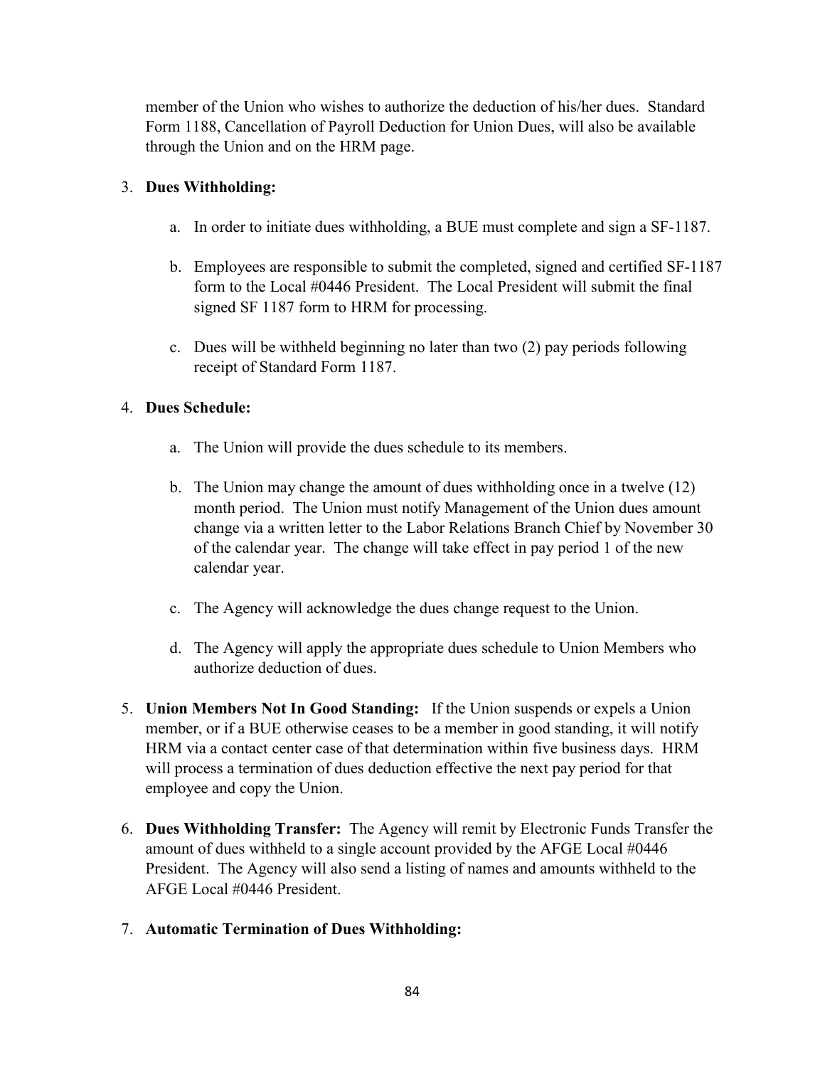member of the Union who wishes to authorize the deduction of his/her dues. Standard Form 1188, Cancellation of Payroll Deduction for Union Dues, will also be available through the Union and on the HRM page.

3. **Dues Withholding:**

    a. In order to initiate dues withholding, a BUE must complete and sign a SF-1187.

    b. Employees are responsible to submit the completed, signed and certified SF-1187 form to the Local #0446 President. The Local President will submit the final signed SF 1187 form to HRM for processing.

    c. Dues will be withheld beginning no later than two (2) pay periods following receipt of Standard Form 1187.

4. **Dues Schedule:**

    a. The Union will provide the dues schedule to its members.

    b. The Union may change the amount of dues withholding once in a twelve (12) month period. The Union must notify Management of the Union dues amount change via a written letter to the Labor Relations Branch Chief by November 30 of the calendar year. The change will take effect in pay period 1 of the new calendar year.

    c. The Agency will acknowledge the dues change request to the Union.

    d. The Agency will apply the appropriate dues schedule to Union Members who authorize deduction of dues.

5. **Union Members Not In Good Standing:** If the Union suspends or expels a Union member, or if a BUE otherwise ceases to be a member in good standing, it will notify HRM via a contact center case of that determination within five business days. HRM will process a termination of dues deduction effective the next pay period for that employee and copy the Union.

6. **Dues Withholding Transfer:** The Agency will remit by Electronic Funds Transfer the amount of dues withheld to a single account provided by the AFGE Local #0446 President. The Agency will also send a listing of names and amounts withheld to the AFGE Local #0446 President.

7. **Automatic Termination of Dues Withholding:**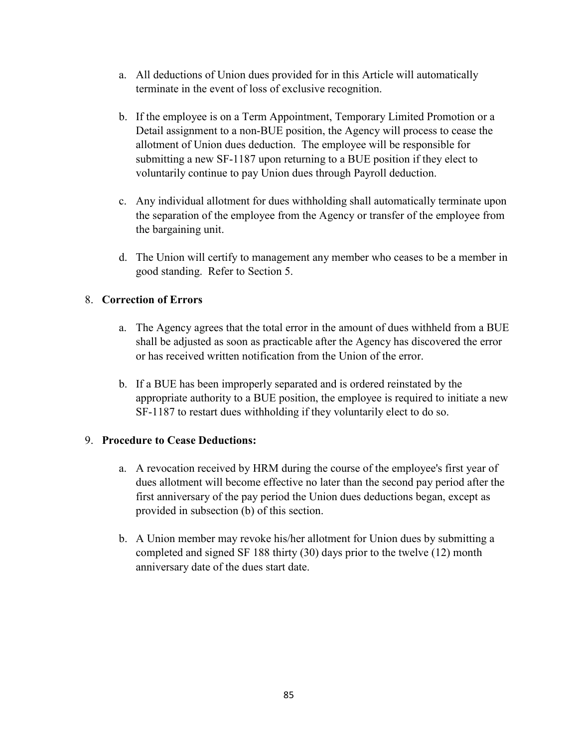a. All deductions of Union dues provided for in this Article will automatically terminate in the event of loss of exclusive recognition.

b. If the employee is on a Term Appointment, Temporary Limited Promotion or a Detail assignment to a non-BUE position, the Agency will process to cease the allotment of Union dues deduction. The employee will be responsible for submitting a new SF-1187 upon returning to a BUE position if they elect to voluntarily continue to pay Union dues through Payroll deduction.

c. Any individual allotment for dues withholding shall automatically terminate upon the separation of the employee from the Agency or transfer of the employee from the bargaining unit.

d. The Union will certify to management any member who ceases to be a member in good standing. Refer to Section 5.

8. **Correction of Errors**

   a. The Agency agrees that the total error in the amount of dues withheld from a BUE shall be adjusted as soon as practicable after the Agency has discovered the error or has received written notification from the Union of the error.

   b. If a BUE has been improperly separated and is ordered reinstated by the appropriate authority to a BUE position, the employee is required to initiate a new SF-1187 to restart dues withholding if they voluntarily elect to do so.

9. **Procedure to Cease Deductions:**

   a. A revocation received by HRM during the course of the employee's first year of dues allotment will become effective no later than the second pay period after the first anniversary of the pay period the Union dues deductions began, except as provided in subsection (b) of this section.

   b. A Union member may revoke his/her allotment for Union dues by submitting a completed and signed SF 188 thirty (30) days prior to the twelve (12) month anniversary date of the dues start date.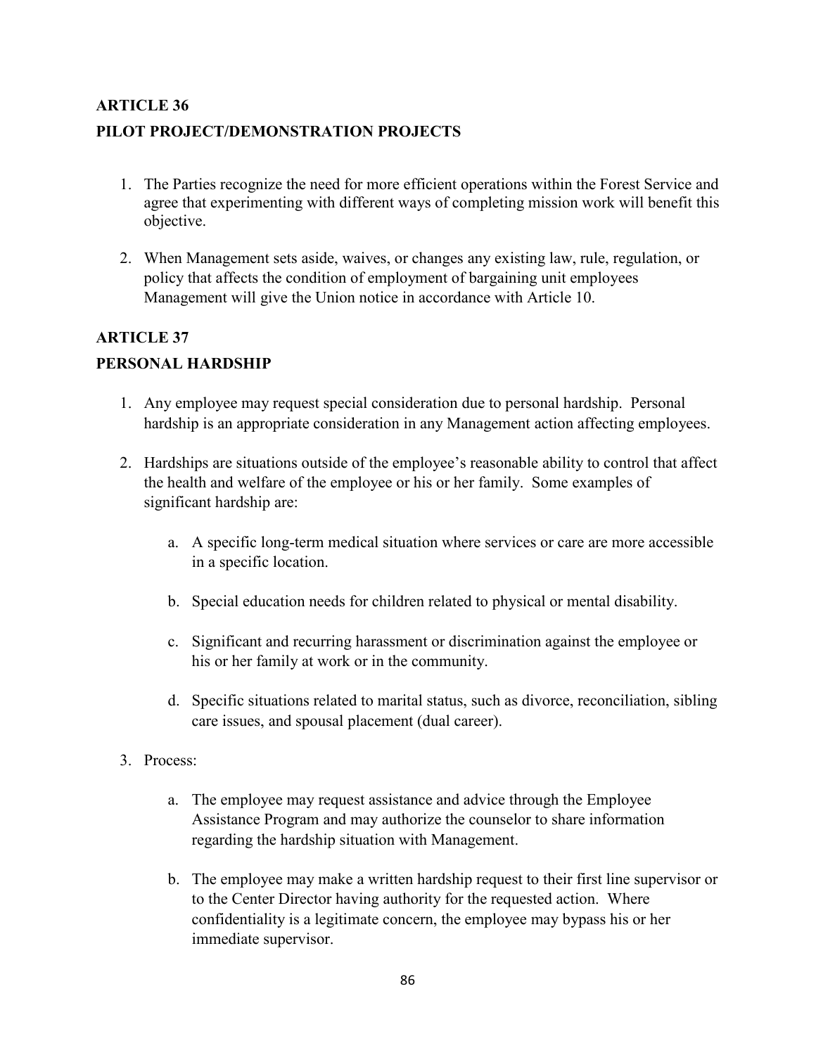## ARTICLE 36

## PILOT PROJECT/DEMONSTRATION PROJECTS

1. The Parties recognize the need for more efficient operations within the Forest Service and agree that experimenting with different ways of completing mission work will benefit this objective.

2. When Management sets aside, waives, or changes any existing law, rule, regulation, or policy that affects the condition of employment of bargaining unit employees Management will give the Union notice in accordance with Article 10.

## ARTICLE 37

## PERSONAL HARDSHIP

1. Any employee may request special consideration due to personal hardship. Personal hardship is an appropriate consideration in any Management action affecting employees.

2. Hardships are situations outside of the employee's reasonable ability to control that affect the health and welfare of the employee or his or her family. Some examples of significant hardship are:

   a. A specific long-term medical situation where services or care are more accessible in a specific location.

   b. Special education needs for children related to physical or mental disability.

   c. Significant and recurring harassment or discrimination against the employee or his or her family at work or in the community.

   d. Specific situations related to marital status, such as divorce, reconciliation, sibling care issues, and spousal placement (dual career).

3. Process:

   a. The employee may request assistance and advice through the Employee Assistance Program and may authorize the counselor to share information regarding the hardship situation with Management.

   b. The employee may make a written hardship request to their first line supervisor or to the Center Director having authority for the requested action. Where confidentiality is a legitimate concern, the employee may bypass his or her immediate supervisor.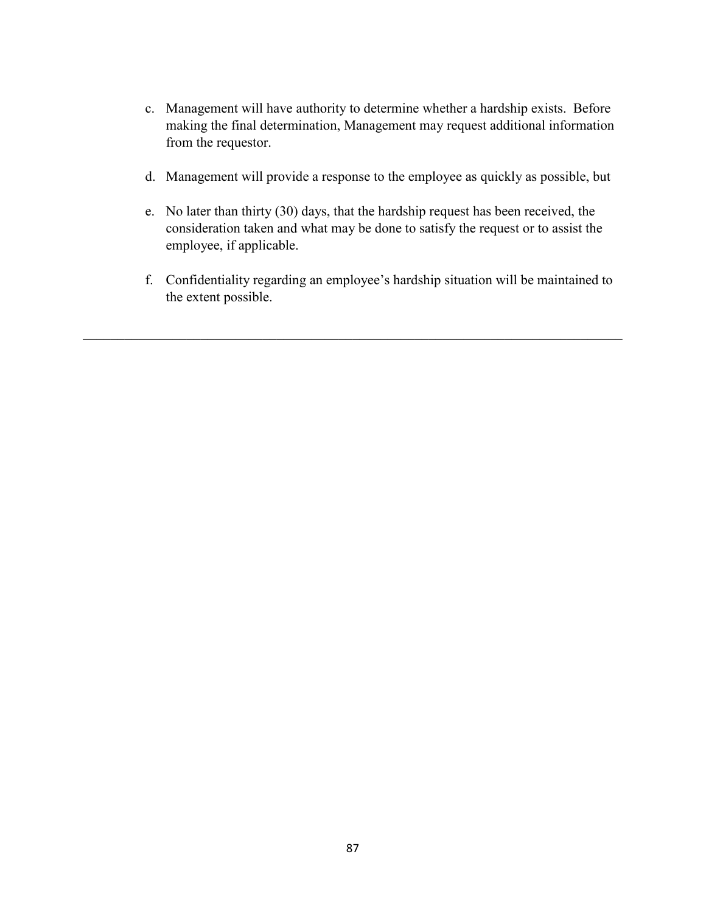c. Management will have authority to determine whether a hardship exists. Before making the final determination, Management may request additional information from the requestor.

d. Management will provide a response to the employee as quickly as possible, but

e. No later than thirty (30) days, that the hardship request has been received, the consideration taken and what may be done to satisfy the request or to assist the employee, if applicable.

f. Confidentiality regarding an employee's hardship situation will be maintained to the extent possible.

---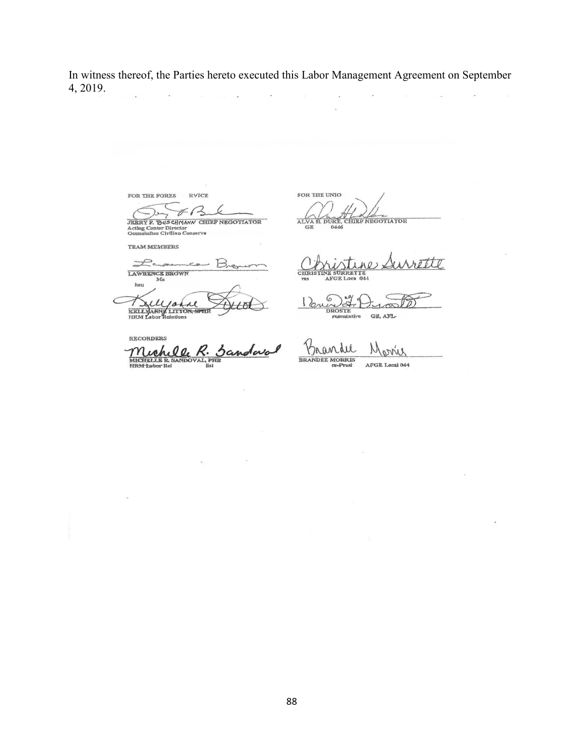In witness thereof, the Parties hereto executed this Labor Management Agreement on September 4, 2019.

FOR THE FORES RVICE

JERRY F. BUSCHMANN CHIEF NEGOTIATOR
Acting Center Director
Oconaluftee Civilian Conserva

TEAM MEMBERS

LAWRENCE BROWN
Ma
hen

KELLYANNE LITTON, SPHR
HRM Labor Relations

RECORDERS

MICHELLE R. SANDOVAL, PHR
HRM Labor Rel list

FOR THE UNIO

ALVA H. DUKE, CHIEF NEGOTIATOR
GE 0446

CHRISTINE SURRETTE
res AFGE Loca 044

DROSTE
resentative GE, AFL

BRANDEE MORRIS
ce-Pres AFGE Local 044